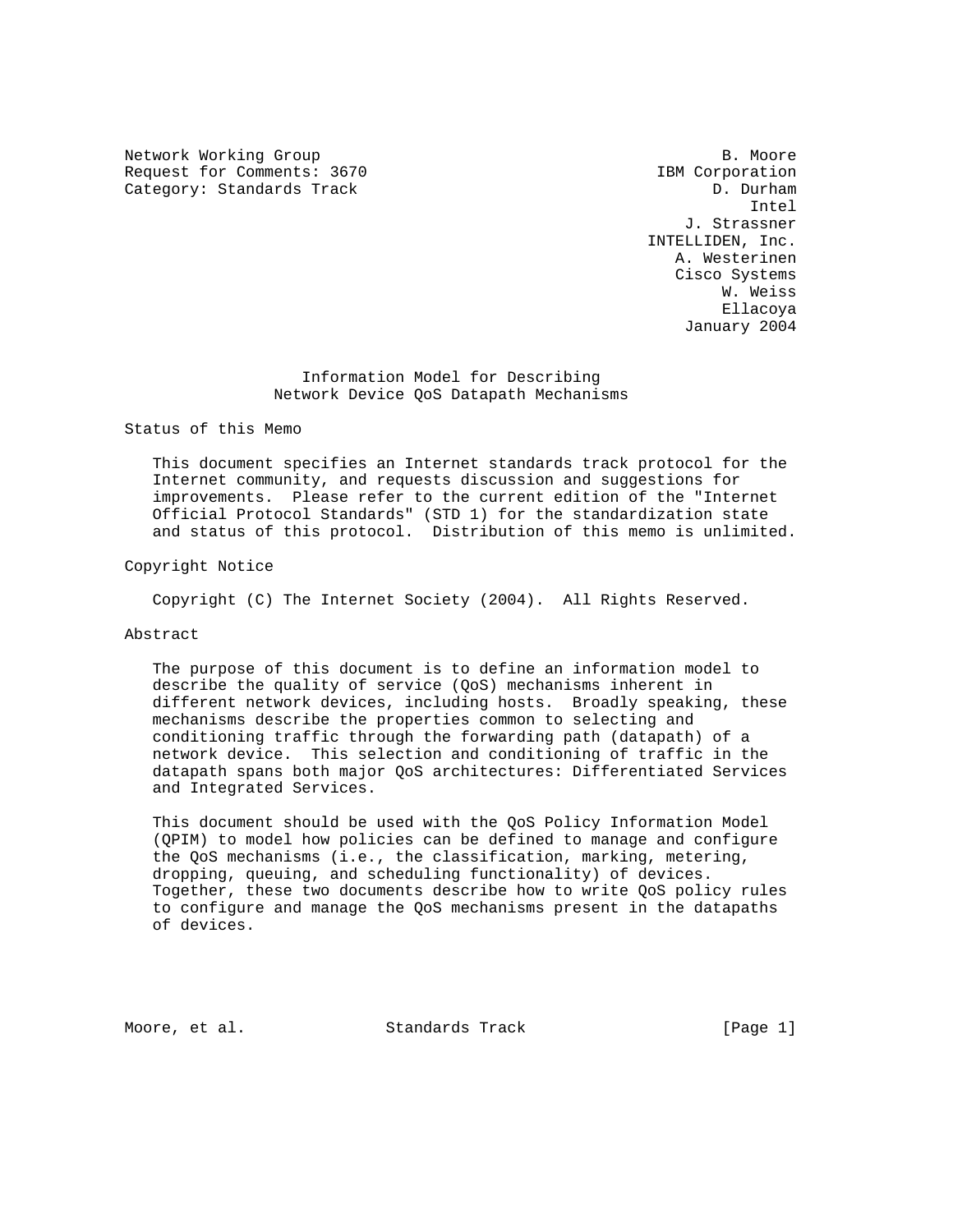Network Working Group
Request for Comments: 3670
Category: Standards Track

B. Moore
IBM Corporation
D. Durham
Intel
J. Strassner
INTELLIDEN, Inc.
A. Westerinen
Cisco Systems
W. Weiss
Ellacoya
January 2004

# Information Model for Describing Network Device QoS Datapath Mechanisms

## Status of this Memo

This document specifies an Internet standards track protocol for the Internet community, and requests discussion and suggestions for improvements. Please refer to the current edition of the "Internet Official Protocol Standards" (STD 1) for the standardization state and status of this protocol. Distribution of this memo is unlimited.

## Copyright Notice

Copyright (C) The Internet Society (2004). All Rights Reserved.

## Abstract

The purpose of this document is to define an information model to describe the quality of service (QoS) mechanisms inherent in different network devices, including hosts. Broadly speaking, these mechanisms describe the properties common to selecting and conditioning traffic through the forwarding path (datapath) of a network device. This selection and conditioning of traffic in the datapath spans both major QoS architectures: Differentiated Services and Integrated Services.

This document should be used with the QoS Policy Information Model (QPIM) to model how policies can be defined to manage and configure the QoS mechanisms (i.e., the classification, marking, metering, dropping, queuing, and scheduling functionality) of devices. Together, these two documents describe how to write QoS policy rules to configure and manage the QoS mechanisms present in the datapaths of devices.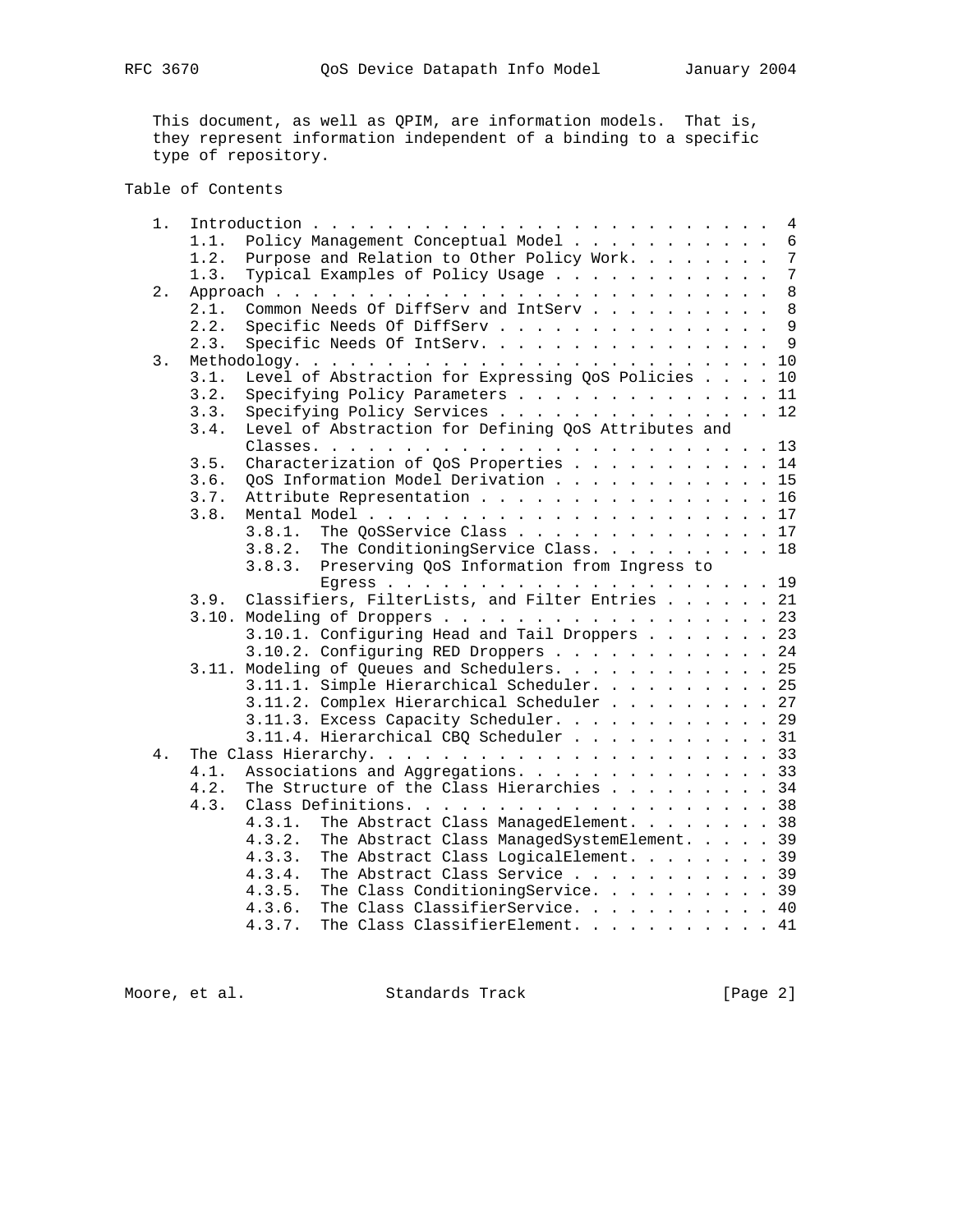This document, as well as QPIM, are information models. That is, they represent information independent of a binding to a specific type of repository.

## Table of Contents

```
   1.  Introduction . . . . . . . . . . . . . . . . . . . . . . . . .  4
       1.1.  Policy Management Conceptual Model . . . . . . . . . . .  6
       1.2.  Purpose and Relation to Other Policy Work. . . . . . . .  7
       1.3.  Typical Examples of Policy Usage . . . . . . . . . . . .  7
   2.  Approach . . . . . . . . . . . . . . . . . . . . . . . . . . .  8
       2.1.  Common Needs Of DiffServ and IntServ . . . . . . . . . .  8
       2.2.  Specific Needs Of DiffServ . . . . . . . . . . . . . . .  9
       2.3.  Specific Needs Of IntServ. . . . . . . . . . . . . . . .  9
   3.  Methodology. . . . . . . . . . . . . . . . . . . . . . . . . . 10
       3.1.  Level of Abstraction for Expressing QoS Policies . . . . 10
       3.2.  Specifying Policy Parameters . . . . . . . . . . . . . . 11
       3.3.  Specifying Policy Services . . . . . . . . . . . . . . . 12
       3.4.  Level of Abstraction for Defining QoS Attributes and
             Classes. . . . . . . . . . . . . . . . . . . . . . . . . 13
       3.5.  Characterization of QoS Properties . . . . . . . . . . . 14
       3.6.  QoS Information Model Derivation . . . . . . . . . . . . 15
       3.7.  Attribute Representation . . . . . . . . . . . . . . . . 16
       3.8.  Mental Model . . . . . . . . . . . . . . . . . . . . . . 17
             3.8.1.  The QoSService Class . . . . . . . . . . . . . . 17
             3.8.2.  The ConditioningService Class. . . . . . . . . . 18
             3.8.3.  Preserving QoS Information from Ingress to
                     Egress . . . . . . . . . . . . . . . . . . . . . 19
       3.9.  Classifiers, FilterLists, and Filter Entries . . . . . . 21
       3.10. Modeling of Droppers . . . . . . . . . . . . . . . . . . 23
             3.10.1. Configuring Head and Tail Droppers . . . . . . . 23
             3.10.2. Configuring RED Droppers . . . . . . . . . . . . 24
       3.11. Modeling of Queues and Schedulers. . . . . . . . . . . . 25
             3.11.1. Simple Hierarchical Scheduler. . . . . . . . . . 25
             3.11.2. Complex Hierarchical Scheduler . . . . . . . . . 27
             3.11.3. Excess Capacity Scheduler. . . . . . . . . . . . 29
             3.11.4. Hierarchical CBQ Scheduler . . . . . . . . . . . 31
   4.  The Class Hierarchy. . . . . . . . . . . . . . . . . . . . . . 33
       4.1.  Associations and Aggregations. . . . . . . . . . . . . . 33
       4.2.  The Structure of the Class Hierarchies . . . . . . . . . 34
       4.3.  Class Definitions. . . . . . . . . . . . . . . . . . . . 38
             4.3.1.  The Abstract Class ManagedElement. . . . . . . . 38
             4.3.2.  The Abstract Class ManagedSystemElement. . . . . 39
             4.3.3.  The Abstract Class LogicalElement. . . . . . . . 39
             4.3.4.  The Abstract Class Service . . . . . . . . . . . 39
             4.3.5.  The Class ConditioningService. . . . . . . . . . 39
             4.3.6.  The Class ClassifierService. . . . . . . . . . . 40
             4.3.7.  The Class ClassifierElement. . . . . . . . . . . 41
```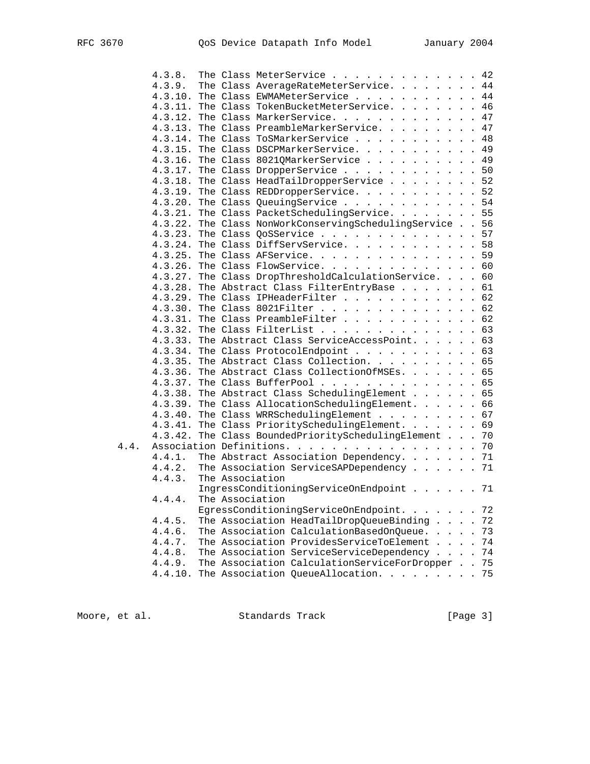```
         4.3.8.  The Class MeterService . . . . . . . . . . . . . 42
         4.3.9.  The Class AverageRateMeterService. . . . . . . . 44
         4.3.10. The Class EWMAMeterService . . . . . . . . . . . 44
         4.3.11. The Class TokenBucketMeterService. . . . . . . . 46
         4.3.12. The Class MarkerService. . . . . . . . . . . . . 47
         4.3.13. The Class PreambleMarkerService. . . . . . . . . 47
         4.3.14. The Class ToSMarkerService . . . . . . . . . . . 48
         4.3.15. The Class DSCPMarkerService. . . . . . . . . . . 49
         4.3.16. The Class 8021QMarkerService . . . . . . . . . . 49
         4.3.17. The Class DropperService . . . . . . . . . . . . 50
         4.3.18. The Class HeadTailDropperService . . . . . . . . 52
         4.3.19. The Class REDDropperService. . . . . . . . . . . 52
         4.3.20. The Class QueuingService . . . . . . . . . . . . 54
         4.3.21. The Class PacketSchedulingService. . . . . . . . 55
         4.3.22. The Class NonWorkConservingSchedulingService . . 56
         4.3.23. The Class QoSService . . . . . . . . . . . . . . 57
         4.3.24. The Class DiffServService. . . . . . . . . . . . 58
         4.3.25. The Class AFService. . . . . . . . . . . . . . . 59
         4.3.26. The Class FlowService. . . . . . . . . . . . . . 60
         4.3.27. The Class DropThresholdCalculationService. . . . 60
         4.3.28. The Abstract Class FilterEntryBase . . . . . . . 61
         4.3.29. The Class IPHeaderFilter . . . . . . . . . . . . 62
         4.3.30. The Class 8021Filter . . . . . . . . . . . . . . 62
         4.3.31. The Class PreambleFilter . . . . . . . . . . . . 62
         4.3.32. The Class FilterList . . . . . . . . . . . . . . 63
         4.3.33. The Abstract Class ServiceAccessPoint. . . . . . 63
         4.3.34. The Class ProtocolEndpoint . . . . . . . . . . . 63
         4.3.35. The Abstract Class Collection. . . . . . . . . . 65
         4.3.36. The Abstract Class CollectionOfMSEs. . . . . . . 65
         4.3.37. The Class BufferPool . . . . . . . . . . . . . . 65
         4.3.38. The Abstract Class SchedulingElement . . . . . . 65
         4.3.39. The Class AllocationSchedulingElement. . . . . . 66
         4.3.40. The Class WRRSchedulingElement . . . . . . . . . 67
         4.3.41. The Class PrioritySchedulingElement. . . . . . . 69
         4.3.42. The Class BoundedPrioritySchedulingElement . . . 70
      4.4.  Association Definitions. . . . . . . . . . . . . . . . . 70
         4.4.1.  The Abstract Association Dependency. . . . . . . 71
         4.4.2.  The Association ServiceSAPDependency . . . . . . 71
         4.4.3.  The Association
                 IngressConditioningServiceOnEndpoint . . . . . . 71
         4.4.4.  The Association
                 EgressConditioningServiceOnEndpoint. . . . . . . 72
         4.4.5.  The Association HeadTailDropQueueBinding . . . . 72
         4.4.6.  The Association CalculationBasedOnQueue. . . . . 73
         4.4.7.  The Association ProvidesServiceToElement . . . . 74
         4.4.8.  The Association ServiceServiceDependency . . . . 74
         4.4.9.  The Association CalculationServiceForDropper . . 75
         4.4.10. The Association QueueAllocation. . . . . . . . . 75
```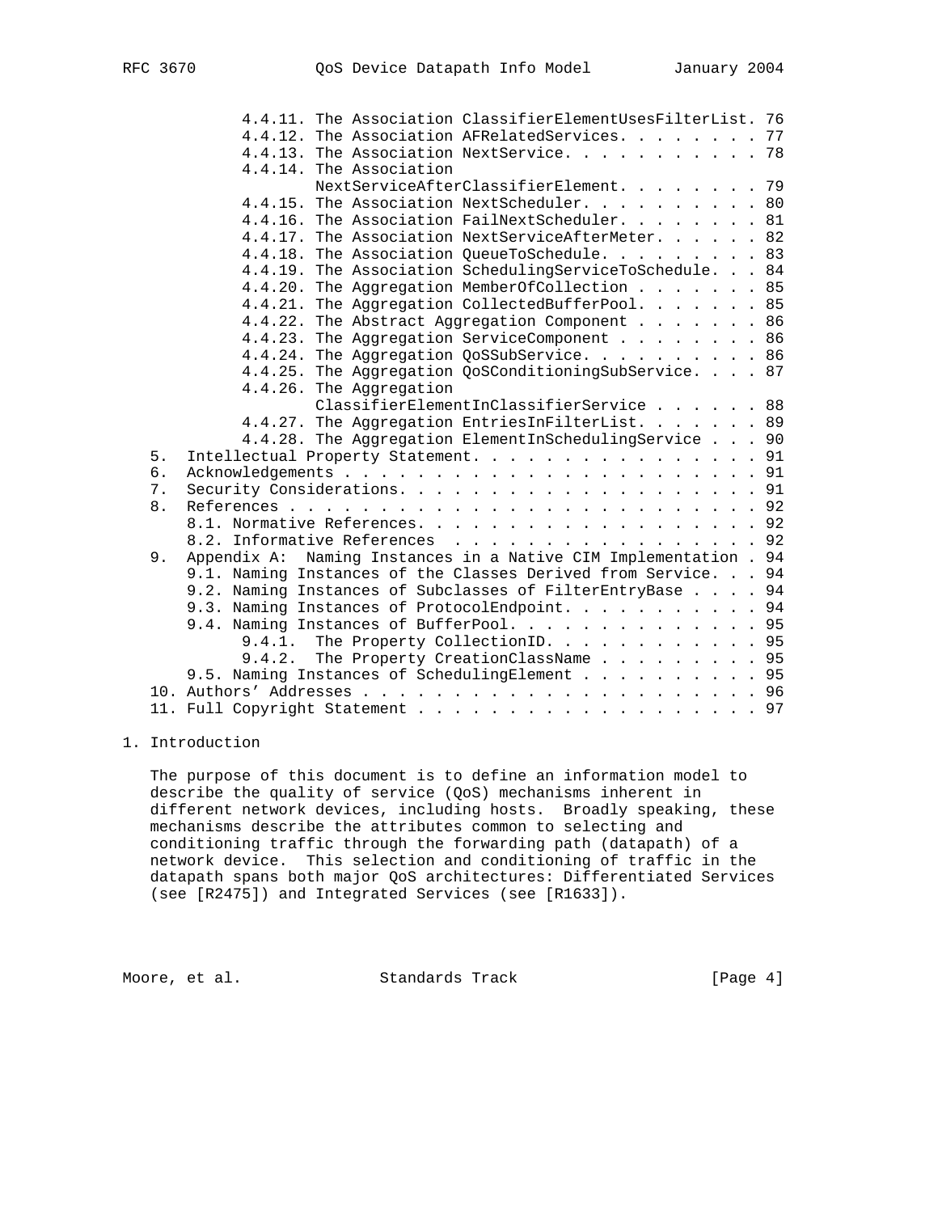4.4.11. The Association ClassifierElementUsesFilterList. 76
4.4.12. The Association AFRelatedServices. . . . . . . . 77
4.4.13. The Association NextService. . . . . . . . . . . 78
4.4.14. The Association NextServiceAfterClassifierElement. . . . . . . . 79
4.4.15. The Association NextScheduler. . . . . . . . . . 80
4.4.16. The Association FailNextScheduler. . . . . . . . 81
4.4.17. The Association NextServiceAfterMeter. . . . . . 82
4.4.18. The Association QueueToSchedule. . . . . . . . . 83
4.4.19. The Association SchedulingServiceToSchedule. . . 84
4.4.20. The Aggregation MemberOfCollection . . . . . . . 85
4.4.21. The Aggregation CollectedBufferPool. . . . . . . 85
4.4.22. The Abstract Aggregation Component . . . . . . . 86
4.4.23. The Aggregation ServiceComponent . . . . . . . . 86
4.4.24. The Aggregation QoSSubService. . . . . . . . . . 86
4.4.25. The Aggregation QoSConditioningSubService. . . . 87
4.4.26. The Aggregation ClassifierElementInClassifierService . . . . . . 88
4.4.27. The Aggregation EntriesInFilterList. . . . . . . 89
4.4.28. The Aggregation ElementInSchedulingService . . . 90

5. Intellectual Property Statement. . . . . . . . . . . . . . . . 91
6. Acknowledgements . . . . . . . . . . . . . . . . . . . . . . . 91
7. Security Considerations. . . . . . . . . . . . . . . . . . . . 91
8. References . . . . . . . . . . . . . . . . . . . . . . . . . . 92
   8.1. Normative References. . . . . . . . . . . . . . . . . . . 92
   8.2. Informative References . . . . . . . . . . . . . . . . . 92
9. Appendix A: Naming Instances in a Native CIM Implementation . 94
   9.1. Naming Instances of the Classes Derived from Service. . . 94
   9.2. Naming Instances of Subclasses of FilterEntryBase . . . . 94
   9.3. Naming Instances of ProtocolEndpoint. . . . . . . . . . . 94
   9.4. Naming Instances of BufferPool. . . . . . . . . . . . . . 95
      9.4.1. The Property CollectionID. . . . . . . . . . . . 95
      9.4.2. The Property CreationClassName . . . . . . . . . 95
   9.5. Naming Instances of SchedulingElement . . . . . . . . . . 95
10. Authors' Addresses . . . . . . . . . . . . . . . . . . . . . . 96
11. Full Copyright Statement . . . . . . . . . . . . . . . . . . . 97

# 1. Introduction

The purpose of this document is to define an information model to describe the quality of service (QoS) mechanisms inherent in different network devices, including hosts. Broadly speaking, these mechanisms describe the attributes common to selecting and conditioning traffic through the forwarding path (datapath) of a network device. This selection and conditioning of traffic in the datapath spans both major QoS architectures: Differentiated Services (see [R2475]) and Integrated Services (see [R1633]).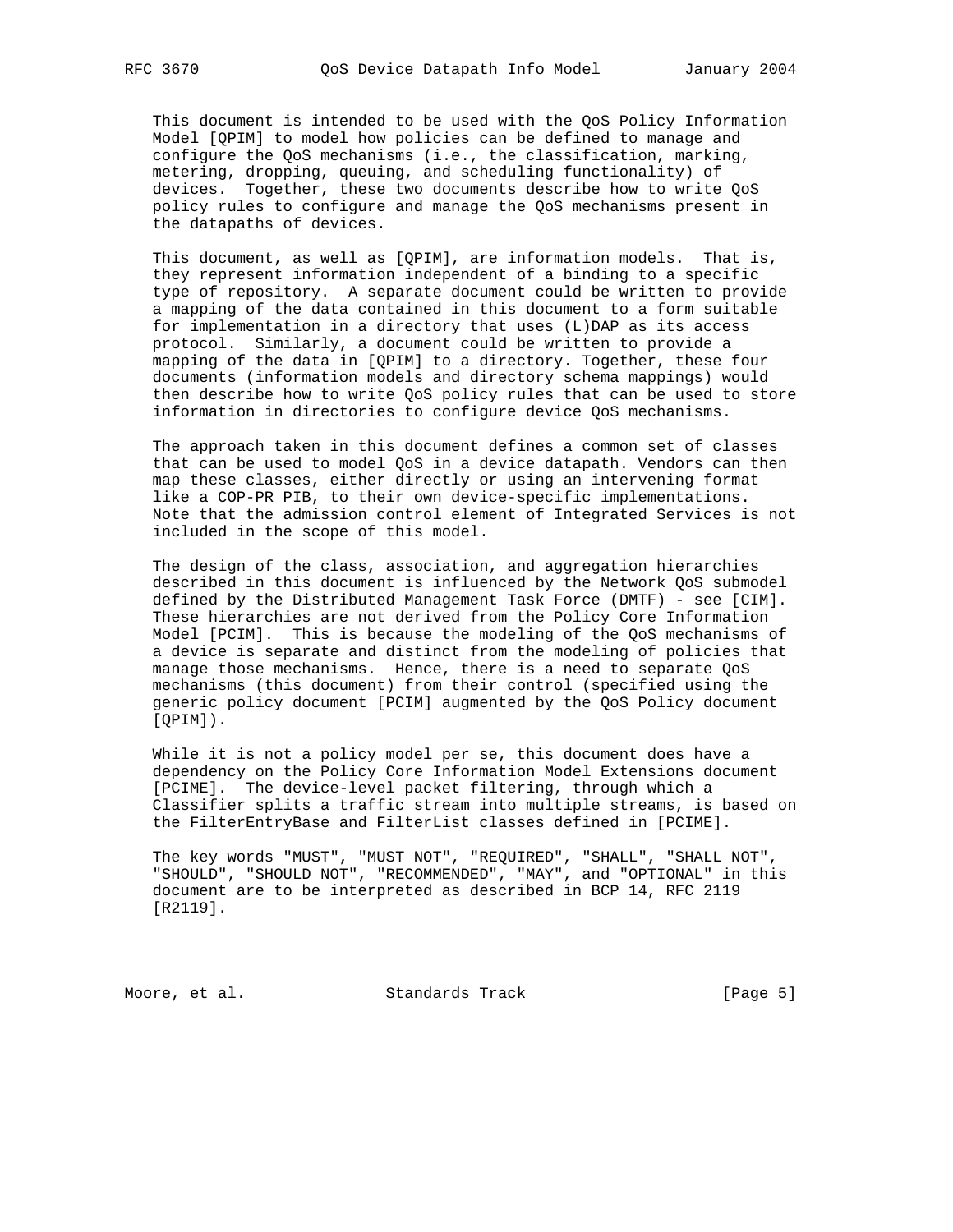This document is intended to be used with the QoS Policy Information Model [QPIM] to model how policies can be defined to manage and configure the QoS mechanisms (i.e., the classification, marking, metering, dropping, queuing, and scheduling functionality) of devices. Together, these two documents describe how to write QoS policy rules to configure and manage the QoS mechanisms present in the datapaths of devices.

This document, as well as [QPIM], are information models. That is, they represent information independent of a binding to a specific type of repository. A separate document could be written to provide a mapping of the data contained in this document to a form suitable for implementation in a directory that uses (L)DAP as its access protocol. Similarly, a document could be written to provide a mapping of the data in [QPIM] to a directory. Together, these four documents (information models and directory schema mappings) would then describe how to write QoS policy rules that can be used to store information in directories to configure device QoS mechanisms.

The approach taken in this document defines a common set of classes that can be used to model QoS in a device datapath. Vendors can then map these classes, either directly or using an intervening format like a COP-PR PIB, to their own device-specific implementations. Note that the admission control element of Integrated Services is not included in the scope of this model.

The design of the class, association, and aggregation hierarchies described in this document is influenced by the Network QoS submodel defined by the Distributed Management Task Force (DMTF) - see [CIM]. These hierarchies are not derived from the Policy Core Information Model [PCIM]. This is because the modeling of the QoS mechanisms of a device is separate and distinct from the modeling of policies that manage those mechanisms. Hence, there is a need to separate QoS mechanisms (this document) from their control (specified using the generic policy document [PCIM] augmented by the QoS Policy document [QPIM]).

While it is not a policy model per se, this document does have a dependency on the Policy Core Information Model Extensions document [PCIME]. The device-level packet filtering, through which a Classifier splits a traffic stream into multiple streams, is based on the FilterEntryBase and FilterList classes defined in [PCIME].

The key words "MUST", "MUST NOT", "REQUIRED", "SHALL", "SHALL NOT", "SHOULD", "SHOULD NOT", "RECOMMENDED", "MAY", and "OPTIONAL" in this document are to be interpreted as described in BCP 14, RFC 2119 [R2119].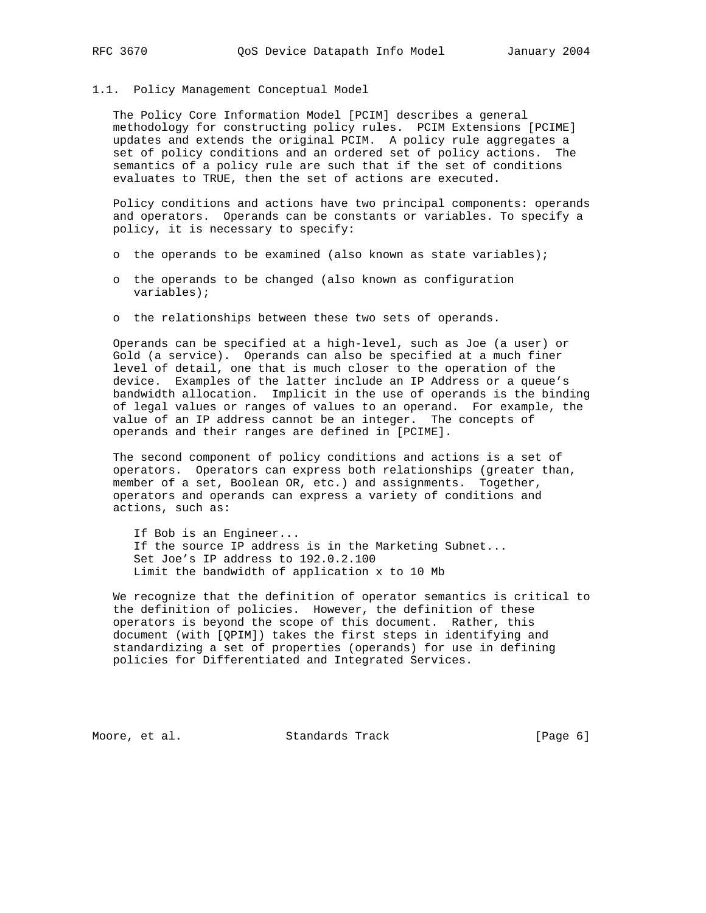### 1.1. Policy Management Conceptual Model

The Policy Core Information Model [PCIM] describes a general methodology for constructing policy rules. PCIM Extensions [PCIME] updates and extends the original PCIM. A policy rule aggregates a set of policy conditions and an ordered set of policy actions. The semantics of a policy rule are such that if the set of conditions evaluates to TRUE, then the set of actions are executed.

Policy conditions and actions have two principal components: operands and operators. Operands can be constants or variables. To specify a policy, it is necessary to specify:

- the operands to be examined (also known as state variables);
- the operands to be changed (also known as configuration variables);
- the relationships between these two sets of operands.

Operands can be specified at a high-level, such as Joe (a user) or Gold (a service). Operands can also be specified at a much finer level of detail, one that is much closer to the operation of the device. Examples of the latter include an IP Address or a queue's bandwidth allocation. Implicit in the use of operands is the binding of legal values or ranges of values to an operand. For example, the value of an IP address cannot be an integer. The concepts of operands and their ranges are defined in [PCIME].

The second component of policy conditions and actions is a set of operators. Operators can express both relationships (greater than, member of a set, Boolean OR, etc.) and assignments. Together, operators and operands can express a variety of conditions and actions, such as:

```
If Bob is an Engineer...
If the source IP address is in the Marketing Subnet...
Set Joe's IP address to 192.0.2.100
Limit the bandwidth of application x to 10 Mb
```

We recognize that the definition of operator semantics is critical to the definition of policies. However, the definition of these operators is beyond the scope of this document. Rather, this document (with [QPIM]) takes the first steps in identifying and standardizing a set of properties (operands) for use in defining policies for Differentiated and Integrated Services.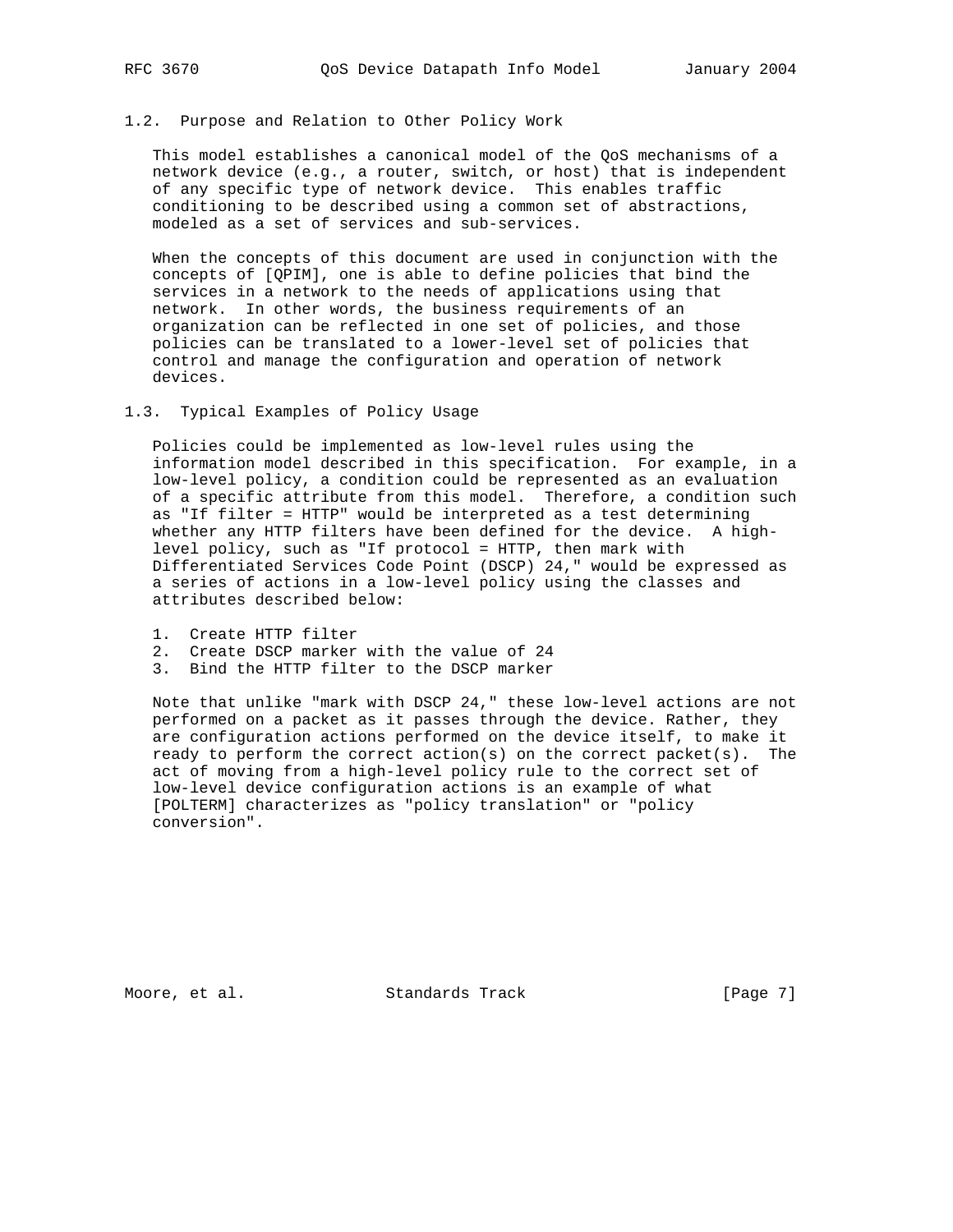### 1.2. Purpose and Relation to Other Policy Work

This model establishes a canonical model of the QoS mechanisms of a network device (e.g., a router, switch, or host) that is independent of any specific type of network device. This enables traffic conditioning to be described using a common set of abstractions, modeled as a set of services and sub-services.

When the concepts of this document are used in conjunction with the concepts of [QPIM], one is able to define policies that bind the services in a network to the needs of applications using that network. In other words, the business requirements of an organization can be reflected in one set of policies, and those policies can be translated to a lower-level set of policies that control and manage the configuration and operation of network devices.

### 1.3. Typical Examples of Policy Usage

Policies could be implemented as low-level rules using the information model described in this specification. For example, in a low-level policy, a condition could be represented as an evaluation of a specific attribute from this model. Therefore, a condition such as "If filter = HTTP" would be interpreted as a test determining whether any HTTP filters have been defined for the device. A high-level policy, such as "If protocol = HTTP, then mark with Differentiated Services Code Point (DSCP) 24," would be expressed as a series of actions in a low-level policy using the classes and attributes described below:

1. Create HTTP filter
2. Create DSCP marker with the value of 24
3. Bind the HTTP filter to the DSCP marker

Note that unlike "mark with DSCP 24," these low-level actions are not performed on a packet as it passes through the device. Rather, they are configuration actions performed on the device itself, to make it ready to perform the correct action(s) on the correct packet(s). The act of moving from a high-level policy rule to the correct set of low-level device configuration actions is an example of what [POLTERM] characterizes as "policy translation" or "policy conversion".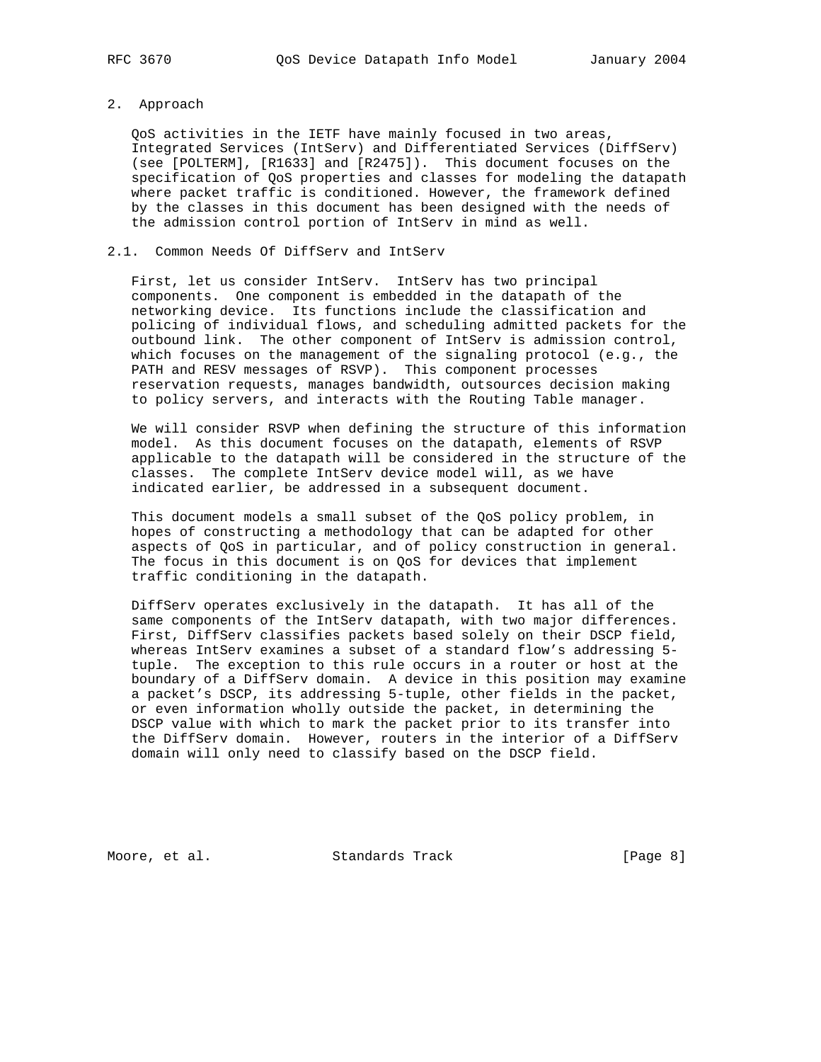# 2. Approach

QoS activities in the IETF have mainly focused in two areas, Integrated Services (IntServ) and Differentiated Services (DiffServ) (see [POLTERM], [R1633] and [R2475]). This document focuses on the specification of QoS properties and classes for modeling the datapath where packet traffic is conditioned. However, the framework defined by the classes in this document has been designed with the needs of the admission control portion of IntServ in mind as well.

## 2.1. Common Needs Of DiffServ and IntServ

First, let us consider IntServ. IntServ has two principal components. One component is embedded in the datapath of the networking device. Its functions include the classification and policing of individual flows, and scheduling admitted packets for the outbound link. The other component of IntServ is admission control, which focuses on the management of the signaling protocol (e.g., the PATH and RESV messages of RSVP). This component processes reservation requests, manages bandwidth, outsources decision making to policy servers, and interacts with the Routing Table manager.

We will consider RSVP when defining the structure of this information model. As this document focuses on the datapath, elements of RSVP applicable to the datapath will be considered in the structure of the classes. The complete IntServ device model will, as we have indicated earlier, be addressed in a subsequent document.

This document models a small subset of the QoS policy problem, in hopes of constructing a methodology that can be adapted for other aspects of QoS in particular, and of policy construction in general. The focus in this document is on QoS for devices that implement traffic conditioning in the datapath.

DiffServ operates exclusively in the datapath. It has all of the same components of the IntServ datapath, with two major differences. First, DiffServ classifies packets based solely on their DSCP field, whereas IntServ examines a subset of a standard flow's addressing 5-tuple. The exception to this rule occurs in a router or host at the boundary of a DiffServ domain. A device in this position may examine a packet's DSCP, its addressing 5-tuple, other fields in the packet, or even information wholly outside the packet, in determining the DSCP value with which to mark the packet prior to its transfer into the DiffServ domain. However, routers in the interior of a DiffServ domain will only need to classify based on the DSCP field.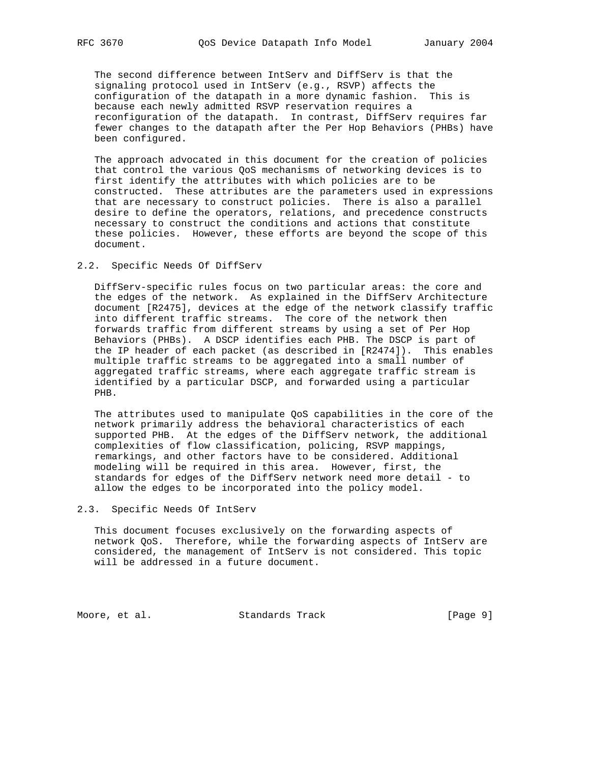The second difference between IntServ and DiffServ is that the signaling protocol used in IntServ (e.g., RSVP) affects the configuration of the datapath in a more dynamic fashion. This is because each newly admitted RSVP reservation requires a reconfiguration of the datapath. In contrast, DiffServ requires far fewer changes to the datapath after the Per Hop Behaviors (PHBs) have been configured.

The approach advocated in this document for the creation of policies that control the various QoS mechanisms of networking devices is to first identify the attributes with which policies are to be constructed. These attributes are the parameters used in expressions that are necessary to construct policies. There is also a parallel desire to define the operators, relations, and precedence constructs necessary to construct the conditions and actions that constitute these policies. However, these efforts are beyond the scope of this document.

## 2.2. Specific Needs Of DiffServ

DiffServ-specific rules focus on two particular areas: the core and the edges of the network. As explained in the DiffServ Architecture document [R2475], devices at the edge of the network classify traffic into different traffic streams. The core of the network then forwards traffic from different streams by using a set of Per Hop Behaviors (PHBs). A DSCP identifies each PHB. The DSCP is part of the IP header of each packet (as described in [R2474]). This enables multiple traffic streams to be aggregated into a small number of aggregated traffic streams, where each aggregate traffic stream is identified by a particular DSCP, and forwarded using a particular PHB.

The attributes used to manipulate QoS capabilities in the core of the network primarily address the behavioral characteristics of each supported PHB. At the edges of the DiffServ network, the additional complexities of flow classification, policing, RSVP mappings, remarkings, and other factors have to be considered. Additional modeling will be required in this area. However, first, the standards for edges of the DiffServ network need more detail - to allow the edges to be incorporated into the policy model.

## 2.3. Specific Needs Of IntServ

This document focuses exclusively on the forwarding aspects of network QoS. Therefore, while the forwarding aspects of IntServ are considered, the management of IntServ is not considered. This topic will be addressed in a future document.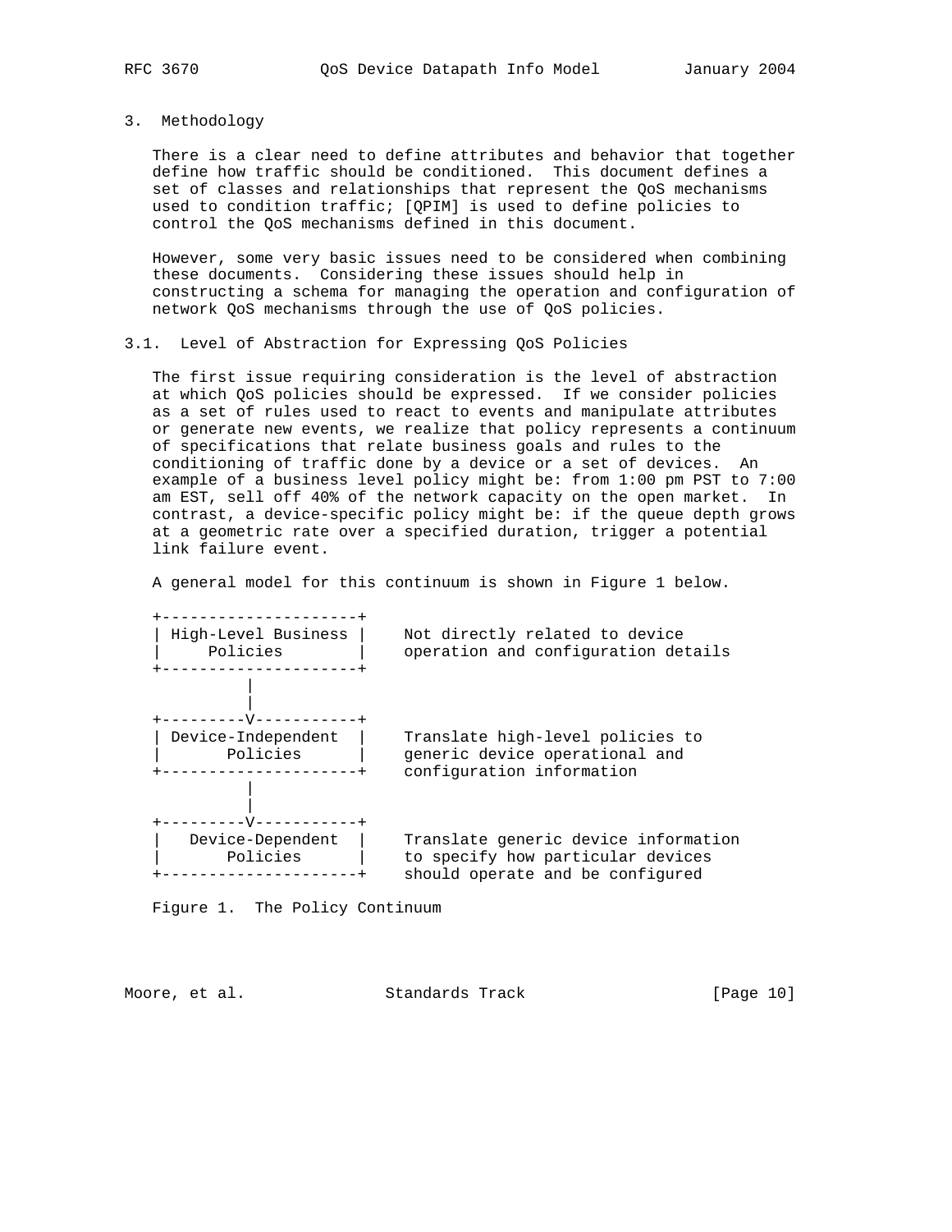## 3. Methodology

There is a clear need to define attributes and behavior that together define how traffic should be conditioned. This document defines a set of classes and relationships that represent the QoS mechanisms used to condition traffic; [QPIM] is used to define policies to control the QoS mechanisms defined in this document.

However, some very basic issues need to be considered when combining these documents. Considering these issues should help in constructing a schema for managing the operation and configuration of network QoS mechanisms through the use of QoS policies.

### 3.1. Level of Abstraction for Expressing QoS Policies

The first issue requiring consideration is the level of abstraction at which QoS policies should be expressed. If we consider policies as a set of rules used to react to events and manipulate attributes or generate new events, we realize that policy represents a continuum of specifications that relate business goals and rules to the conditioning of traffic done by a device or a set of devices. An example of a business level policy might be: from 1:00 pm PST to 7:00 am EST, sell off 40% of the network capacity on the open market. In contrast, a device-specific policy might be: if the queue depth grows at a geometric rate over a specified duration, trigger a potential link failure event.

A general model for this continuum is shown in Figure 1 below.

```
+---------------------+
| High-Level Business |    Not directly related to device
|     Policies        |    operation and configuration details
+---------------------+
          |
          |
+---------V-----------+
| Device-Independent  |    Translate high-level policies to
|       Policies      |    generic device operational and
+---------------------+    configuration information
          |
          |
+---------V-----------+
|   Device-Dependent  |    Translate generic device information
|       Policies      |    to specify how particular devices
+---------------------+    should operate and be configured
```

Figure 1. The Policy Continuum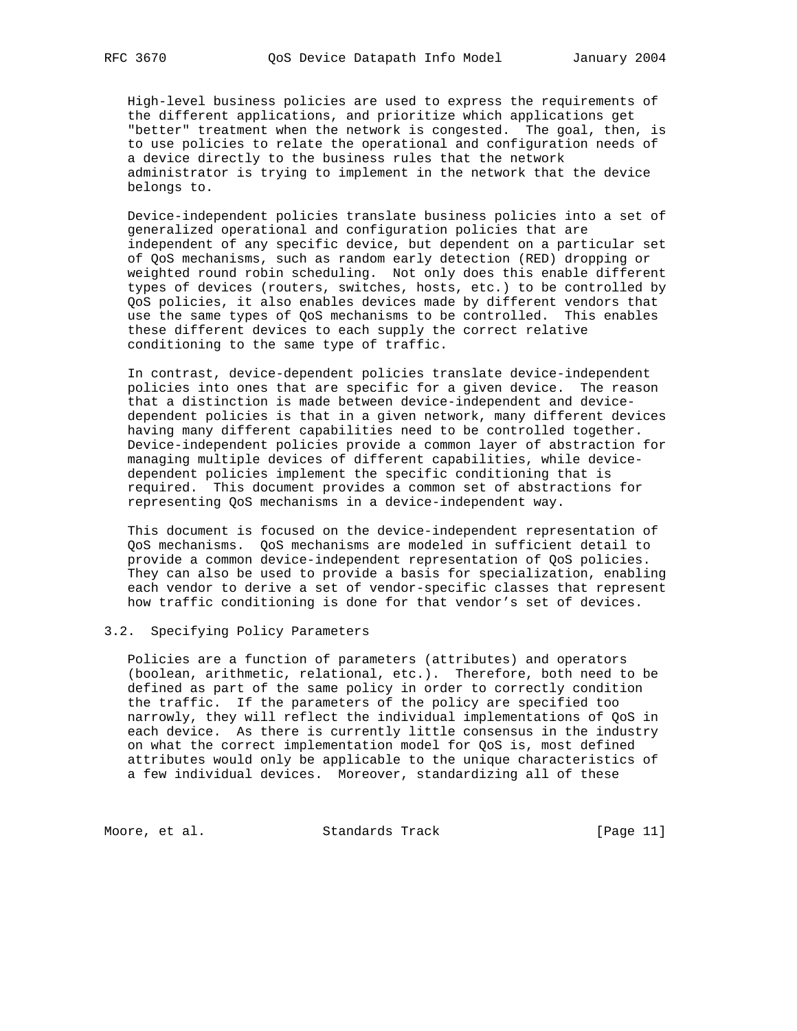High-level business policies are used to express the requirements of the different applications, and prioritize which applications get "better" treatment when the network is congested. The goal, then, is to use policies to relate the operational and configuration needs of a device directly to the business rules that the network administrator is trying to implement in the network that the device belongs to.

Device-independent policies translate business policies into a set of generalized operational and configuration policies that are independent of any specific device, but dependent on a particular set of QoS mechanisms, such as random early detection (RED) dropping or weighted round robin scheduling. Not only does this enable different types of devices (routers, switches, hosts, etc.) to be controlled by QoS policies, it also enables devices made by different vendors that use the same types of QoS mechanisms to be controlled. This enables these different devices to each supply the correct relative conditioning to the same type of traffic.

In contrast, device-dependent policies translate device-independent policies into ones that are specific for a given device. The reason that a distinction is made between device-independent and device-dependent policies is that in a given network, many different devices having many different capabilities need to be controlled together. Device-independent policies provide a common layer of abstraction for managing multiple devices of different capabilities, while device-dependent policies implement the specific conditioning that is required. This document provides a common set of abstractions for representing QoS mechanisms in a device-independent way.

This document is focused on the device-independent representation of QoS mechanisms. QoS mechanisms are modeled in sufficient detail to provide a common device-independent representation of QoS policies. They can also be used to provide a basis for specialization, enabling each vendor to derive a set of vendor-specific classes that represent how traffic conditioning is done for that vendor's set of devices.

## 3.2. Specifying Policy Parameters

Policies are a function of parameters (attributes) and operators (boolean, arithmetic, relational, etc.). Therefore, both need to be defined as part of the same policy in order to correctly condition the traffic. If the parameters of the policy are specified too narrowly, they will reflect the individual implementations of QoS in each device. As there is currently little consensus in the industry on what the correct implementation model for QoS is, most defined attributes would only be applicable to the unique characteristics of a few individual devices. Moreover, standardizing all of these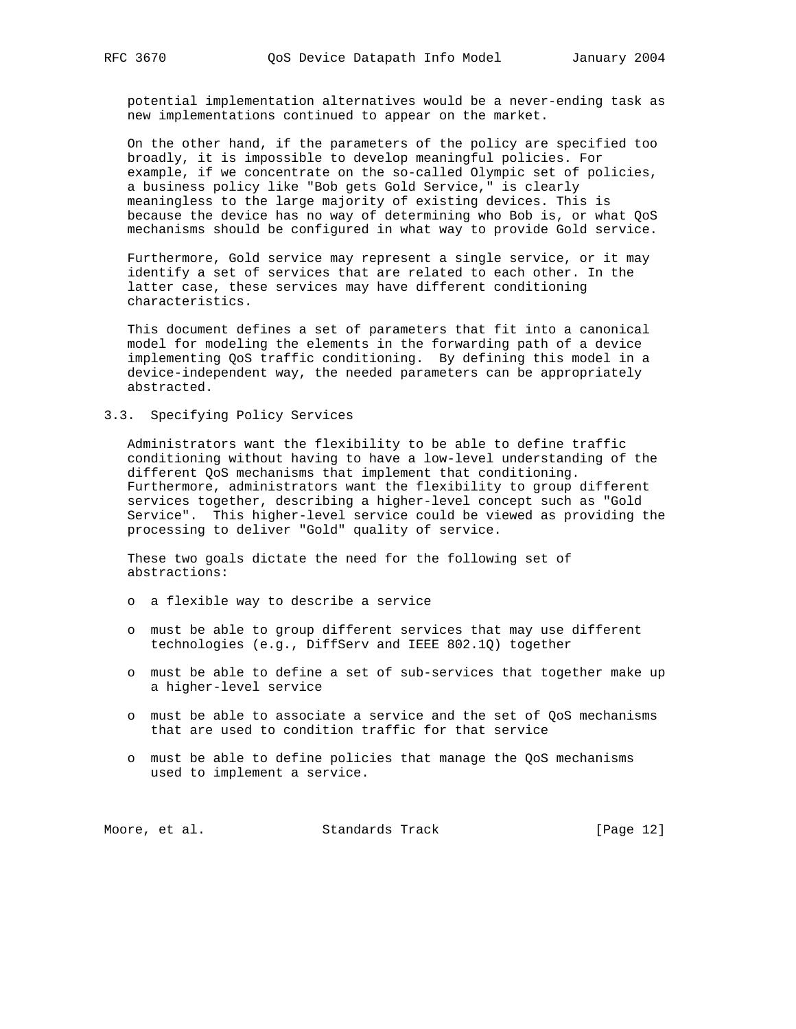potential implementation alternatives would be a never-ending task as new implementations continued to appear on the market.

On the other hand, if the parameters of the policy are specified too broadly, it is impossible to develop meaningful policies. For example, if we concentrate on the so-called Olympic set of policies, a business policy like "Bob gets Gold Service," is clearly meaningless to the large majority of existing devices. This is because the device has no way of determining who Bob is, or what QoS mechanisms should be configured in what way to provide Gold service.

Furthermore, Gold service may represent a single service, or it may identify a set of services that are related to each other. In the latter case, these services may have different conditioning characteristics.

This document defines a set of parameters that fit into a canonical model for modeling the elements in the forwarding path of a device implementing QoS traffic conditioning. By defining this model in a device-independent way, the needed parameters can be appropriately abstracted.

### 3.3. Specifying Policy Services

Administrators want the flexibility to be able to define traffic conditioning without having to have a low-level understanding of the different QoS mechanisms that implement that conditioning. Furthermore, administrators want the flexibility to group different services together, describing a higher-level concept such as "Gold Service". This higher-level service could be viewed as providing the processing to deliver "Gold" quality of service.

These two goals dictate the need for the following set of abstractions:

- a flexible way to describe a service
- must be able to group different services that may use different technologies (e.g., DiffServ and IEEE 802.1Q) together
- must be able to define a set of sub-services that together make up a higher-level service
- must be able to associate a service and the set of QoS mechanisms that are used to condition traffic for that service
- must be able to define policies that manage the QoS mechanisms used to implement a service.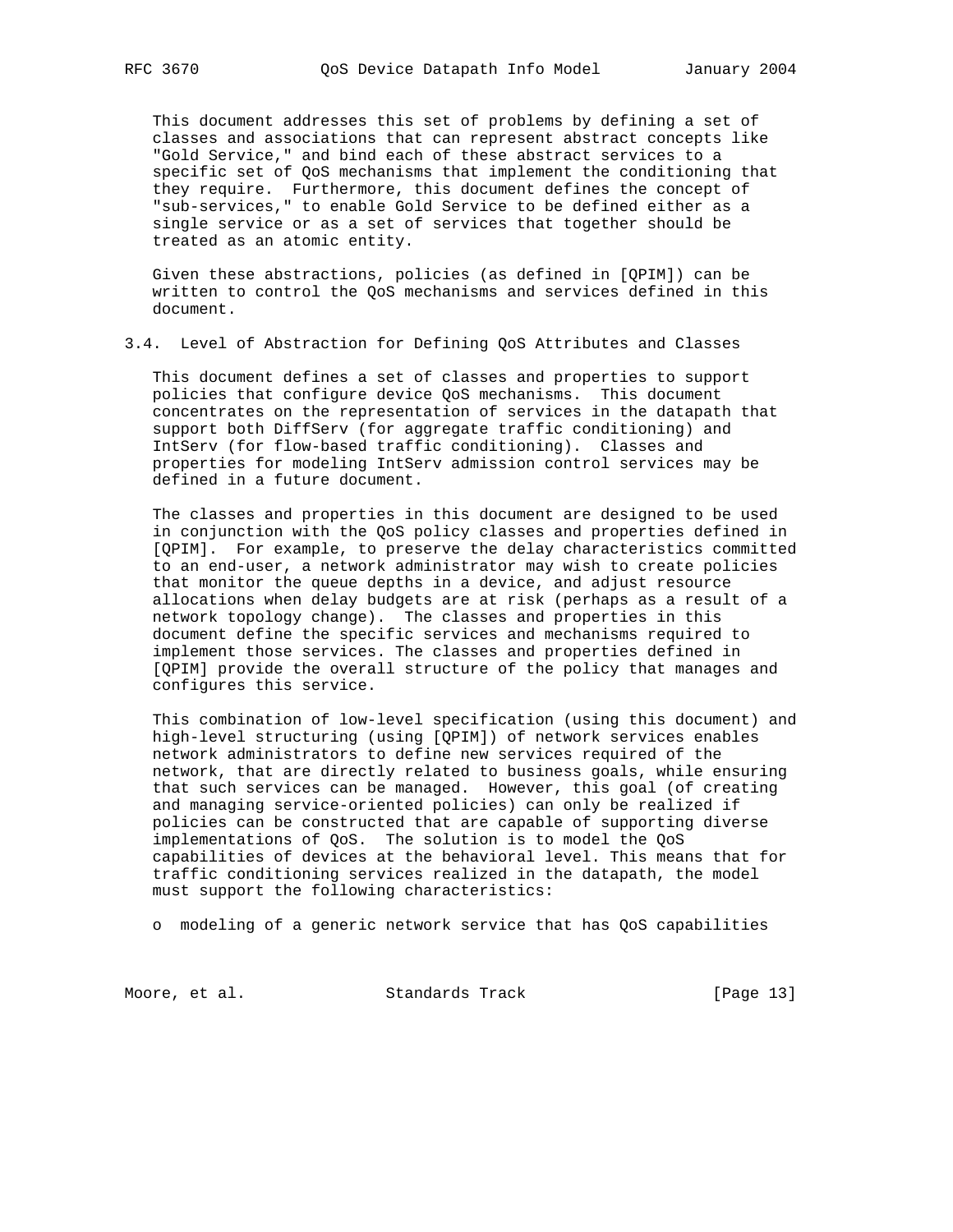This document addresses this set of problems by defining a set of classes and associations that can represent abstract concepts like "Gold Service," and bind each of these abstract services to a specific set of QoS mechanisms that implement the conditioning that they require. Furthermore, this document defines the concept of "sub-services," to enable Gold Service to be defined either as a single service or as a set of services that together should be treated as an atomic entity.

Given these abstractions, policies (as defined in [QPIM]) can be written to control the QoS mechanisms and services defined in this document.

### 3.4. Level of Abstraction for Defining QoS Attributes and Classes

This document defines a set of classes and properties to support policies that configure device QoS mechanisms. This document concentrates on the representation of services in the datapath that support both DiffServ (for aggregate traffic conditioning) and IntServ (for flow-based traffic conditioning). Classes and properties for modeling IntServ admission control services may be defined in a future document.

The classes and properties in this document are designed to be used in conjunction with the QoS policy classes and properties defined in [QPIM]. For example, to preserve the delay characteristics committed to an end-user, a network administrator may wish to create policies that monitor the queue depths in a device, and adjust resource allocations when delay budgets are at risk (perhaps as a result of a network topology change). The classes and properties in this document define the specific services and mechanisms required to implement those services. The classes and properties defined in [QPIM] provide the overall structure of the policy that manages and configures this service.

This combination of low-level specification (using this document) and high-level structuring (using [QPIM]) of network services enables network administrators to define new services required of the network, that are directly related to business goals, while ensuring that such services can be managed. However, this goal (of creating and managing service-oriented policies) can only be realized if policies can be constructed that are capable of supporting diverse implementations of QoS. The solution is to model the QoS capabilities of devices at the behavioral level. This means that for traffic conditioning services realized in the datapath, the model must support the following characteristics:

- modeling of a generic network service that has QoS capabilities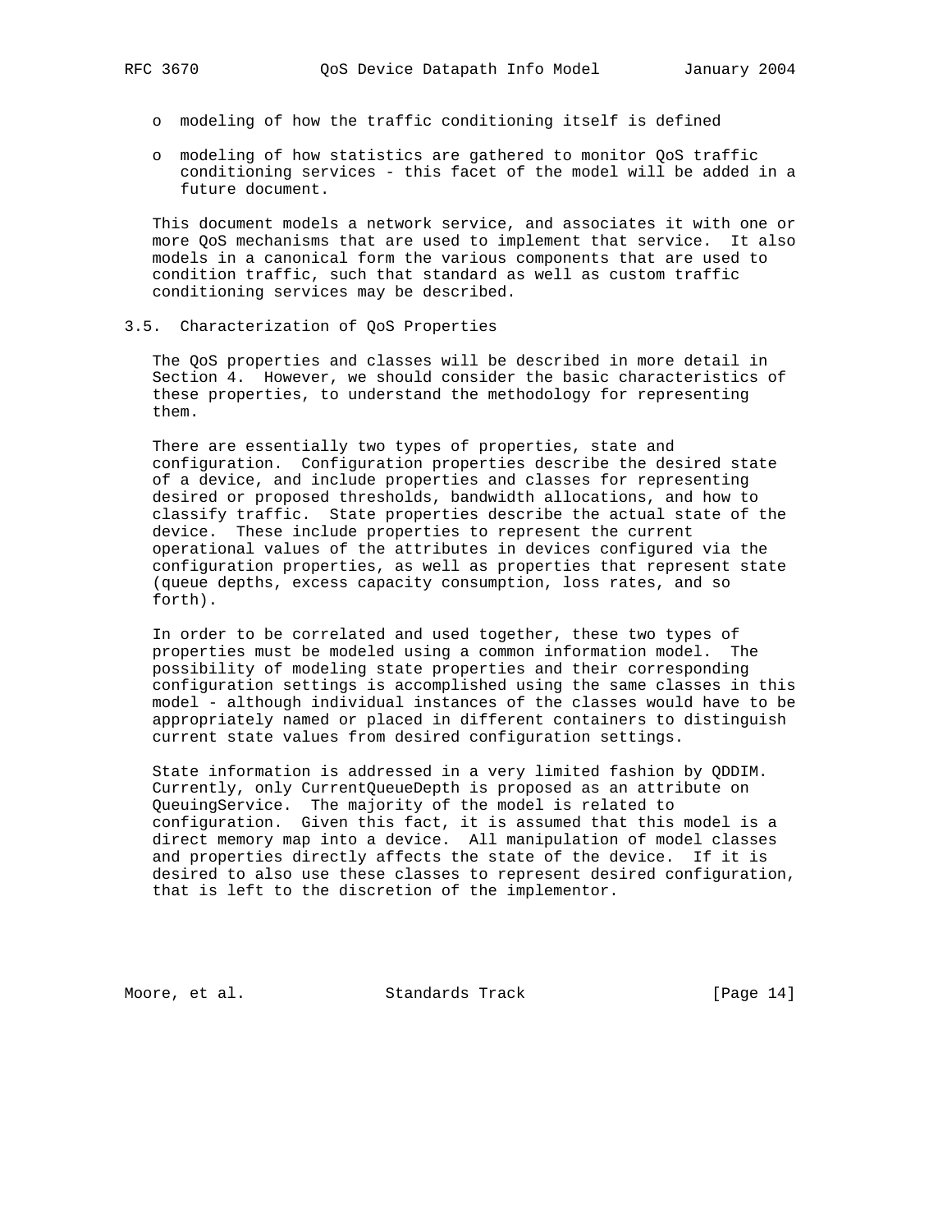- modeling of how the traffic conditioning itself is defined

- modeling of how statistics are gathered to monitor QoS traffic conditioning services - this facet of the model will be added in a future document.

This document models a network service, and associates it with one or more QoS mechanisms that are used to implement that service. It also models in a canonical form the various components that are used to condition traffic, such that standard as well as custom traffic conditioning services may be described.

### 3.5. Characterization of QoS Properties

The QoS properties and classes will be described in more detail in Section 4. However, we should consider the basic characteristics of these properties, to understand the methodology for representing them.

There are essentially two types of properties, state and configuration. Configuration properties describe the desired state of a device, and include properties and classes for representing desired or proposed thresholds, bandwidth allocations, and how to classify traffic. State properties describe the actual state of the device. These include properties to represent the current operational values of the attributes in devices configured via the configuration properties, as well as properties that represent state (queue depths, excess capacity consumption, loss rates, and so forth).

In order to be correlated and used together, these two types of properties must be modeled using a common information model. The possibility of modeling state properties and their corresponding configuration settings is accomplished using the same classes in this model - although individual instances of the classes would have to be appropriately named or placed in different containers to distinguish current state values from desired configuration settings.

State information is addressed in a very limited fashion by QDDIM. Currently, only CurrentQueueDepth is proposed as an attribute on QueuingService. The majority of the model is related to configuration. Given this fact, it is assumed that this model is a direct memory map into a device. All manipulation of model classes and properties directly affects the state of the device. If it is desired to also use these classes to represent desired configuration, that is left to the discretion of the implementor.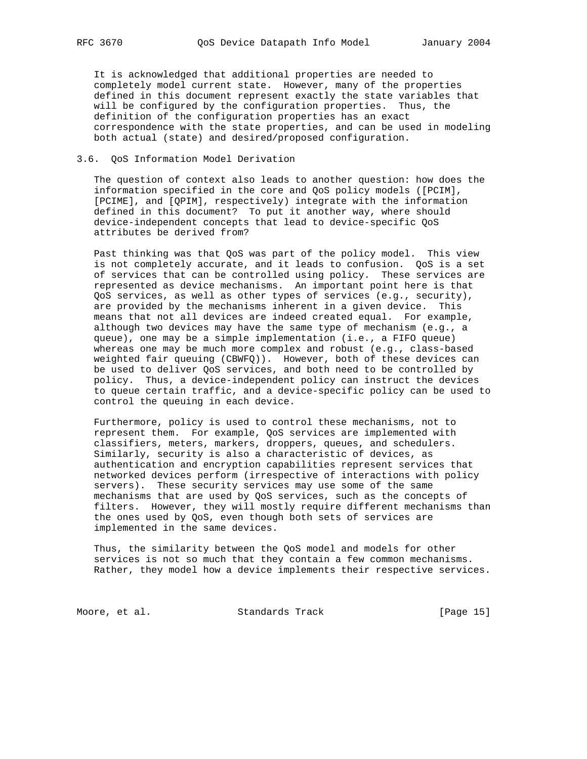It is acknowledged that additional properties are needed to completely model current state. However, many of the properties defined in this document represent exactly the state variables that will be configured by the configuration properties. Thus, the definition of the configuration properties has an exact correspondence with the state properties, and can be used in modeling both actual (state) and desired/proposed configuration.

### 3.6. QoS Information Model Derivation

The question of context also leads to another question: how does the information specified in the core and QoS policy models ([PCIM], [PCIME], and [QPIM], respectively) integrate with the information defined in this document? To put it another way, where should device-independent concepts that lead to device-specific QoS attributes be derived from?

Past thinking was that QoS was part of the policy model. This view is not completely accurate, and it leads to confusion. QoS is a set of services that can be controlled using policy. These services are represented as device mechanisms. An important point here is that QoS services, as well as other types of services (e.g., security), are provided by the mechanisms inherent in a given device. This means that not all devices are indeed created equal. For example, although two devices may have the same type of mechanism (e.g., a queue), one may be a simple implementation (i.e., a FIFO queue) whereas one may be much more complex and robust (e.g., class-based weighted fair queuing (CBWFQ)). However, both of these devices can be used to deliver QoS services, and both need to be controlled by policy. Thus, a device-independent policy can instruct the devices to queue certain traffic, and a device-specific policy can be used to control the queuing in each device.

Furthermore, policy is used to control these mechanisms, not to represent them. For example, QoS services are implemented with classifiers, meters, markers, droppers, queues, and schedulers. Similarly, security is also a characteristic of devices, as authentication and encryption capabilities represent services that networked devices perform (irrespective of interactions with policy servers). These security services may use some of the same mechanisms that are used by QoS services, such as the concepts of filters. However, they will mostly require different mechanisms than the ones used by QoS, even though both sets of services are implemented in the same devices.

Thus, the similarity between the QoS model and models for other services is not so much that they contain a few common mechanisms. Rather, they model how a device implements their respective services.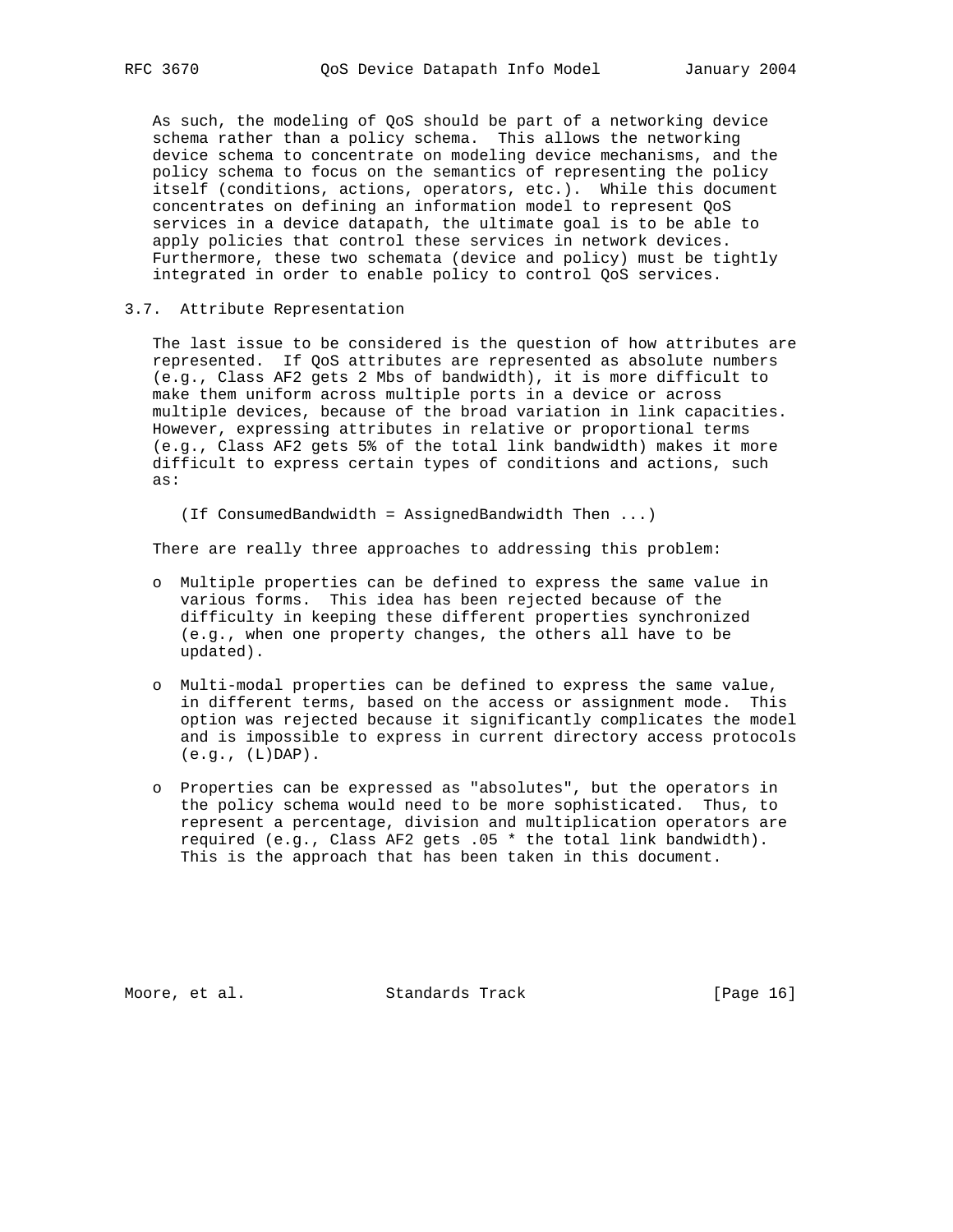As such, the modeling of QoS should be part of a networking device schema rather than a policy schema. This allows the networking device schema to concentrate on modeling device mechanisms, and the policy schema to focus on the semantics of representing the policy itself (conditions, actions, operators, etc.). While this document concentrates on defining an information model to represent QoS services in a device datapath, the ultimate goal is to be able to apply policies that control these services in network devices. Furthermore, these two schemata (device and policy) must be tightly integrated in order to enable policy to control QoS services.

### 3.7. Attribute Representation

The last issue to be considered is the question of how attributes are represented. If QoS attributes are represented as absolute numbers (e.g., Class AF2 gets 2 Mbs of bandwidth), it is more difficult to make them uniform across multiple ports in a device or across multiple devices, because of the broad variation in link capacities. However, expressing attributes in relative or proportional terms (e.g., Class AF2 gets 5% of the total link bandwidth) makes it more difficult to express certain types of conditions and actions, such as:

```
(If ConsumedBandwidth = AssignedBandwidth Then ...)
```

There are really three approaches to addressing this problem:

- Multiple properties can be defined to express the same value in various forms. This idea has been rejected because of the difficulty in keeping these different properties synchronized (e.g., when one property changes, the others all have to be updated).

- Multi-modal properties can be defined to express the same value, in different terms, based on the access or assignment mode. This option was rejected because it significantly complicates the model and is impossible to express in current directory access protocols (e.g., (L)DAP).

- Properties can be expressed as "absolutes", but the operators in the policy schema would need to be more sophisticated. Thus, to represent a percentage, division and multiplication operators are required (e.g., Class AF2 gets .05 * the total link bandwidth). This is the approach that has been taken in this document.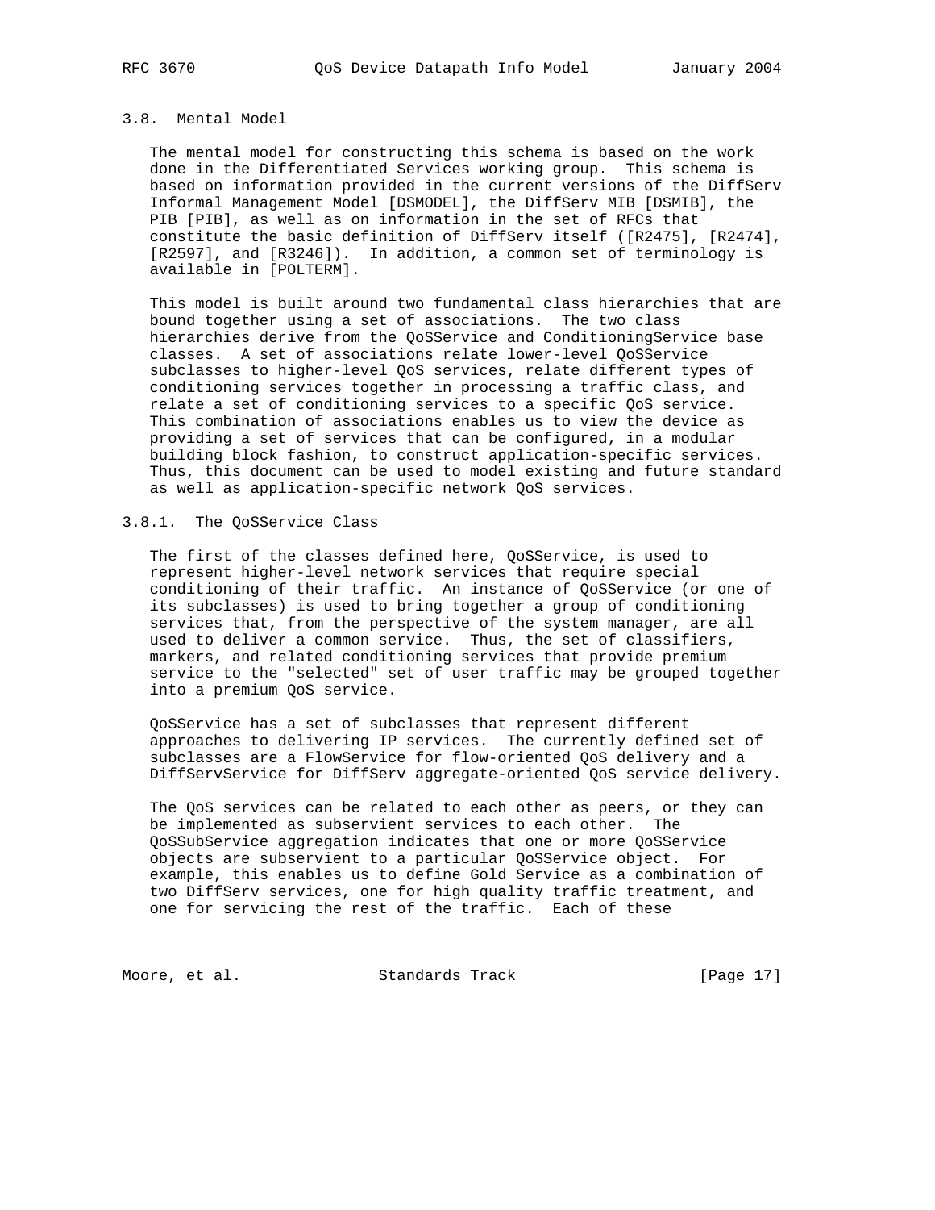### 3.8. Mental Model

The mental model for constructing this schema is based on the work done in the Differentiated Services working group. This schema is based on information provided in the current versions of the DiffServ Informal Management Model [DSMODEL], the DiffServ MIB [DSMIB], the PIB [PIB], as well as on information in the set of RFCs that constitute the basic definition of DiffServ itself ([R2475], [R2474], [R2597], and [R3246]). In addition, a common set of terminology is available in [POLTERM].

This model is built around two fundamental class hierarchies that are bound together using a set of associations. The two class hierarchies derive from the QoSService and ConditioningService base classes. A set of associations relate lower-level QoSService subclasses to higher-level QoS services, relate different types of conditioning services together in processing a traffic class, and relate a set of conditioning services to a specific QoS service. This combination of associations enables us to view the device as providing a set of services that can be configured, in a modular building block fashion, to construct application-specific services. Thus, this document can be used to model existing and future standard as well as application-specific network QoS services.

#### 3.8.1. The QoSService Class

The first of the classes defined here, QoSService, is used to represent higher-level network services that require special conditioning of their traffic. An instance of QoSService (or one of its subclasses) is used to bring together a group of conditioning services that, from the perspective of the system manager, are all used to deliver a common service. Thus, the set of classifiers, markers, and related conditioning services that provide premium service to the "selected" set of user traffic may be grouped together into a premium QoS service.

QoSService has a set of subclasses that represent different approaches to delivering IP services. The currently defined set of subclasses are a FlowService for flow-oriented QoS delivery and a DiffServService for DiffServ aggregate-oriented QoS service delivery.

The QoS services can be related to each other as peers, or they can be implemented as subservient services to each other. The QoSSubService aggregation indicates that one or more QoSService objects are subservient to a particular QoSService object. For example, this enables us to define Gold Service as a combination of two DiffServ services, one for high quality traffic treatment, and one for servicing the rest of the traffic. Each of these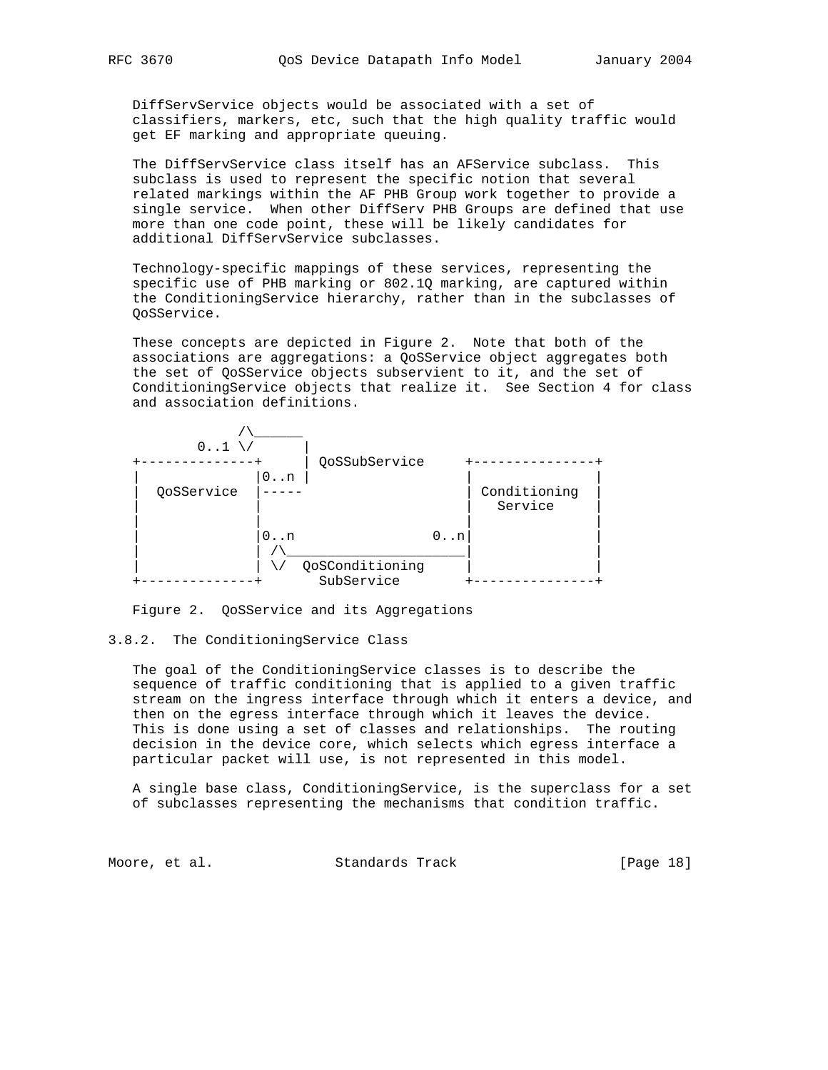DiffServService objects would be associated with a set of classifiers, markers, etc, such that the high quality traffic would get EF marking and appropriate queuing.

The DiffServService class itself has an AFService subclass. This subclass is used to represent the specific notion that several related markings within the AF PHB Group work together to provide a single service. When other DiffServ PHB Groups are defined that use more than one code point, these will be likely candidates for additional DiffServService subclasses.

Technology-specific mappings of these services, representing the specific use of PHB marking or 802.1Q marking, are captured within the ConditioningService hierarchy, rather than in the subclasses of QoSService.

These concepts are depicted in Figure 2. Note that both of the associations are aggregations: a QoSService object aggregates both the set of QoSService objects subservient to it, and the set of ConditioningService objects that realize it. See Section 4 for class and association definitions.

```
             /\______
        0..1 \/      |
+--------------+     | QoSSubService     +---------------+
|              |0..n |                   |               |
|  QoSService  |-----                    | Conditioning  |
|              |                         |   Service     |
|              |                         |               |
|              |0..n                 0..n|               |
|              | /\______________________|               |
|              | \/  QoSConditioning     |               |
+--------------+       SubService        +---------------+
```

Figure 2. QoSService and its Aggregations

### 3.8.2. The ConditioningService Class

The goal of the ConditioningService classes is to describe the sequence of traffic conditioning that is applied to a given traffic stream on the ingress interface through which it enters a device, and then on the egress interface through which it leaves the device. This is done using a set of classes and relationships. The routing decision in the device core, which selects which egress interface a particular packet will use, is not represented in this model.

A single base class, ConditioningService, is the superclass for a set of subclasses representing the mechanisms that condition traffic.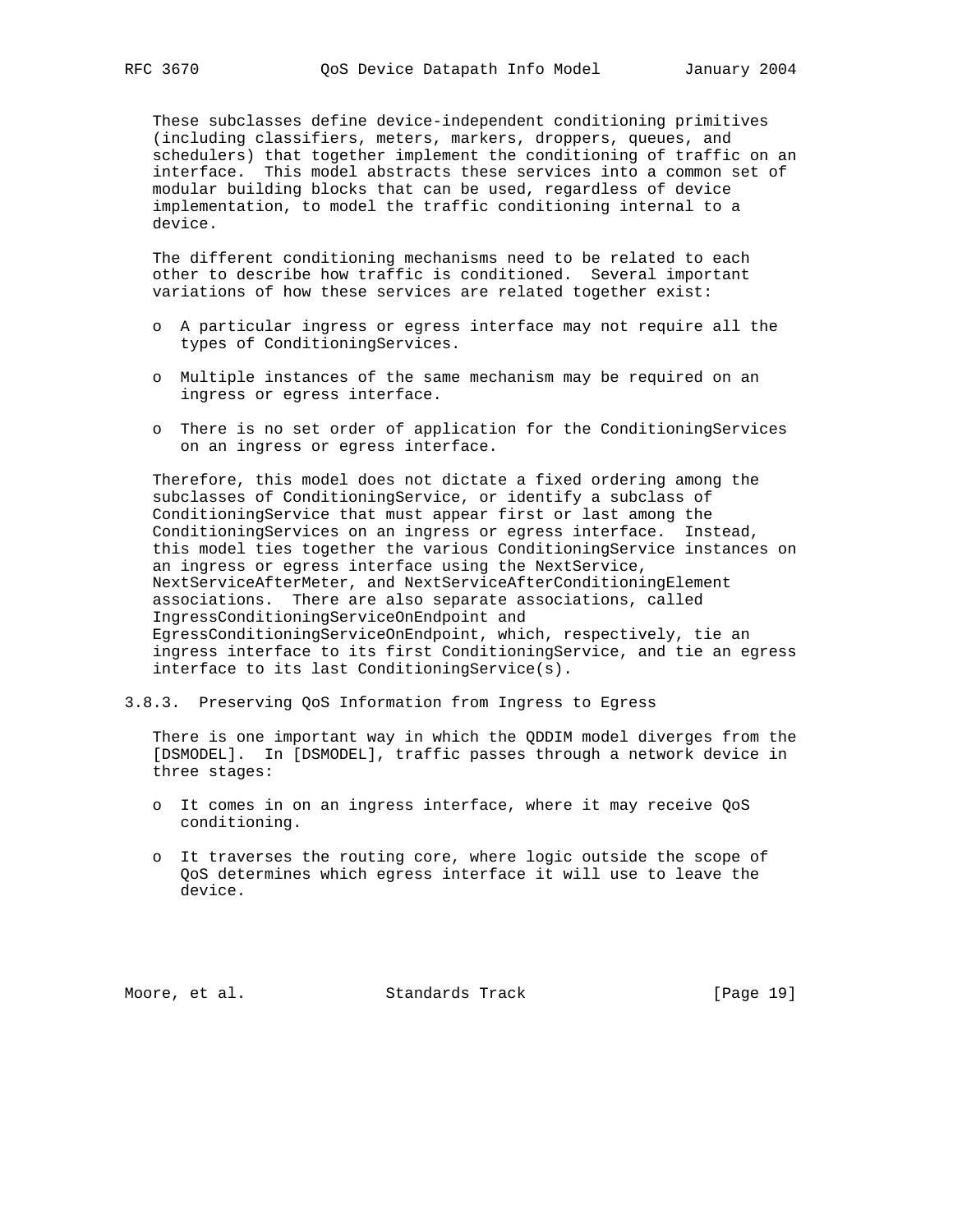These subclasses define device-independent conditioning primitives (including classifiers, meters, markers, droppers, queues, and schedulers) that together implement the conditioning of traffic on an interface. This model abstracts these services into a common set of modular building blocks that can be used, regardless of device implementation, to model the traffic conditioning internal to a device.

The different conditioning mechanisms need to be related to each other to describe how traffic is conditioned. Several important variations of how these services are related together exist:

- A particular ingress or egress interface may not require all the types of ConditioningServices.
- Multiple instances of the same mechanism may be required on an ingress or egress interface.
- There is no set order of application for the ConditioningServices on an ingress or egress interface.

Therefore, this model does not dictate a fixed ordering among the subclasses of ConditioningService, or identify a subclass of ConditioningService that must appear first or last among the ConditioningServices on an ingress or egress interface. Instead, this model ties together the various ConditioningService instances on an ingress or egress interface using the NextService, NextServiceAfterMeter, and NextServiceAfterConditioningElement associations. There are also separate associations, called IngressConditioningServiceOnEndpoint and EgressConditioningServiceOnEndpoint, which, respectively, tie an ingress interface to its first ConditioningService, and tie an egress interface to its last ConditioningService(s).

### 3.8.3. Preserving QoS Information from Ingress to Egress

There is one important way in which the QDDIM model diverges from the [DSMODEL]. In [DSMODEL], traffic passes through a network device in three stages:

- It comes in on an ingress interface, where it may receive QoS conditioning.
- It traverses the routing core, where logic outside the scope of QoS determines which egress interface it will use to leave the device.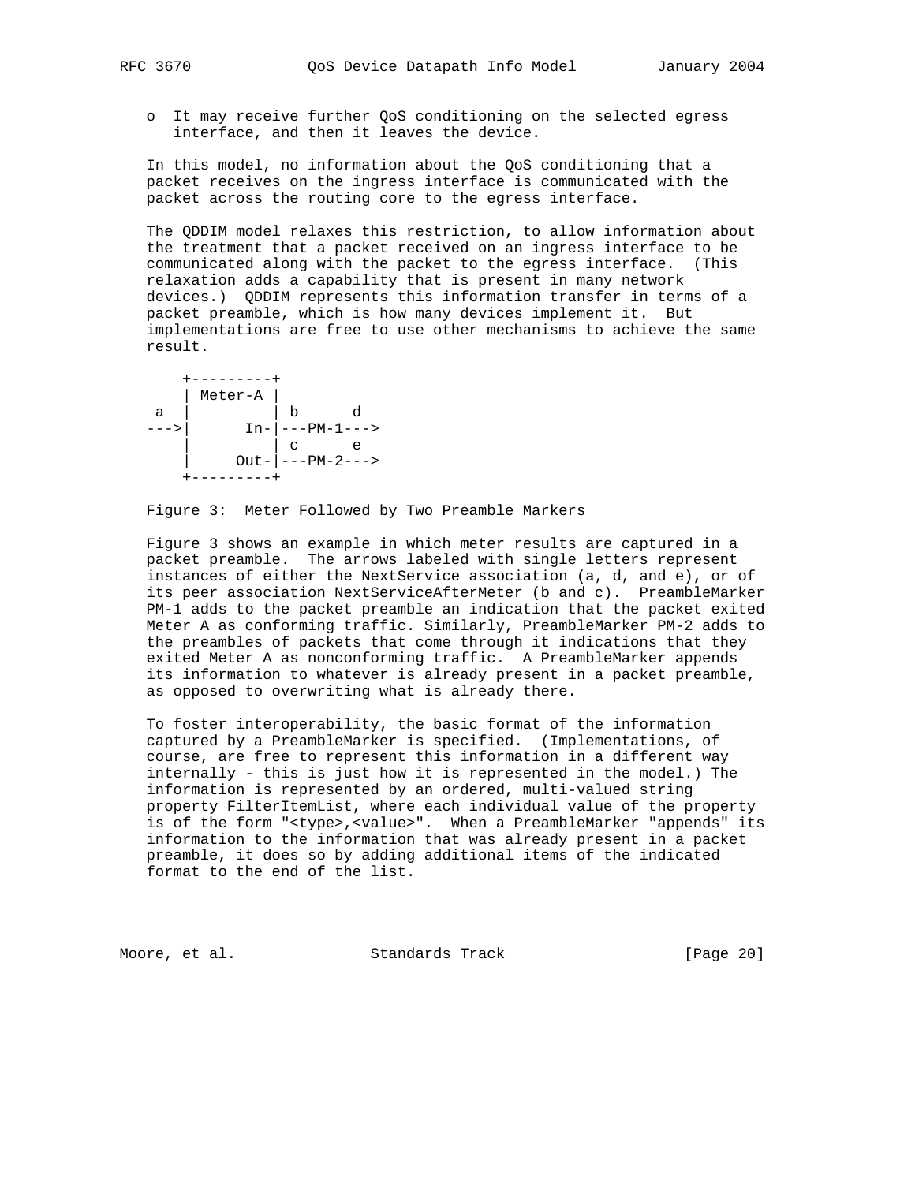o It may receive further QoS conditioning on the selected egress interface, and then it leaves the device.

In this model, no information about the QoS conditioning that a packet receives on the ingress interface is communicated with the packet across the routing core to the egress interface.

The QDDIM model relaxes this restriction, to allow information about the treatment that a packet received on an ingress interface to be communicated along with the packet to the egress interface. (This relaxation adds a capability that is present in many network devices.) QDDIM represents this information transfer in terms of a packet preamble, which is how many devices implement it. But implementations are free to use other mechanisms to achieve the same result.

```
    +---------+
    | Meter-A |
 a  |         | b      d
--->|      In-|---PM-1--->
    |         | c      e
    |     Out-|---PM-2--->
    +---------+
```

Figure 3: Meter Followed by Two Preamble Markers

Figure 3 shows an example in which meter results are captured in a packet preamble. The arrows labeled with single letters represent instances of either the NextService association (a, d, and e), or of its peer association NextServiceAfterMeter (b and c). PreambleMarker PM-1 adds to the packet preamble an indication that the packet exited Meter A as conforming traffic. Similarly, PreambleMarker PM-2 adds to the preambles of packets that come through it indications that they exited Meter A as nonconforming traffic. A PreambleMarker appends its information to whatever is already present in a packet preamble, as opposed to overwriting what is already there.

To foster interoperability, the basic format of the information captured by a PreambleMarker is specified. (Implementations, of course, are free to represent this information in a different way internally - this is just how it is represented in the model.) The information is represented by an ordered, multi-valued string property FilterItemList, where each individual value of the property is of the form "<type>,<value>". When a PreambleMarker "appends" its information to the information that was already present in a packet preamble, it does so by adding additional items of the indicated format to the end of the list.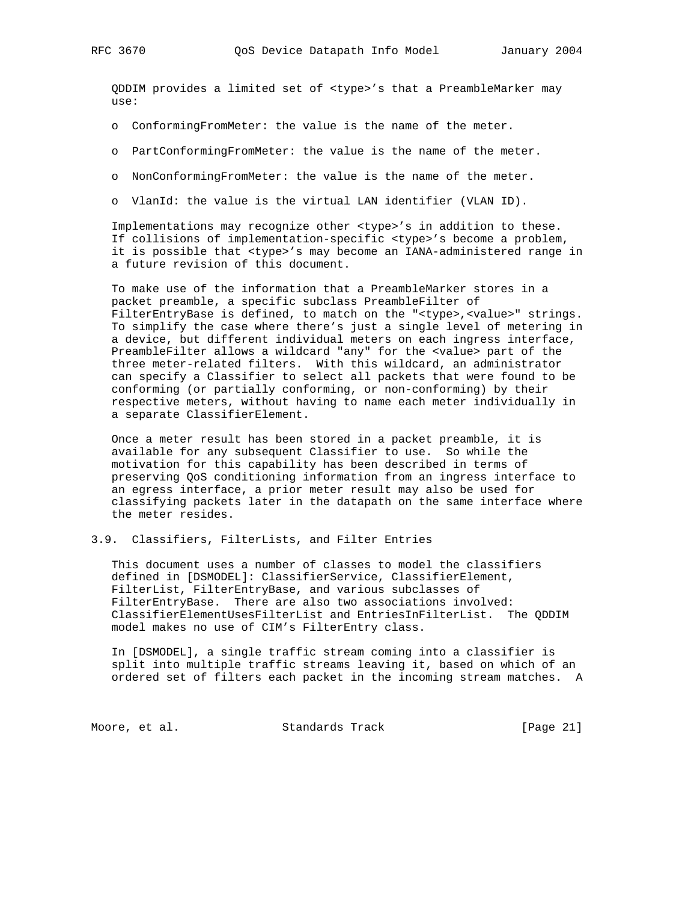QDDIM provides a limited set of <type>'s that a PreambleMarker may use:

- ConformingFromMeter: the value is the name of the meter.
- PartConformingFromMeter: the value is the name of the meter.
- NonConformingFromMeter: the value is the name of the meter.
- VlanId: the value is the virtual LAN identifier (VLAN ID).

Implementations may recognize other <type>'s in addition to these. If collisions of implementation-specific <type>'s become a problem, it is possible that <type>'s may become an IANA-administered range in a future revision of this document.

To make use of the information that a PreambleMarker stores in a packet preamble, a specific subclass PreambleFilter of FilterEntryBase is defined, to match on the "<type>,<value>" strings. To simplify the case where there's just a single level of metering in a device, but different individual meters on each ingress interface, PreambleFilter allows a wildcard "any" for the <value> part of the three meter-related filters. With this wildcard, an administrator can specify a Classifier to select all packets that were found to be conforming (or partially conforming, or non-conforming) by their respective meters, without having to name each meter individually in a separate ClassifierElement.

Once a meter result has been stored in a packet preamble, it is available for any subsequent Classifier to use. So while the motivation for this capability has been described in terms of preserving QoS conditioning information from an ingress interface to an egress interface, a prior meter result may also be used for classifying packets later in the datapath on the same interface where the meter resides.

## 3.9. Classifiers, FilterLists, and Filter Entries

This document uses a number of classes to model the classifiers defined in [DSMODEL]: ClassifierService, ClassifierElement, FilterList, FilterEntryBase, and various subclasses of FilterEntryBase. There are also two associations involved: ClassifierElementUsesFilterList and EntriesInFilterList. The QDDIM model makes no use of CIM's FilterEntry class.

In [DSMODEL], a single traffic stream coming into a classifier is split into multiple traffic streams leaving it, based on which of an ordered set of filters each packet in the incoming stream matches. A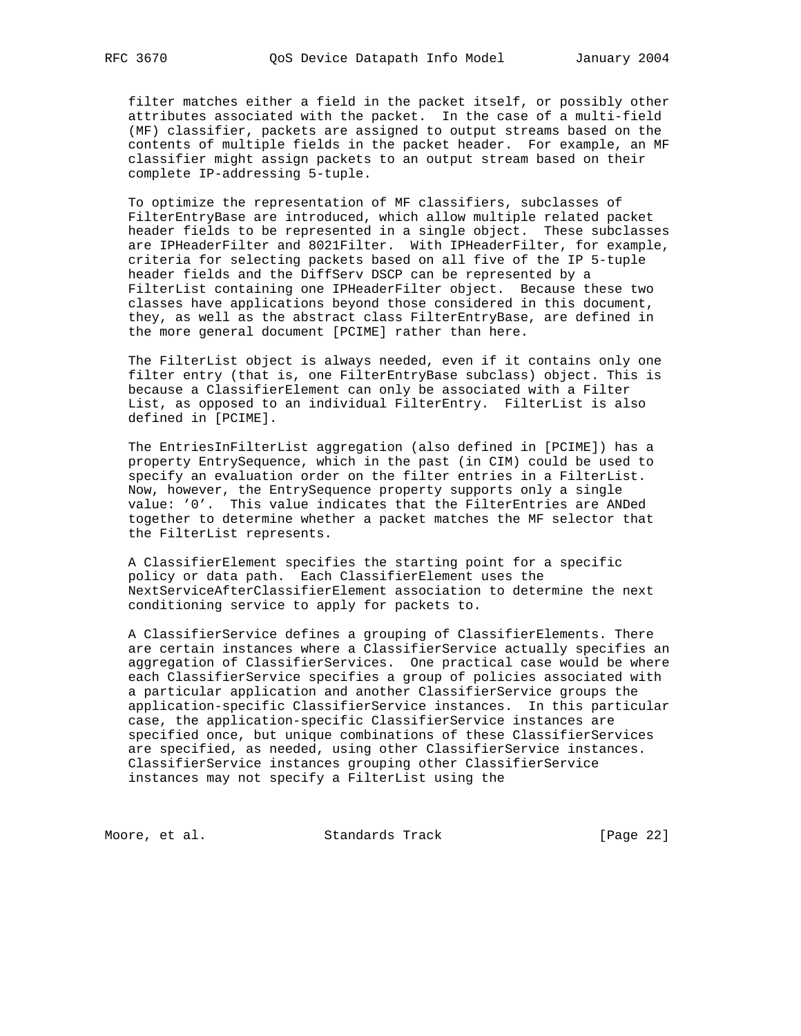filter matches either a field in the packet itself, or possibly other attributes associated with the packet. In the case of a multi-field (MF) classifier, packets are assigned to output streams based on the contents of multiple fields in the packet header. For example, an MF classifier might assign packets to an output stream based on their complete IP-addressing 5-tuple.

To optimize the representation of MF classifiers, subclasses of FilterEntryBase are introduced, which allow multiple related packet header fields to be represented in a single object. These subclasses are IPHeaderFilter and 8021Filter. With IPHeaderFilter, for example, criteria for selecting packets based on all five of the IP 5-tuple header fields and the DiffServ DSCP can be represented by a FilterList containing one IPHeaderFilter object. Because these two classes have applications beyond those considered in this document, they, as well as the abstract class FilterEntryBase, are defined in the more general document [PCIME] rather than here.

The FilterList object is always needed, even if it contains only one filter entry (that is, one FilterEntryBase subclass) object. This is because a ClassifierElement can only be associated with a Filter List, as opposed to an individual FilterEntry. FilterList is also defined in [PCIME].

The EntriesInFilterList aggregation (also defined in [PCIME]) has a property EntrySequence, which in the past (in CIM) could be used to specify an evaluation order on the filter entries in a FilterList. Now, however, the EntrySequence property supports only a single value: '0'. This value indicates that the FilterEntries are ANDed together to determine whether a packet matches the MF selector that the FilterList represents.

A ClassifierElement specifies the starting point for a specific policy or data path. Each ClassifierElement uses the NextServiceAfterClassifierElement association to determine the next conditioning service to apply for packets to.

A ClassifierService defines a grouping of ClassifierElements. There are certain instances where a ClassifierService actually specifies an aggregation of ClassifierServices. One practical case would be where each ClassifierService specifies a group of policies associated with a particular application and another ClassifierService groups the application-specific ClassifierService instances. In this particular case, the application-specific ClassifierService instances are specified once, but unique combinations of these ClassifierServices are specified, as needed, using other ClassifierService instances. ClassifierService instances grouping other ClassifierService instances may not specify a FilterList using the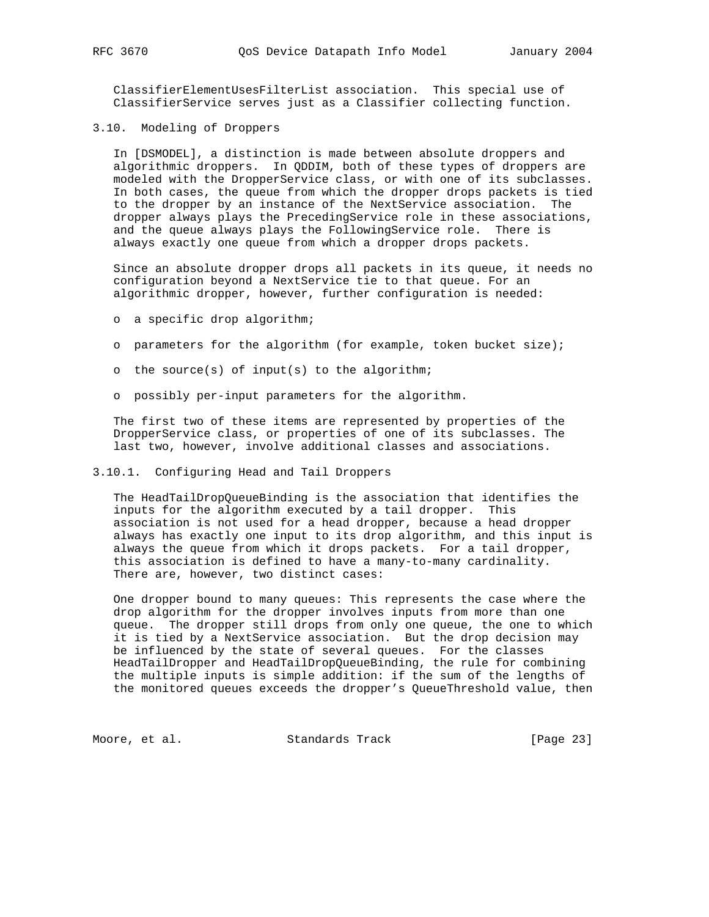ClassifierElementUsesFilterList association. This special use of ClassifierService serves just as a Classifier collecting function.

## 3.10. Modeling of Droppers

In [DSMODEL], a distinction is made between absolute droppers and algorithmic droppers. In QDDIM, both of these types of droppers are modeled with the DropperService class, or with one of its subclasses. In both cases, the queue from which the dropper drops packets is tied to the dropper by an instance of the NextService association. The dropper always plays the PrecedingService role in these associations, and the queue always plays the FollowingService role. There is always exactly one queue from which a dropper drops packets.

Since an absolute dropper drops all packets in its queue, it needs no configuration beyond a NextService tie to that queue. For an algorithmic dropper, however, further configuration is needed:

- a specific drop algorithm;
- parameters for the algorithm (for example, token bucket size);
- the source(s) of input(s) to the algorithm;
- possibly per-input parameters for the algorithm.

The first two of these items are represented by properties of the DropperService class, or properties of one of its subclasses. The last two, however, involve additional classes and associations.

### 3.10.1. Configuring Head and Tail Droppers

The HeadTailDropQueueBinding is the association that identifies the inputs for the algorithm executed by a tail dropper. This association is not used for a head dropper, because a head dropper always has exactly one input to its drop algorithm, and this input is always the queue from which it drops packets. For a tail dropper, this association is defined to have a many-to-many cardinality. There are, however, two distinct cases:

One dropper bound to many queues: This represents the case where the drop algorithm for the dropper involves inputs from more than one queue. The dropper still drops from only one queue, the one to which it is tied by a NextService association. But the drop decision may be influenced by the state of several queues. For the classes HeadTailDropper and HeadTailDropQueueBinding, the rule for combining the multiple inputs is simple addition: if the sum of the lengths of the monitored queues exceeds the dropper's QueueThreshold value, then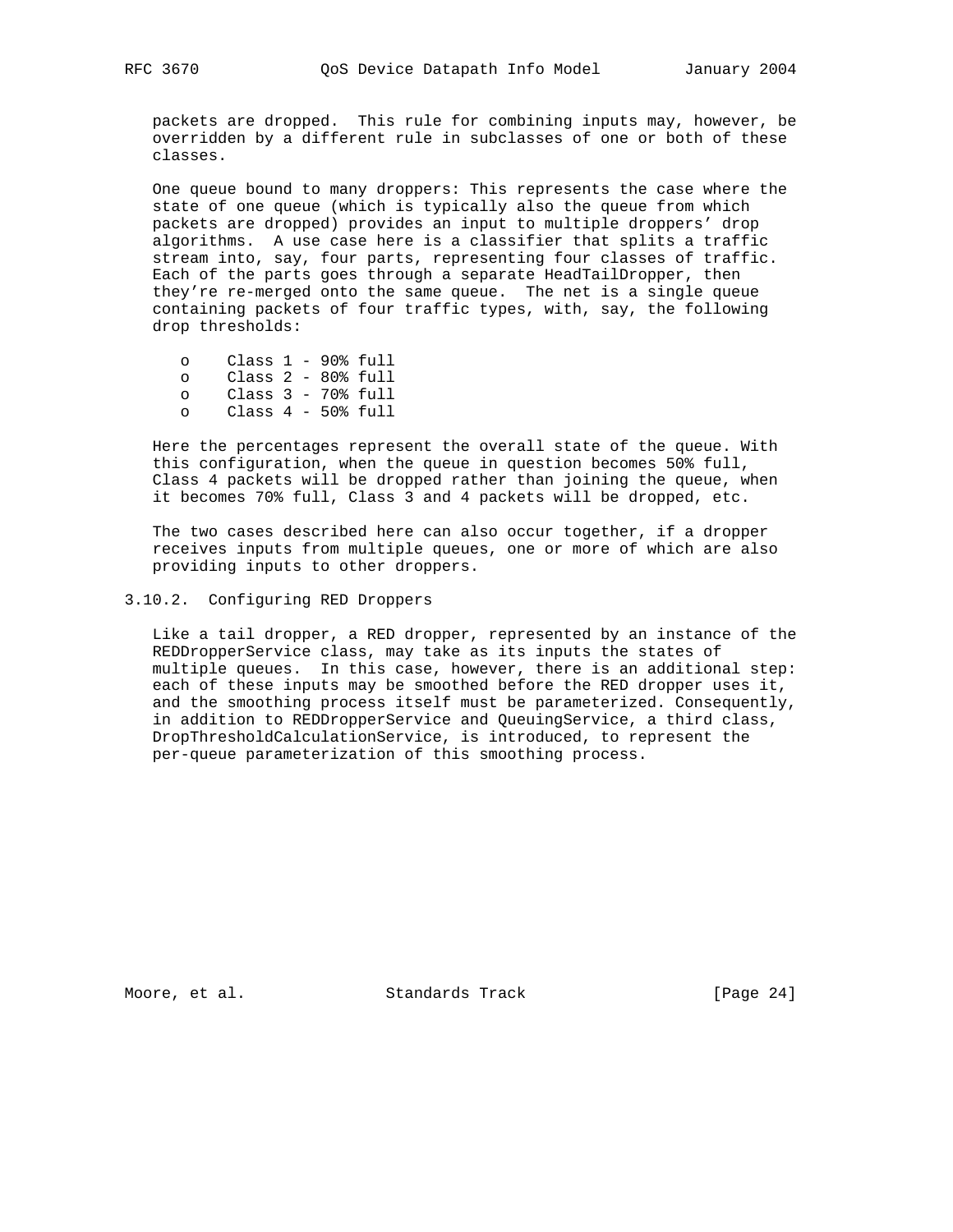packets are dropped. This rule for combining inputs may, however, be overridden by a different rule in subclasses of one or both of these classes.

One queue bound to many droppers: This represents the case where the state of one queue (which is typically also the queue from which packets are dropped) provides an input to multiple droppers' drop algorithms. A use case here is a classifier that splits a traffic stream into, say, four parts, representing four classes of traffic. Each of the parts goes through a separate HeadTailDropper, then they're re-merged onto the same queue. The net is a single queue containing packets of four traffic types, with, say, the following drop thresholds:

- Class 1 - 90% full
- Class 2 - 80% full
- Class 3 - 70% full
- Class 4 - 50% full

Here the percentages represent the overall state of the queue. With this configuration, when the queue in question becomes 50% full, Class 4 packets will be dropped rather than joining the queue, when it becomes 70% full, Class 3 and 4 packets will be dropped, etc.

The two cases described here can also occur together, if a dropper receives inputs from multiple queues, one or more of which are also providing inputs to other droppers.

### 3.10.2. Configuring RED Droppers

Like a tail dropper, a RED dropper, represented by an instance of the REDDropperService class, may take as its inputs the states of multiple queues. In this case, however, there is an additional step: each of these inputs may be smoothed before the RED dropper uses it, and the smoothing process itself must be parameterized. Consequently, in addition to REDDropperService and QueuingService, a third class, DropThresholdCalculationService, is introduced, to represent the per-queue parameterization of this smoothing process.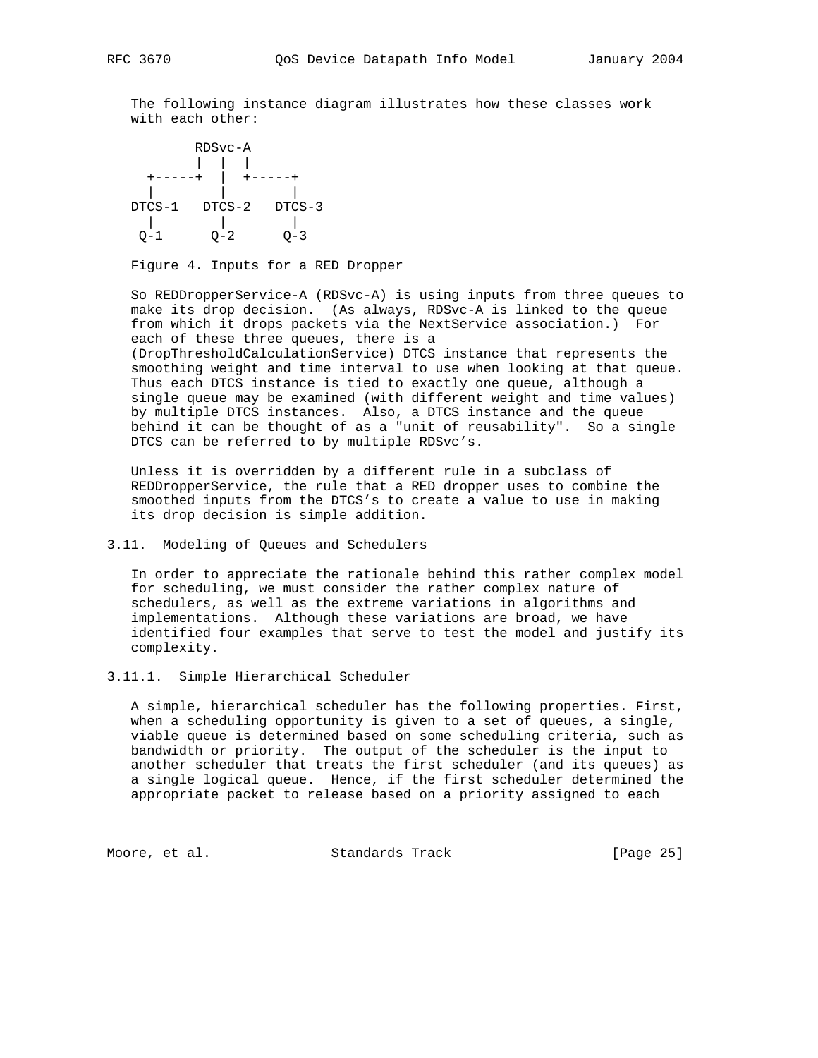The following instance diagram illustrates how these classes work with each other:

```
        RDSvc-A
        |  |  |
  +-----+  |  +-----+
  |        |        |
DTCS-1   DTCS-2   DTCS-3
  |        |        |
 Q-1      Q-2      Q-3
```

Figure 4. Inputs for a RED Dropper

So REDDropperService-A (RDSvc-A) is using inputs from three queues to make its drop decision. (As always, RDSvc-A is linked to the queue from which it drops packets via the NextService association.) For each of these three queues, there is a (DropThresholdCalculationService) DTCS instance that represents the smoothing weight and time interval to use when looking at that queue. Thus each DTCS instance is tied to exactly one queue, although a single queue may be examined (with different weight and time values) by multiple DTCS instances. Also, a DTCS instance and the queue behind it can be thought of as a "unit of reusability". So a single DTCS can be referred to by multiple RDSvc’s.

Unless it is overridden by a different rule in a subclass of REDDropperService, the rule that a RED dropper uses to combine the smoothed inputs from the DTCS’s to create a value to use in making its drop decision is simple addition.

## 3.11. Modeling of Queues and Schedulers

In order to appreciate the rationale behind this rather complex model for scheduling, we must consider the rather complex nature of schedulers, as well as the extreme variations in algorithms and implementations. Although these variations are broad, we have identified four examples that serve to test the model and justify its complexity.

### 3.11.1. Simple Hierarchical Scheduler

A simple, hierarchical scheduler has the following properties. First, when a scheduling opportunity is given to a set of queues, a single, viable queue is determined based on some scheduling criteria, such as bandwidth or priority. The output of the scheduler is the input to another scheduler that treats the first scheduler (and its queues) as a single logical queue. Hence, if the first scheduler determined the appropriate packet to release based on a priority assigned to each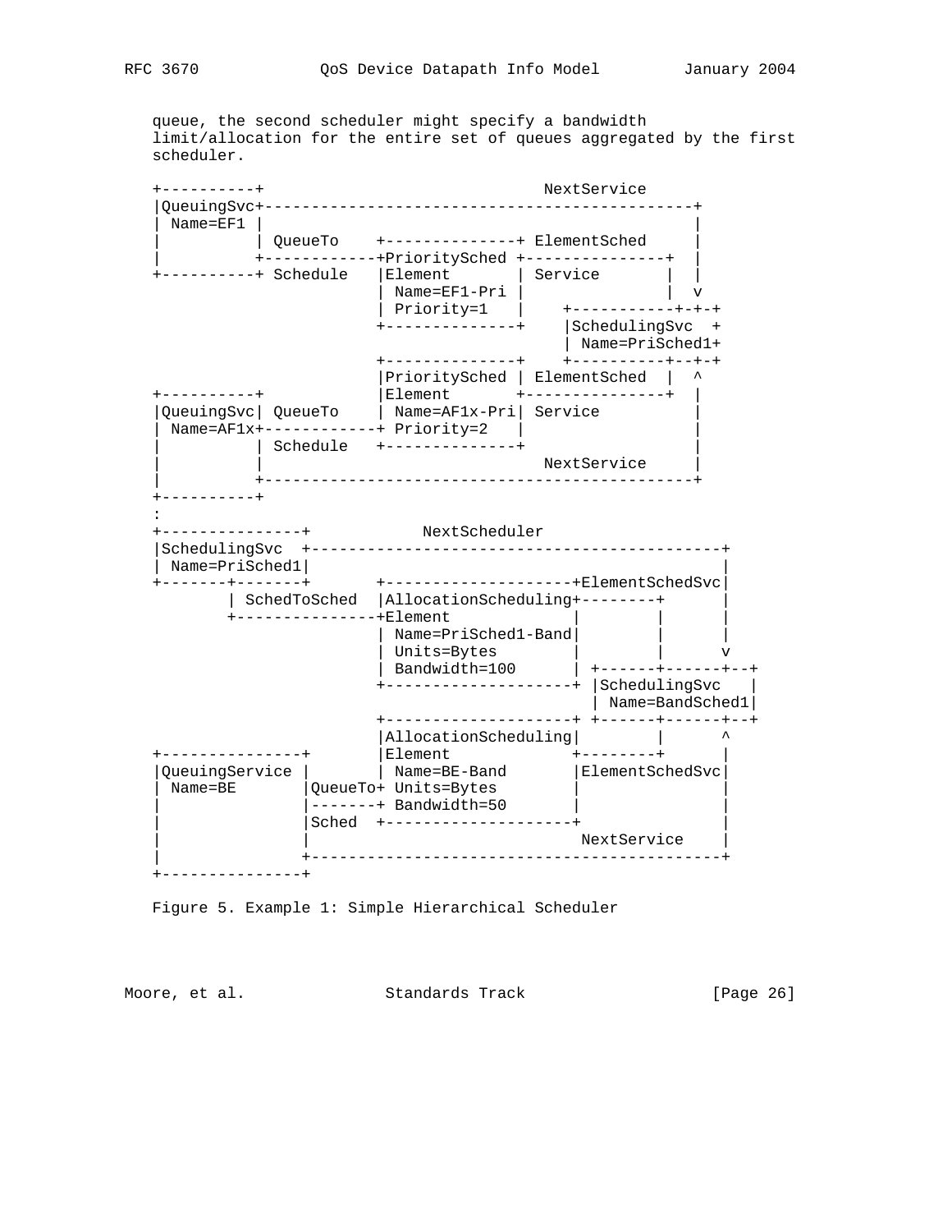queue, the second scheduler might specify a bandwidth limit/allocation for the entire set of queues aggregated by the first scheduler.

```
+----------+                              NextService
|QueuingSvc+----------------------------------------------+
| Name=EF1 |                                              |
|          | QueueTo    +--------------+ ElementSched     |
|          +------------+PrioritySched +----------------+  |
+----------+ Schedule   |Element       | Service        |  |
                        | Name=EF1-Pri |                |  v
                        | Priority=1   |    +-----------+-+-+
                        +--------------+    |SchedulingSvc  +
                                            | Name=PriSched1+
                        +--------------+    +----------+--+-+
                        |PrioritySched | ElementSched  |  ^
+----------+            |Element       +---------------+  |
|QueuingSvc| QueueTo    | Name=AF1x-Pri| Service          |
| Name=AF1x+------------+ Priority=2   |                  |
|          | Schedule   +--------------+                  |
|          |                             NextService      |
|          +----------------------------------------------+
+----------+
:
+---------------+            NextScheduler
|SchedulingSvc  +--------------------------------------------+
| Name=PriSched1|                                            |
+-------+-------+       +--------------------+ElementSchedSvc|
        | SchedToSched  |AllocationScheduling+--------+      |
        +---------------+Element             |        |      |
                        | Name=PriSched1-Band|        |      |
                        | Units=Bytes        |        |      v
                        | Bandwidth=100      | +------+------+--+
                        +--------------------+ |SchedulingSvc   |
                                               | Name=BandSched1|
                        +--------------------+ +------+------+--+
                        |AllocationScheduling|        |      ^
+---------------+       |Element             +--------+      |
|QueuingService |       | Name=BE-Band       |ElementSchedSvc|
| Name=BE       |QueueTo+ Units=Bytes        |               |
|               |-------+ Bandwidth=50       |               |
|               |Sched  +--------------------+               |
|               |                             NextService    |
|               +--------------------------------------------+
+---------------+
```

Figure 5. Example 1: Simple Hierarchical Scheduler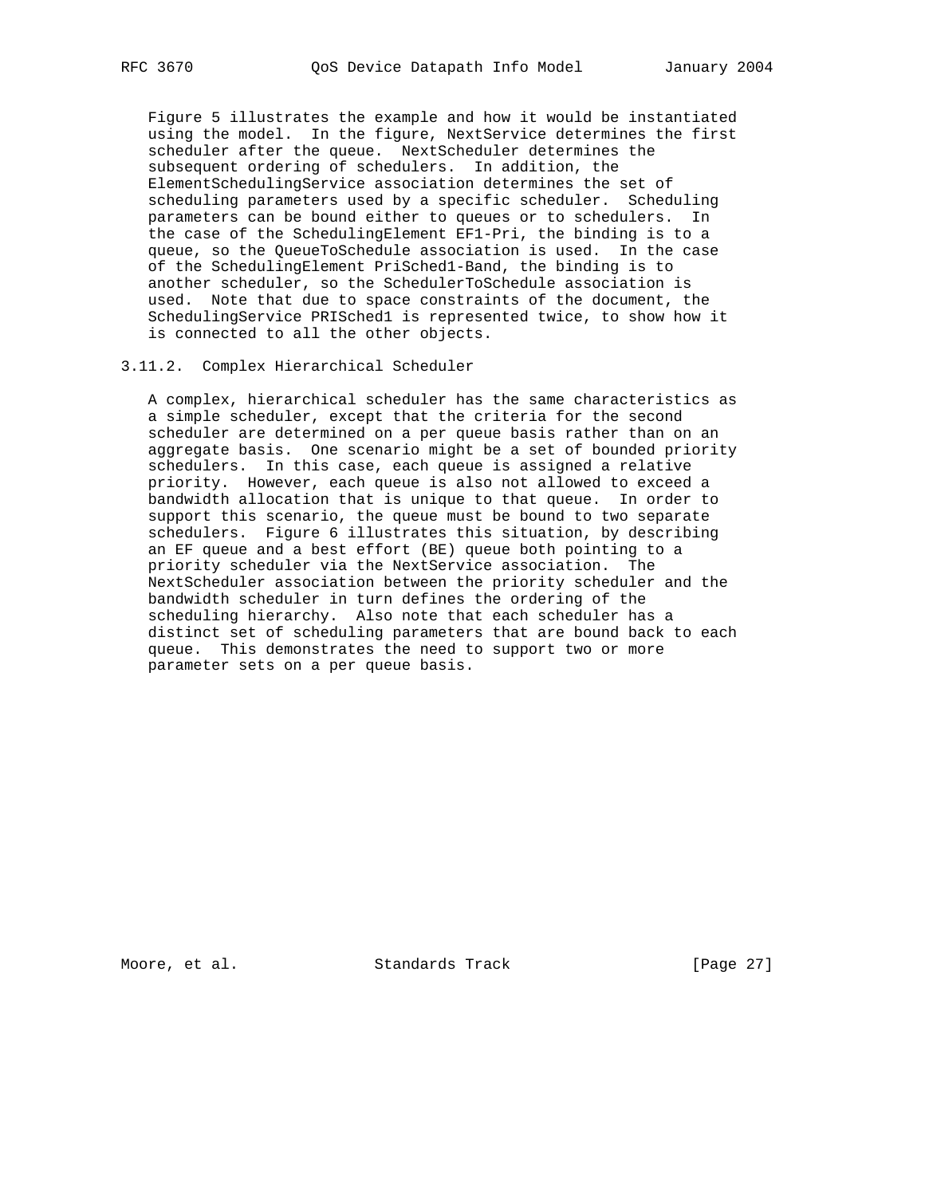Figure 5 illustrates the example and how it would be instantiated using the model. In the figure, NextService determines the first scheduler after the queue. NextScheduler determines the subsequent ordering of schedulers. In addition, the ElementSchedulingService association determines the set of scheduling parameters used by a specific scheduler. Scheduling parameters can be bound either to queues or to schedulers. In the case of the SchedulingElement EF1-Pri, the binding is to a queue, so the QueueToSchedule association is used. In the case of the SchedulingElement PriSched1-Band, the binding is to another scheduler, so the SchedulerToSchedule association is used. Note that due to space constraints of the document, the SchedulingService PRISched1 is represented twice, to show how it is connected to all the other objects.

### 3.11.2. Complex Hierarchical Scheduler

A complex, hierarchical scheduler has the same characteristics as a simple scheduler, except that the criteria for the second scheduler are determined on a per queue basis rather than on an aggregate basis. One scenario might be a set of bounded priority schedulers. In this case, each queue is assigned a relative priority. However, each queue is also not allowed to exceed a bandwidth allocation that is unique to that queue. In order to support this scenario, the queue must be bound to two separate schedulers. Figure 6 illustrates this situation, by describing an EF queue and a best effort (BE) queue both pointing to a priority scheduler via the NextService association. The NextScheduler association between the priority scheduler and the bandwidth scheduler in turn defines the ordering of the scheduling hierarchy. Also note that each scheduler has a distinct set of scheduling parameters that are bound back to each queue. This demonstrates the need to support two or more parameter sets on a per queue basis.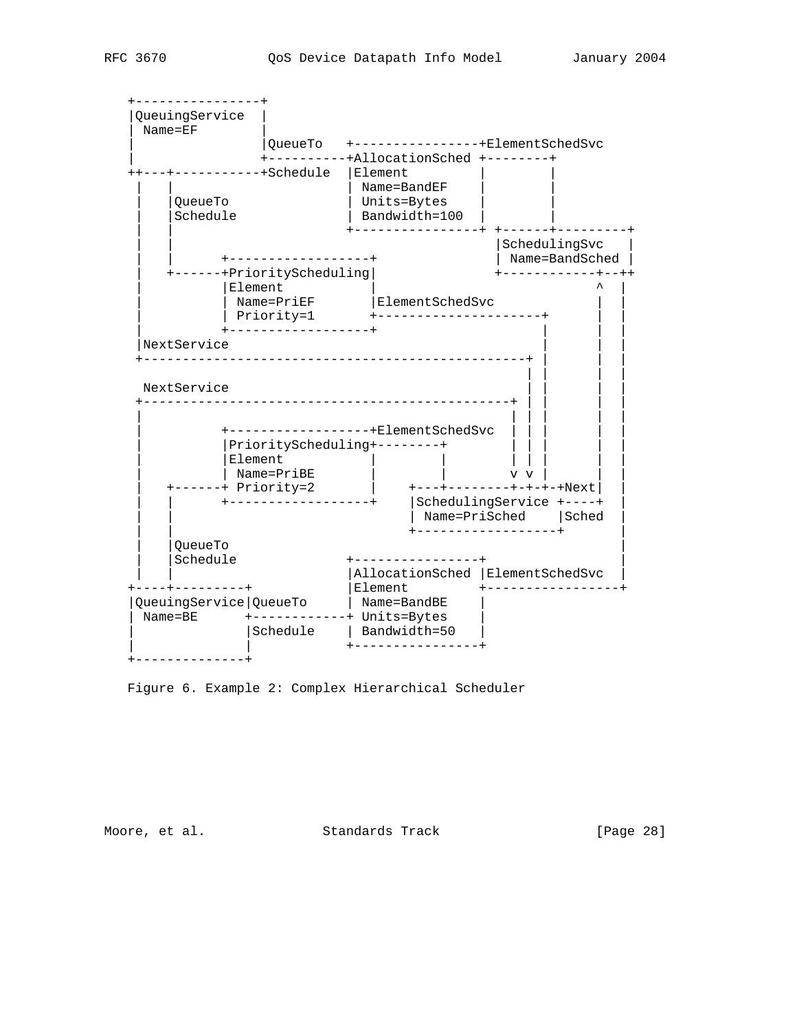```
   +----------------+
   |QueuingService  |
   | Name=EF        |
   |                |QueueTo   +----------------+ElementSchedSvc
   |                +----------+AllocationSched +--------+
   ++---+-----------+Schedule  |Element         |        |
    |   |                      | Name=BandEF    |        |
    |   |QueueTo               | Units=Bytes    |        |
    |   |Schedule              | Bandwidth=100  |        |
    |   |                      +----------------+ +------+---------+
    |   |                                         |SchedulingSvc   |
    |   |      +------------------+               | Name=BandSched |
    |   +------+PriorityScheduling|               +------------+--++
    |          |Element           |                            ^  |
    |          | Name=PriEF       |ElementSchedSvc             |  |
    |          | Priority=1       +----------------------+     |  |
    |          +------------------+                      |     |  |
    |NextService                                         |     |  |
    +------------------------------------------------+ |     |  |
                                                     | |     |  |
     NextService                                     | |     |  |
    +----------------------------------------------+ | |     |  |
    |                                              | | |     |  |
    |          +-------------------+ElementSchedSvc | | |     |  |
    |          |PriorityScheduling+--------+        | | |     |  |
    |          |Element            |        |        | | |     |  |
    |          | Name=PriBE        |        |        v v |     |  |
    |   +------+ Priority=2        |    +---+--------+-+-+-+Next|  |
    |   |      +-------------------+    |SchedulingService +----+  |
    |   |                               | Name=PriSched    |Sched  |
    |   |                               +------------------+       |
    |   |QueueTo                                                   |
    |   |Schedule              +----------------+                  |
    |   |                      |AllocationSched |ElementSchedSvc   |
   +----+---------+            |Element         +------------------+
   |QueuingService|QueueTo     | Name=BandBE    |
   | Name=BE      +------------+ Units=Bytes    |
   |              |Schedule    | Bandwidth=50   |
   |              |            +----------------+
   +--------------+
```

Figure 6. Example 2: Complex Hierarchical Scheduler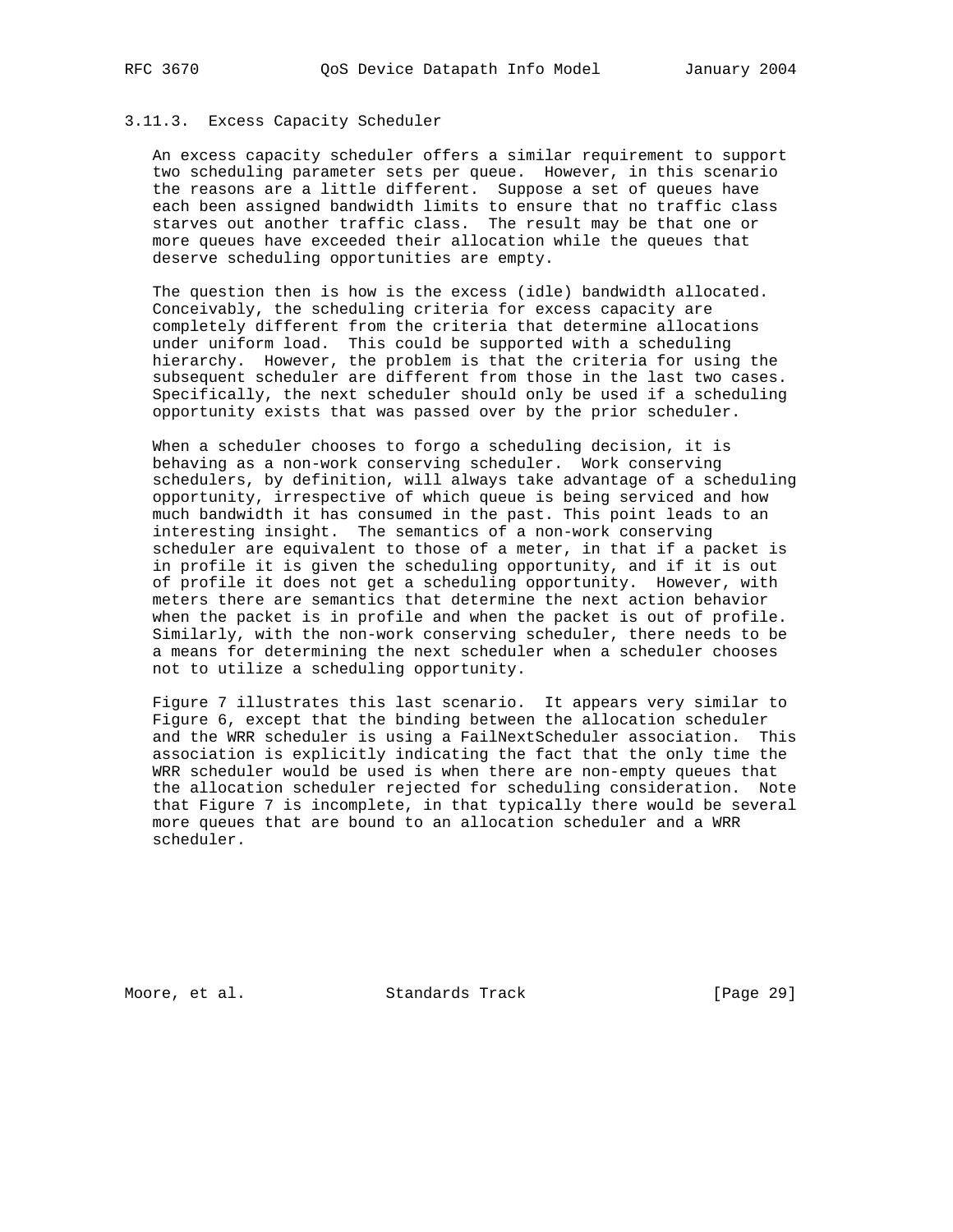### 3.11.3. Excess Capacity Scheduler

An excess capacity scheduler offers a similar requirement to support two scheduling parameter sets per queue. However, in this scenario the reasons are a little different. Suppose a set of queues have each been assigned bandwidth limits to ensure that no traffic class starves out another traffic class. The result may be that one or more queues have exceeded their allocation while the queues that deserve scheduling opportunities are empty.

The question then is how is the excess (idle) bandwidth allocated. Conceivably, the scheduling criteria for excess capacity are completely different from the criteria that determine allocations under uniform load. This could be supported with a scheduling hierarchy. However, the problem is that the criteria for using the subsequent scheduler are different from those in the last two cases. Specifically, the next scheduler should only be used if a scheduling opportunity exists that was passed over by the prior scheduler.

When a scheduler chooses to forgo a scheduling decision, it is behaving as a non-work conserving scheduler. Work conserving schedulers, by definition, will always take advantage of a scheduling opportunity, irrespective of which queue is being serviced and how much bandwidth it has consumed in the past. This point leads to an interesting insight. The semantics of a non-work conserving scheduler are equivalent to those of a meter, in that if a packet is in profile it is given the scheduling opportunity, and if it is out of profile it does not get a scheduling opportunity. However, with meters there are semantics that determine the next action behavior when the packet is in profile and when the packet is out of profile. Similarly, with the non-work conserving scheduler, there needs to be a means for determining the next scheduler when a scheduler chooses not to utilize a scheduling opportunity.

Figure 7 illustrates this last scenario. It appears very similar to Figure 6, except that the binding between the allocation scheduler and the WRR scheduler is using a FailNextScheduler association. This association is explicitly indicating the fact that the only time the WRR scheduler would be used is when there are non-empty queues that the allocation scheduler rejected for scheduling consideration. Note that Figure 7 is incomplete, in that typically there would be several more queues that are bound to an allocation scheduler and a WRR scheduler.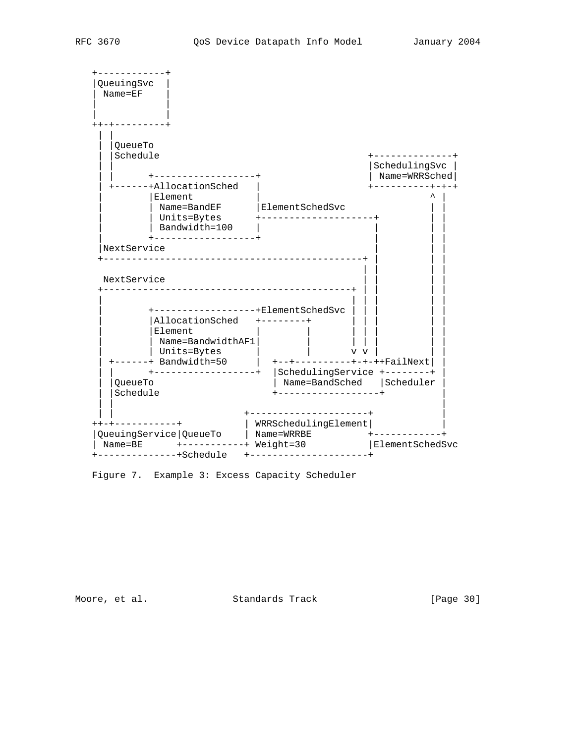```
   +------------+
   |QueuingSvc  |
   | Name=EF    |
   |            |
   |            |
   ++-+---------+
    | |
    | |QueueTo
    | |Schedule                                 +--------------+
    | |                                         |SchedulingSvc |
    | |      +------------------+               | Name=WRRSched|
    | +------+AllocationSched   |               +----------+-+-+
    |        |Element           |                          ^ |
    |        | Name=BandEF      |ElementSchedSvc           | |
    |        | Units=Bytes      +---------------------+    | |
    |        | Bandwidth=100    |                     |    | |
    |        +------------------+                     |    | |
    |NextService                                      |    | |
    +-------------------------------------------+ |        | |
                                                | |        | |
     NextService                                | |        | |
    +-----------------------------------------+ | |        | |
    |                                         | | |        | |
    |        +------------------+ElementSchedSvc | | |        | |
    |        |AllocationSched   +--------+      | | |        | |
    |        |Element           |        |      | | |        | |
    |        | Name=BandwidthAF1|        |      | | |        | |
    |        | Units=Bytes      |        |      v v |        | |
    | +------+ Bandwidth=50     |  +--+----------+-+-++FailNext| |
    | |      +------------------+  |SchedulingService +--------+ |
    | |QueueTo                     | Name=BandSched   |Scheduler |
    | |Schedule                    +------------------+          |
    | |                                                          |
    | |                     +---------------------+              |
   ++-+-----------+         | WRRSchedulingElement|              |
   |QueuingService|QueueTo  | Name=WRRBE          +------------+
   | Name=BE      +-----------+ Weight=30         |ElementSchedSvc
   +--------------+Schedule +---------------------+
```

Figure 7.  Example 3: Excess Capacity Scheduler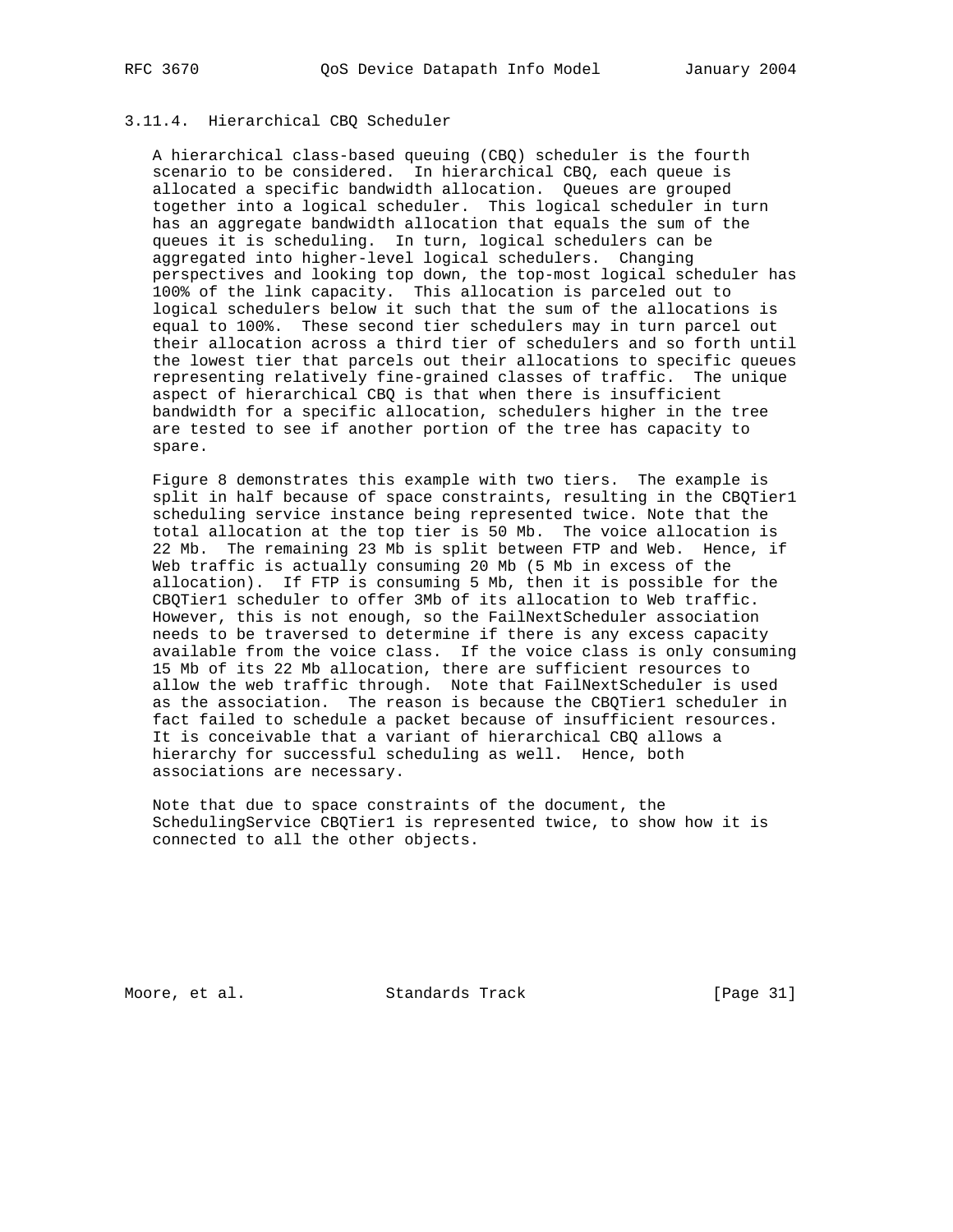### 3.11.4. Hierarchical CBQ Scheduler

A hierarchical class-based queuing (CBQ) scheduler is the fourth scenario to be considered. In hierarchical CBQ, each queue is allocated a specific bandwidth allocation. Queues are grouped together into a logical scheduler. This logical scheduler in turn has an aggregate bandwidth allocation that equals the sum of the queues it is scheduling. In turn, logical schedulers can be aggregated into higher-level logical schedulers. Changing perspectives and looking top down, the top-most logical scheduler has 100% of the link capacity. This allocation is parceled out to logical schedulers below it such that the sum of the allocations is equal to 100%. These second tier schedulers may in turn parcel out their allocation across a third tier of schedulers and so forth until the lowest tier that parcels out their allocations to specific queues representing relatively fine-grained classes of traffic. The unique aspect of hierarchical CBQ is that when there is insufficient bandwidth for a specific allocation, schedulers higher in the tree are tested to see if another portion of the tree has capacity to spare.

Figure 8 demonstrates this example with two tiers. The example is split in half because of space constraints, resulting in the CBQTier1 scheduling service instance being represented twice. Note that the total allocation at the top tier is 50 Mb. The voice allocation is 22 Mb. The remaining 23 Mb is split between FTP and Web. Hence, if Web traffic is actually consuming 20 Mb (5 Mb in excess of the allocation). If FTP is consuming 5 Mb, then it is possible for the CBQTier1 scheduler to offer 3Mb of its allocation to Web traffic. However, this is not enough, so the FailNextScheduler association needs to be traversed to determine if there is any excess capacity available from the voice class. If the voice class is only consuming 15 Mb of its 22 Mb allocation, there are sufficient resources to allow the web traffic through. Note that FailNextScheduler is used as the association. The reason is because the CBQTier1 scheduler in fact failed to schedule a packet because of insufficient resources. It is conceivable that a variant of hierarchical CBQ allows a hierarchy for successful scheduling as well. Hence, both associations are necessary.

Note that due to space constraints of the document, the SchedulingService CBQTier1 is represented twice, to show how it is connected to all the other objects.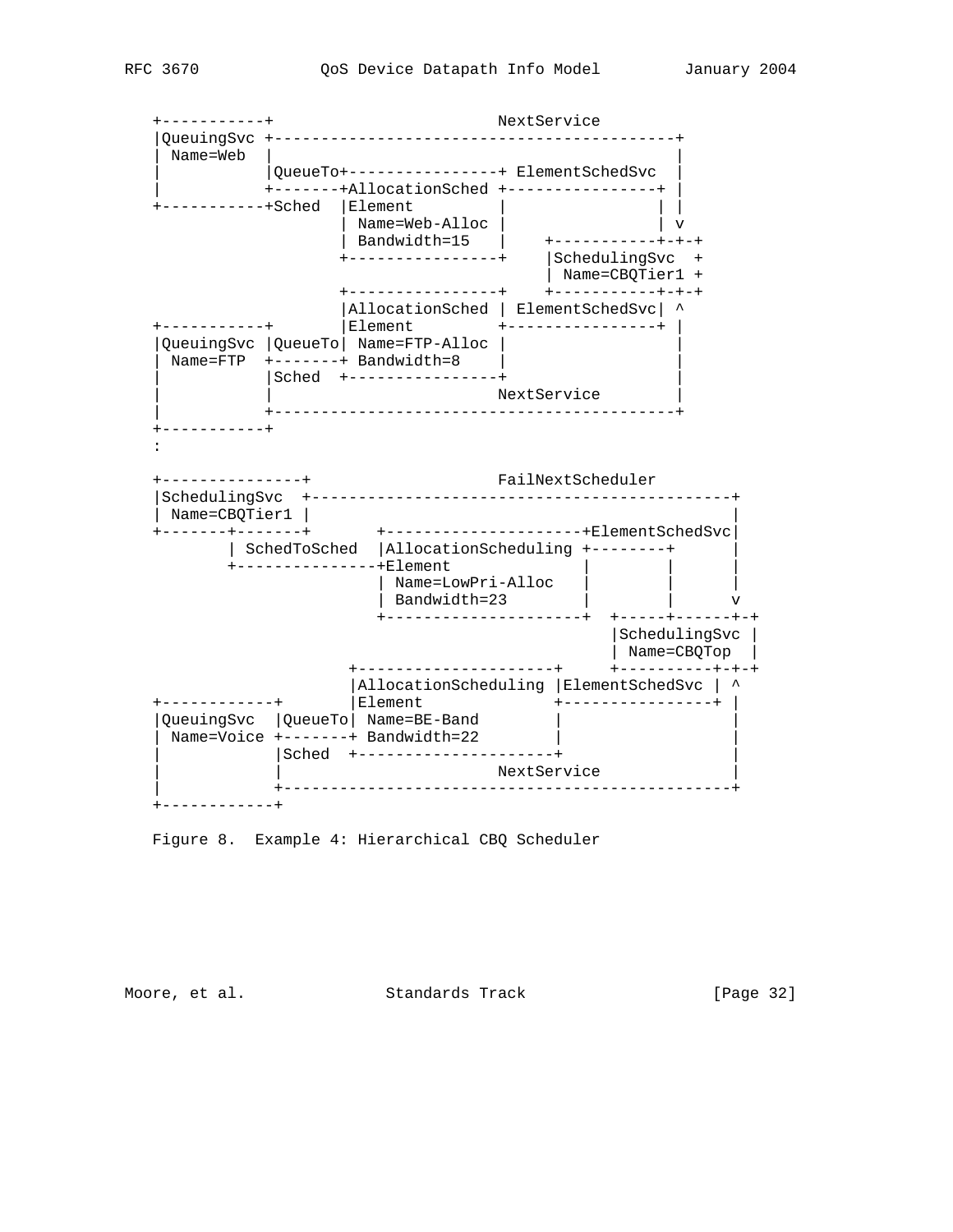```
   +-----------+                        NextService
   |QueuingSvc +------------------------------------------+
   | Name=Web  |                                          |
   |           |QueueTo+----------------+ ElementSchedSvc  |
   |           +-------+AllocationSched +----------------+ |
   +-----------+Sched  |Element         |                | |
                       | Name=Web-Alloc |                | v
                       | Bandwidth=15   |    +-----------+-+-+
                       +----------------+    |SchedulingSvc  +
                                             | Name=CBQTier1 +
                       +----------------+    +-----------+-+-+
                       |AllocationSched | ElementSchedSvc| ^
   +-----------+       |Element         +----------------+ |
   |QueuingSvc |QueueTo| Name=FTP-Alloc |                  |
   | Name=FTP  +-------+ Bandwidth=8    |                  |
   |           |Sched  +----------------+                  |
   |           |                        NextService        |
   |           +------------------------------------------+
   +-----------+
   :

   +---------------+                    FailNextScheduler
   |SchedulingSvc  +--------------------------------------------+
   | Name=CBQTier1 |                                            |
   +-------+-------+       +---------------------+ElementSchedSvc|
           | SchedToSched  |AllocationScheduling +--------+      |
           +---------------+Element              |        |      |
                           | Name=LowPri-Alloc   |        |      |
                           | Bandwidth=23        |        |      v
                           +---------------------+  +-----+------+-+
                                                    |SchedulingSvc |
                                                    | Name=CBQTop  |
                      +---------------------+     +----------+-+-+
                      |AllocationScheduling |ElementSchedSvc | ^
   +------------+     |Element              +----------------+ |
   |QueuingSvc  |QueueTo| Name=BE-Band      |                  |
   | Name=Voice +-------+ Bandwidth=22      |                  |
   |            |Sched  +---------------------+                |
   |            |                       NextService            |
   |            +----------------------------------------------+
   +------------+
```

Figure 8. Example 4: Hierarchical CBQ Scheduler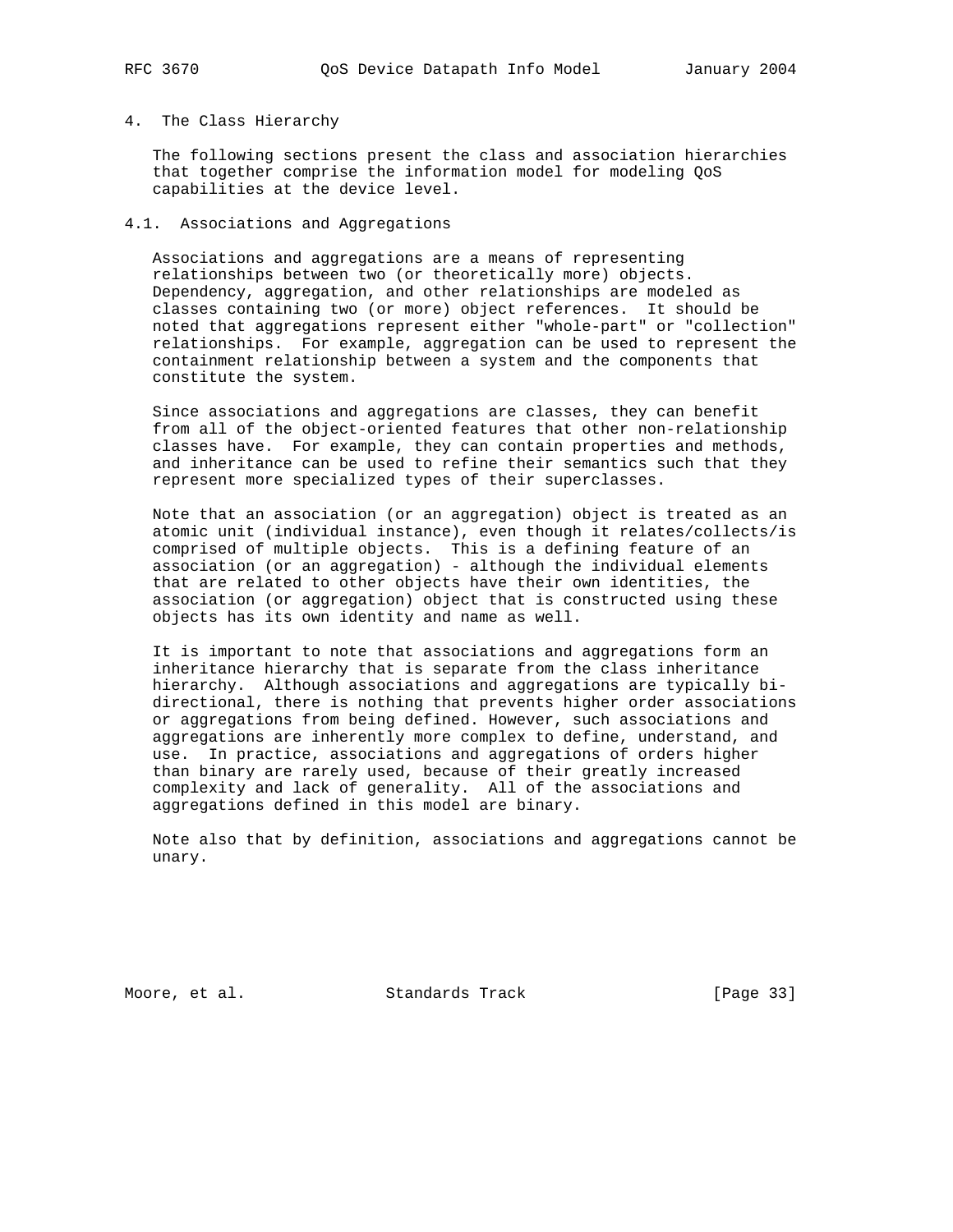# 4. The Class Hierarchy

The following sections present the class and association hierarchies that together comprise the information model for modeling QoS capabilities at the device level.

## 4.1. Associations and Aggregations

Associations and aggregations are a means of representing relationships between two (or theoretically more) objects. Dependency, aggregation, and other relationships are modeled as classes containing two (or more) object references. It should be noted that aggregations represent either "whole-part" or "collection" relationships. For example, aggregation can be used to represent the containment relationship between a system and the components that constitute the system.

Since associations and aggregations are classes, they can benefit from all of the object-oriented features that other non-relationship classes have. For example, they can contain properties and methods, and inheritance can be used to refine their semantics such that they represent more specialized types of their superclasses.

Note that an association (or an aggregation) object is treated as an atomic unit (individual instance), even though it relates/collects/is comprised of multiple objects. This is a defining feature of an association (or an aggregation) - although the individual elements that are related to other objects have their own identities, the association (or aggregation) object that is constructed using these objects has its own identity and name as well.

It is important to note that associations and aggregations form an inheritance hierarchy that is separate from the class inheritance hierarchy. Although associations and aggregations are typically bi-directional, there is nothing that prevents higher order associations or aggregations from being defined. However, such associations and aggregations are inherently more complex to define, understand, and use. In practice, associations and aggregations of orders higher than binary are rarely used, because of their greatly increased complexity and lack of generality. All of the associations and aggregations defined in this model are binary.

Note also that by definition, associations and aggregations cannot be unary.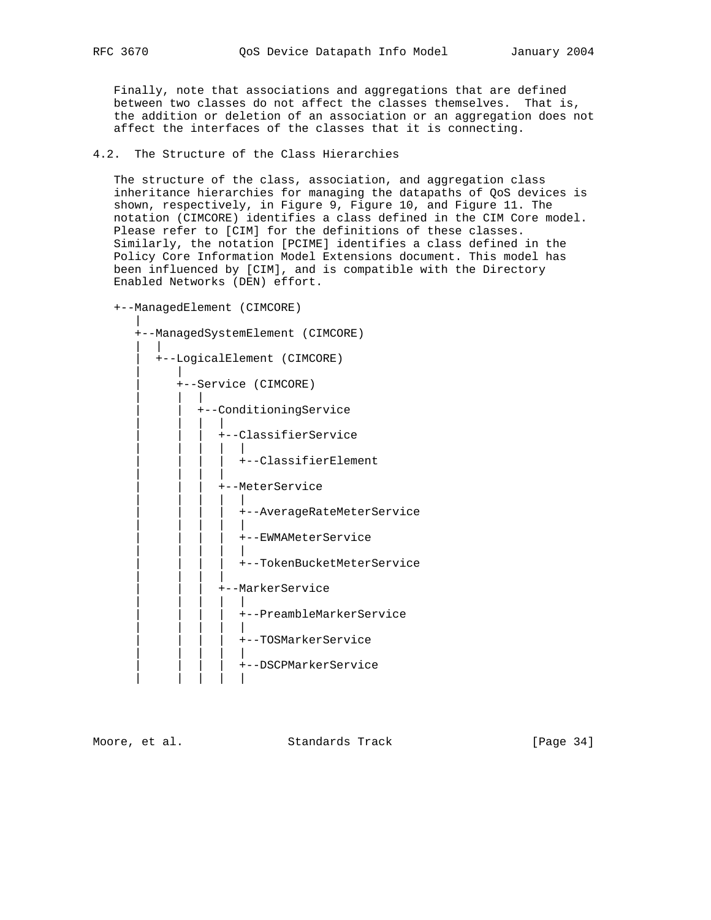Finally, note that associations and aggregations that are defined between two classes do not affect the classes themselves. That is, the addition or deletion of an association or an aggregation does not affect the interfaces of the classes that it is connecting.

## 4.2. The Structure of the Class Hierarchies

The structure of the class, association, and aggregation class inheritance hierarchies for managing the datapaths of QoS devices is shown, respectively, in Figure 9, Figure 10, and Figure 11. The notation (CIMCORE) identifies a class defined in the CIM Core model. Please refer to [CIM] for the definitions of these classes. Similarly, the notation [PCIME] identifies a class defined in the Policy Core Information Model Extensions document. This model has been influenced by [CIM], and is compatible with the Directory Enabled Networks (DEN) effort.

```
+--ManagedElement (CIMCORE)
   |
   +--ManagedSystemElement (CIMCORE)
   |  |
   |  +--LogicalElement (CIMCORE)
   |     |
   |     +--Service (CIMCORE)
   |     |  |
   |     |  +--ConditioningService
   |     |  |  |
   |     |  |  +--ClassifierService
   |     |  |  |  |
   |     |  |  |  +--ClassifierElement
   |     |  |  |
   |     |  |  +--MeterService
   |     |  |  |  |
   |     |  |  |  +--AverageRateMeterService
   |     |  |  |  |
   |     |  |  |  +--EWMAMeterService
   |     |  |  |  |
   |     |  |  |  +--TokenBucketMeterService
   |     |  |  |
   |     |  |  +--MarkerService
   |     |  |  |  |
   |     |  |  |  +--PreambleMarkerService
   |     |  |  |  |
   |     |  |  |  +--TOSMarkerService
   |     |  |  |  |
   |     |  |  |  +--DSCPMarkerService
   |     |  |  |  |
```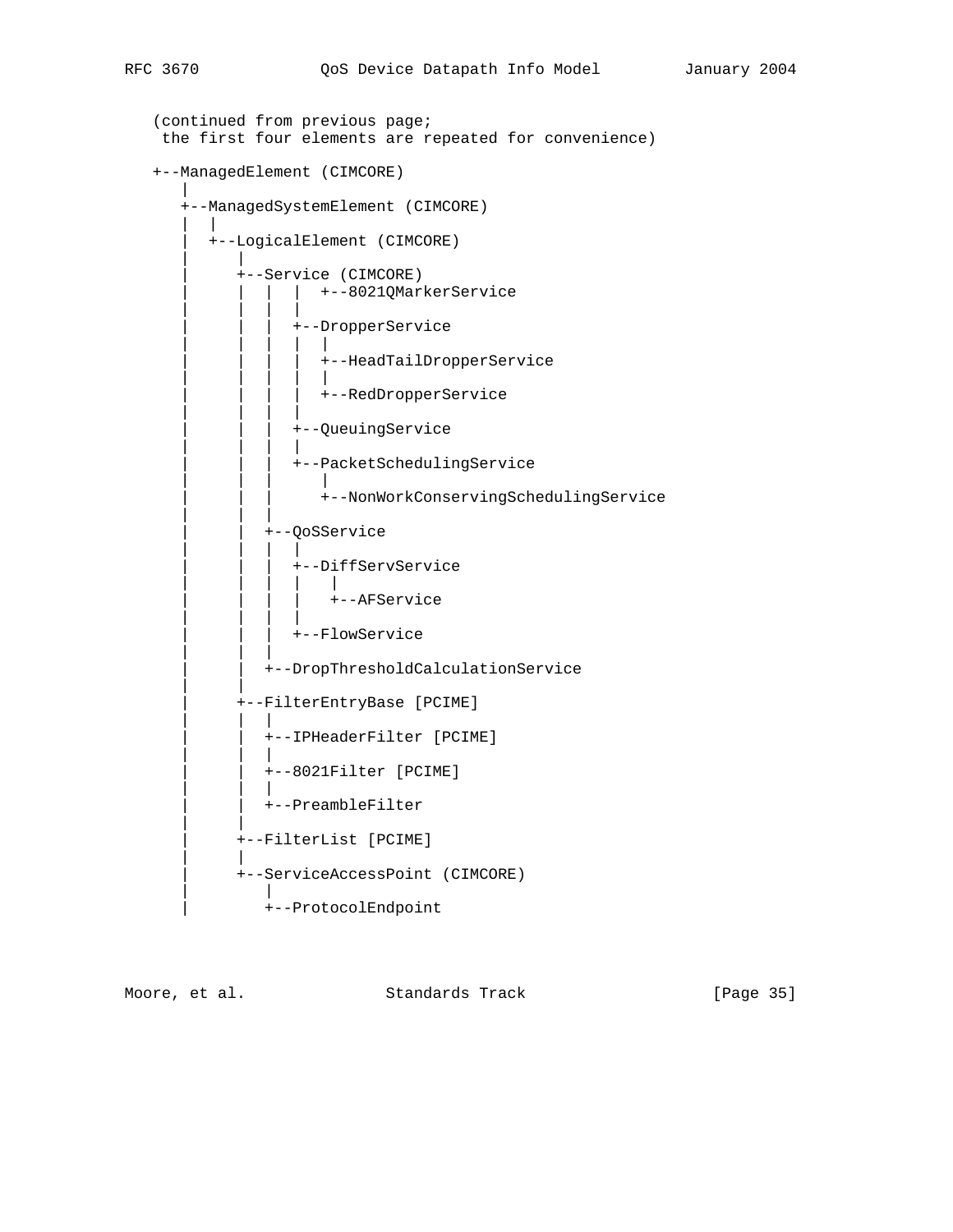(continued from previous page;
    the first four elements are repeated for convenience)

```
   +--ManagedElement (CIMCORE)
      |
      +--ManagedSystemElement (CIMCORE)
      |  |
      |  +--LogicalElement (CIMCORE)
      |     |
      |     +--Service (CIMCORE)
      |     |  |  |  +--8021QMarkerService
      |     |  |  |
      |     |  |  +--DropperService
      |     |  |  |  |
      |     |  |  |  +--HeadTailDropperService
      |     |  |  |  |
      |     |  |  |  +--RedDropperService
      |     |  |  |
      |     |  |  +--QueuingService
      |     |  |  |
      |     |  |  +--PacketSchedulingService
      |     |  |     |
      |     |  |     +--NonWorkConservingSchedulingService
      |     |  |
      |     |  +--QoSService
      |     |  |  |
      |     |  |  +--DiffServService
      |     |  |  |   |
      |     |  |  |   +--AFService
      |     |  |  |
      |     |  |  +--FlowService
      |     |  |
      |     |  +--DropThresholdCalculationService
      |     |
      |     +--FilterEntryBase [PCIME]
      |     |  |
      |     |  +--IPHeaderFilter [PCIME]
      |     |  |
      |     |  +--8021Filter [PCIME]
      |     |  |
      |     |  +--PreambleFilter
      |     |
      |     +--FilterList [PCIME]
      |     |
      |     +--ServiceAccessPoint (CIMCORE)
      |        |
      |        +--ProtocolEndpoint
```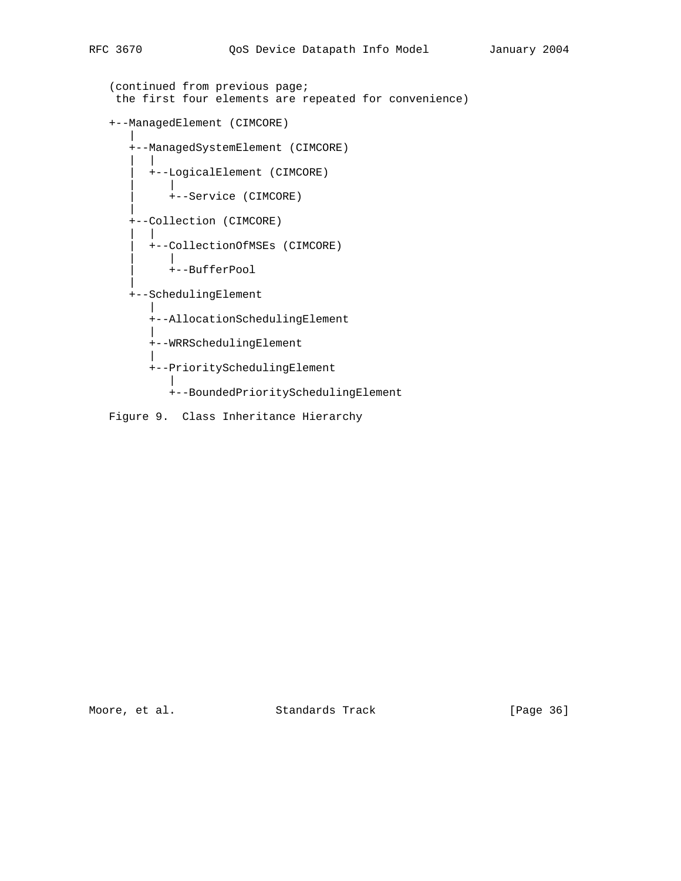(continued from previous page;
 the first four elements are repeated for convenience)

```
+--ManagedElement (CIMCORE)
   |
   +--ManagedSystemElement (CIMCORE)
   |  |
   |  +--LogicalElement (CIMCORE)
   |     |
   |     +--Service (CIMCORE)
   |
   +--Collection (CIMCORE)
   |  |
   |  +--CollectionOfMSEs (CIMCORE)
   |     |
   |     +--BufferPool
   |
   +--SchedulingElement
      |
      +--AllocationSchedulingElement
      |
      +--WRRSchedulingElement
      |
      +--PrioritySchedulingElement
         |
         +--BoundedPrioritySchedulingElement
```

Figure 9.  Class Inheritance Hierarchy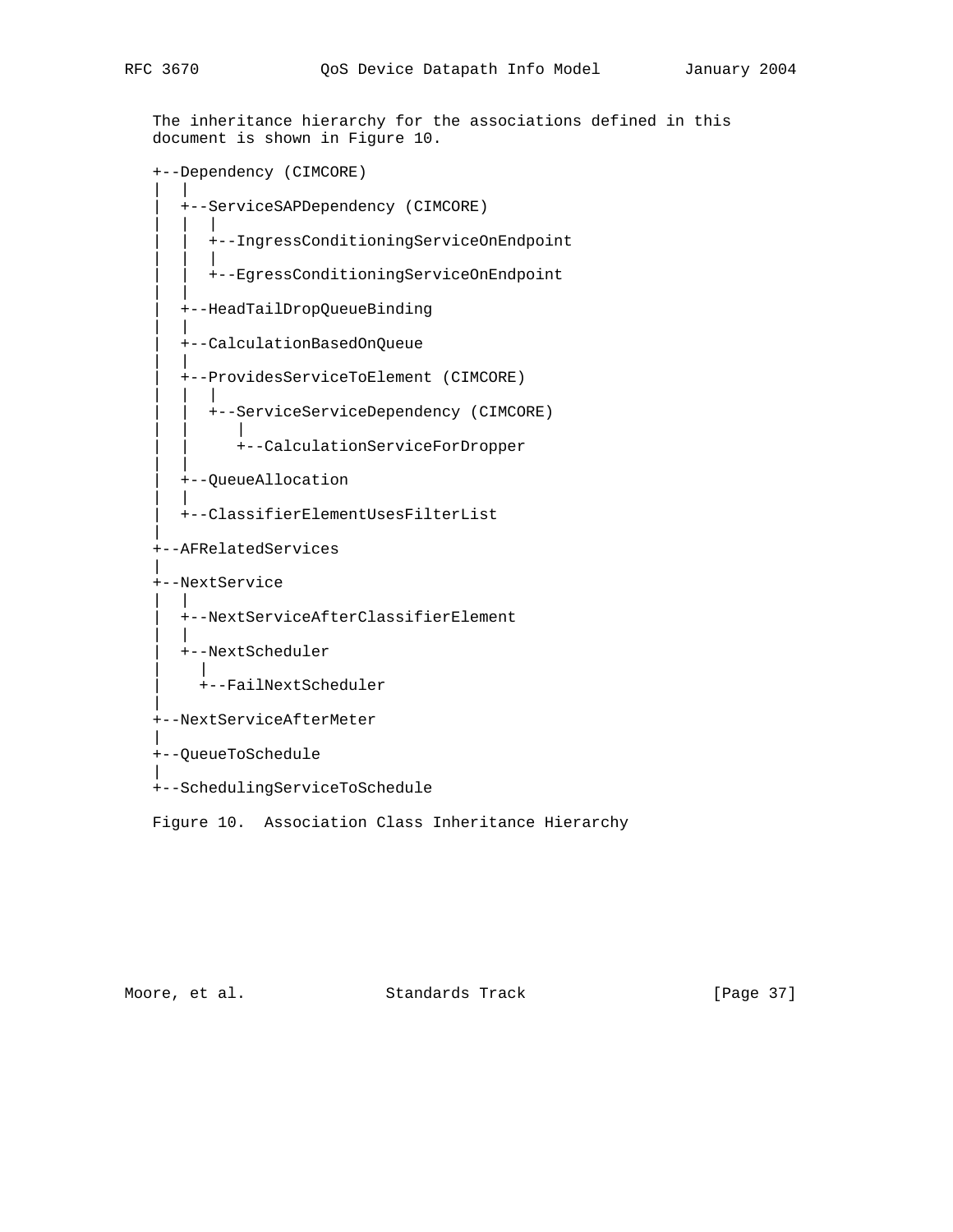The inheritance hierarchy for the associations defined in this document is shown in Figure 10.

```
+--Dependency (CIMCORE)
|  |
|  +--ServiceSAPDependency (CIMCORE)
|  |  |
|  |  +--IngressConditioningServiceOnEndpoint
|  |  |
|  |  +--EgressConditioningServiceOnEndpoint
|  |
|  +--HeadTailDropQueueBinding
|  |
|  +--CalculationBasedOnQueue
|  |
|  +--ProvidesServiceToElement (CIMCORE)
|  |  |
|  |  +--ServiceServiceDependency (CIMCORE)
|  |     |
|  |     +--CalculationServiceForDropper
|  |
|  +--QueueAllocation
|  |
|  +--ClassifierElementUsesFilterList
|
+--AFRelatedServices
|
+--NextService
|  |
|  +--NextServiceAfterClassifierElement
|  |
|  +--NextScheduler
|     |
|     +--FailNextScheduler
|
+--NextServiceAfterMeter
|
+--QueueToSchedule
|
+--SchedulingServiceToSchedule
```

Figure 10. Association Class Inheritance Hierarchy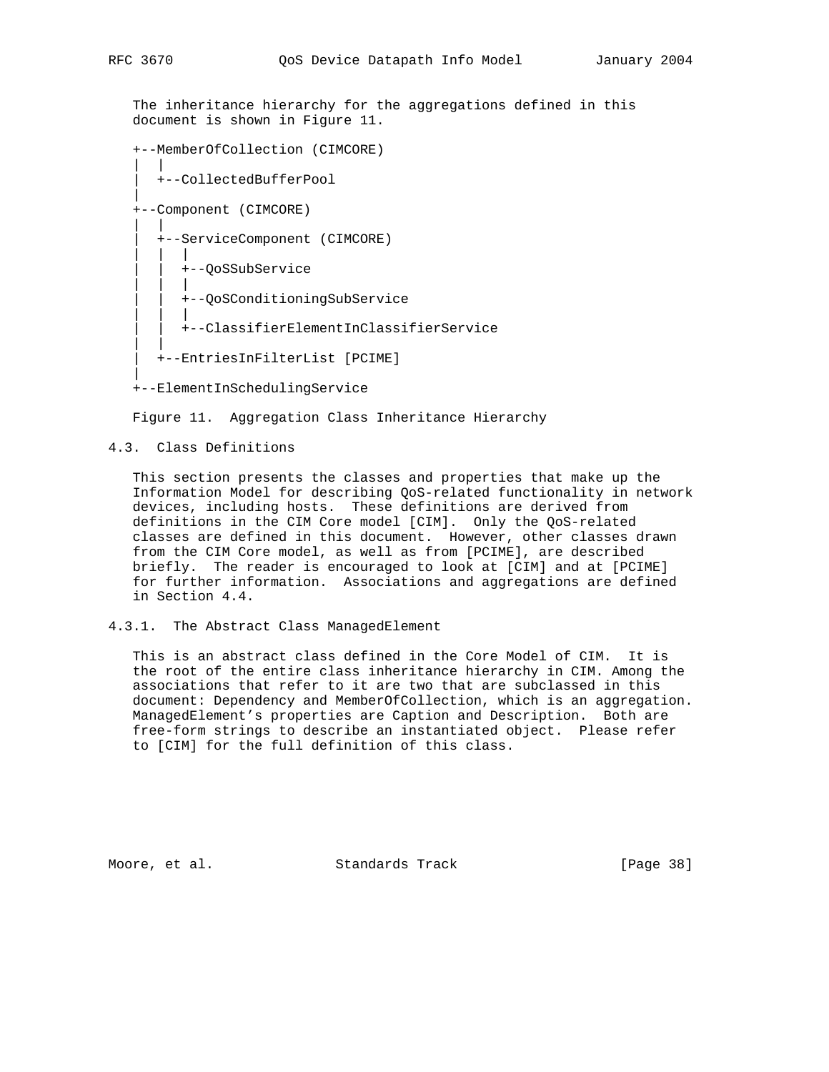The inheritance hierarchy for the aggregations defined in this document is shown in Figure 11.

```
+--MemberOfCollection (CIMCORE)
|  |
|  +--CollectedBufferPool
|
+--Component (CIMCORE)
|  |
|  +--ServiceComponent (CIMCORE)
|  |  |
|  |  +--QoSSubService
|  |  |
|  |  +--QoSConditioningSubService
|  |  |
|  |  +--ClassifierElementInClassifierService
|  |
|  +--EntriesInFilterList [PCIME]
|
+--ElementInSchedulingService
```

Figure 11. Aggregation Class Inheritance Hierarchy

## 4.3. Class Definitions

This section presents the classes and properties that make up the Information Model for describing QoS-related functionality in network devices, including hosts. These definitions are derived from definitions in the CIM Core model [CIM]. Only the QoS-related classes are defined in this document. However, other classes drawn from the CIM Core model, as well as from [PCIME], are described briefly. The reader is encouraged to look at [CIM] and at [PCIME] for further information. Associations and aggregations are defined in Section 4.4.

### 4.3.1. The Abstract Class ManagedElement

This is an abstract class defined in the Core Model of CIM. It is the root of the entire class inheritance hierarchy in CIM. Among the associations that refer to it are two that are subclassed in this document: Dependency and MemberOfCollection, which is an aggregation. ManagedElement's properties are Caption and Description. Both are free-form strings to describe an instantiated object. Please refer to [CIM] for the full definition of this class.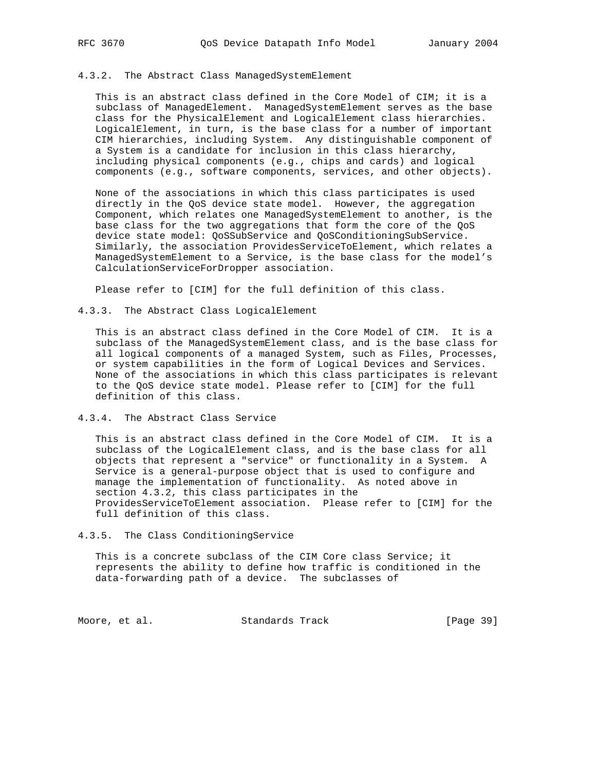### 4.3.2. The Abstract Class ManagedSystemElement

This is an abstract class defined in the Core Model of CIM; it is a subclass of ManagedElement. ManagedSystemElement serves as the base class for the PhysicalElement and LogicalElement class hierarchies. LogicalElement, in turn, is the base class for a number of important CIM hierarchies, including System. Any distinguishable component of a System is a candidate for inclusion in this class hierarchy, including physical components (e.g., chips and cards) and logical components (e.g., software components, services, and other objects).

None of the associations in which this class participates is used directly in the QoS device state model. However, the aggregation Component, which relates one ManagedSystemElement to another, is the base class for the two aggregations that form the core of the QoS device state model: QoSSubService and QoSConditioningSubService. Similarly, the association ProvidesServiceToElement, which relates a ManagedSystemElement to a Service, is the base class for the model's CalculationServiceForDropper association.

Please refer to [CIM] for the full definition of this class.

### 4.3.3. The Abstract Class LogicalElement

This is an abstract class defined in the Core Model of CIM. It is a subclass of the ManagedSystemElement class, and is the base class for all logical components of a managed System, such as Files, Processes, or system capabilities in the form of Logical Devices and Services. None of the associations in which this class participates is relevant to the QoS device state model. Please refer to [CIM] for the full definition of this class.

### 4.3.4. The Abstract Class Service

This is an abstract class defined in the Core Model of CIM. It is a subclass of the LogicalElement class, and is the base class for all objects that represent a "service" or functionality in a System. A Service is a general-purpose object that is used to configure and manage the implementation of functionality. As noted above in section 4.3.2, this class participates in the ProvidesServiceToElement association. Please refer to [CIM] for the full definition of this class.

### 4.3.5. The Class ConditioningService

This is a concrete subclass of the CIM Core class Service; it represents the ability to define how traffic is conditioned in the data-forwarding path of a device. The subclasses of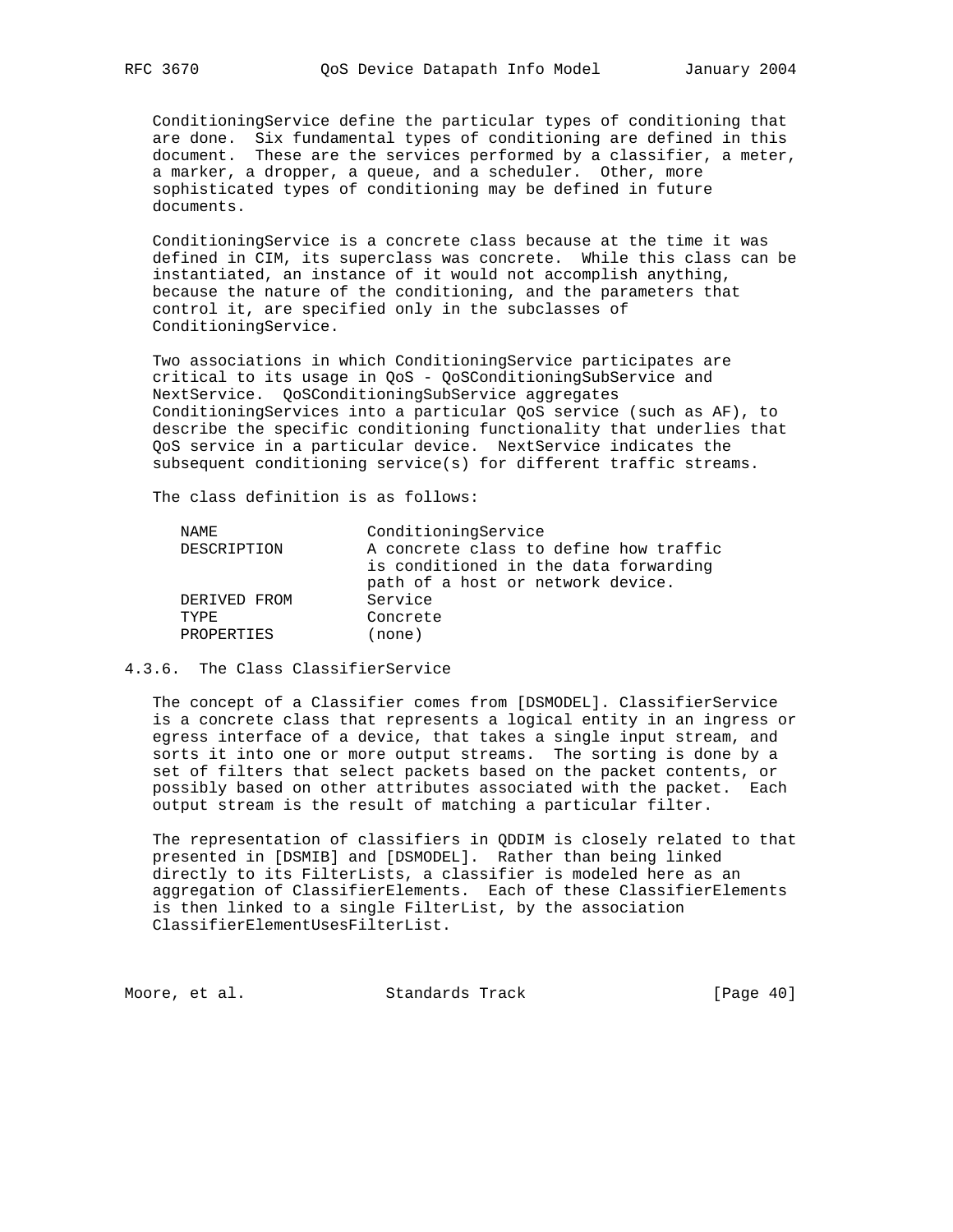ConditioningService define the particular types of conditioning that are done. Six fundamental types of conditioning are defined in this document. These are the services performed by a classifier, a meter, a marker, a dropper, a queue, and a scheduler. Other, more sophisticated types of conditioning may be defined in future documents.

ConditioningService is a concrete class because at the time it was defined in CIM, its superclass was concrete. While this class can be instantiated, an instance of it would not accomplish anything, because the nature of the conditioning, and the parameters that control it, are specified only in the subclasses of ConditioningService.

Two associations in which ConditioningService participates are critical to its usage in QoS - QoSConditioningSubService and NextService. QoSConditioningSubService aggregates ConditioningServices into a particular QoS service (such as AF), to describe the specific conditioning functionality that underlies that QoS service in a particular device. NextService indicates the subsequent conditioning service(s) for different traffic streams.

The class definition is as follows:

```
NAME              ConditioningService
DESCRIPTION       A concrete class to define how traffic
                  is conditioned in the data forwarding
                  path of a host or network device.
DERIVED FROM      Service
TYPE              Concrete
PROPERTIES        (none)
```

### 4.3.6. The Class ClassifierService

The concept of a Classifier comes from [DSMODEL]. ClassifierService is a concrete class that represents a logical entity in an ingress or egress interface of a device, that takes a single input stream, and sorts it into one or more output streams. The sorting is done by a set of filters that select packets based on the packet contents, or possibly based on other attributes associated with the packet. Each output stream is the result of matching a particular filter.

The representation of classifiers in QDDIM is closely related to that presented in [DSMIB] and [DSMODEL]. Rather than being linked directly to its FilterLists, a classifier is modeled here as an aggregation of ClassifierElements. Each of these ClassifierElements is then linked to a single FilterList, by the association ClassifierElementUsesFilterList.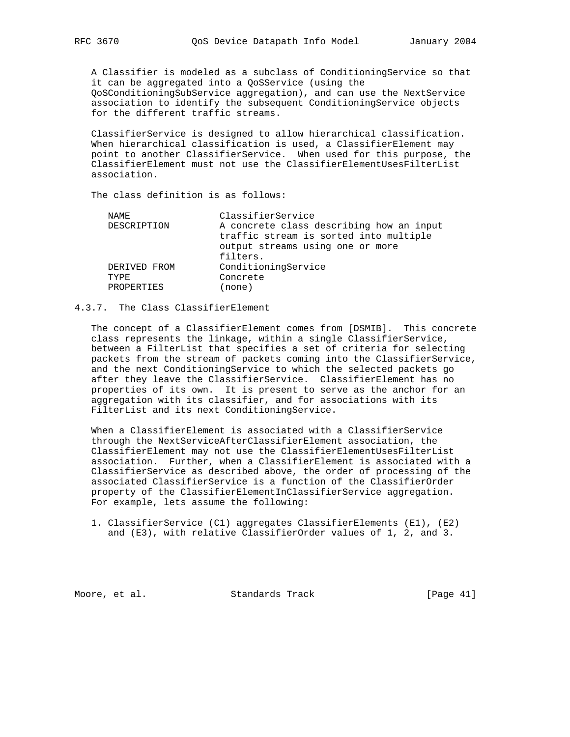A Classifier is modeled as a subclass of ConditioningService so that it can be aggregated into a QoSService (using the QoSConditioningSubService aggregation), and can use the NextService association to identify the subsequent ConditioningService objects for the different traffic streams.

ClassifierService is designed to allow hierarchical classification. When hierarchical classification is used, a ClassifierElement may point to another ClassifierService. When used for this purpose, the ClassifierElement must not use the ClassifierElementUsesFilterList association.

The class definition is as follows:

```
NAME              ClassifierService
DESCRIPTION       A concrete class describing how an input
                  traffic stream is sorted into multiple
                  output streams using one or more
                  filters.
DERIVED FROM      ConditioningService
TYPE              Concrete
PROPERTIES        (none)
```

### 4.3.7. The Class ClassifierElement

The concept of a ClassifierElement comes from [DSMIB]. This concrete class represents the linkage, within a single ClassifierService, between a FilterList that specifies a set of criteria for selecting packets from the stream of packets coming into the ClassifierService, and the next ConditioningService to which the selected packets go after they leave the ClassifierService. ClassifierElement has no properties of its own. It is present to serve as the anchor for an aggregation with its classifier, and for associations with its FilterList and its next ConditioningService.

When a ClassifierElement is associated with a ClassifierService through the NextServiceAfterClassifierElement association, the ClassifierElement may not use the ClassifierElementUsesFilterList association. Further, when a ClassifierElement is associated with a ClassifierService as described above, the order of processing of the associated ClassifierService is a function of the ClassifierOrder property of the ClassifierElementInClassifierService aggregation. For example, lets assume the following:

1. ClassifierService (C1) aggregates ClassifierElements (E1), (E2) and (E3), with relative ClassifierOrder values of 1, 2, and 3.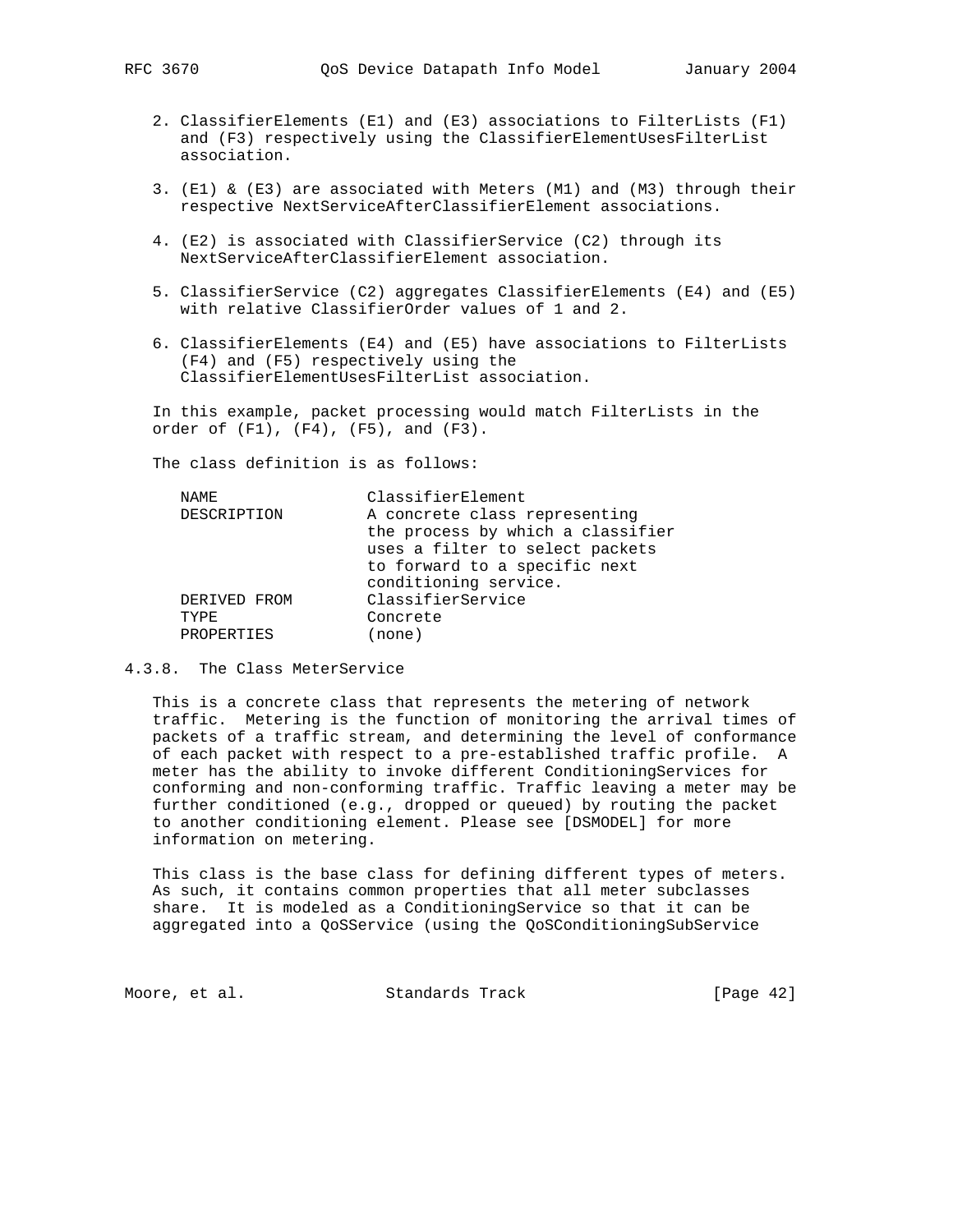2. ClassifierElements (E1) and (E3) associations to FilterLists (F1) and (F3) respectively using the ClassifierElementUsesFilterList association.

3. (E1) & (E3) are associated with Meters (M1) and (M3) through their respective NextServiceAfterClassifierElement associations.

4. (E2) is associated with ClassifierService (C2) through its NextServiceAfterClassifierElement association.

5. ClassifierService (C2) aggregates ClassifierElements (E4) and (E5) with relative ClassifierOrder values of 1 and 2.

6. ClassifierElements (E4) and (E5) have associations to FilterLists (F4) and (F5) respectively using the ClassifierElementUsesFilterList association.

In this example, packet processing would match FilterLists in the order of (F1), (F4), (F5), and (F3).

The class definition is as follows:

```
NAME              ClassifierElement
DESCRIPTION       A concrete class representing
                  the process by which a classifier
                  uses a filter to select packets
                  to forward to a specific next
                  conditioning service.
DERIVED FROM      ClassifierService
TYPE              Concrete
PROPERTIES        (none)
```

### 4.3.8. The Class MeterService

This is a concrete class that represents the metering of network traffic. Metering is the function of monitoring the arrival times of packets of a traffic stream, and determining the level of conformance of each packet with respect to a pre-established traffic profile. A meter has the ability to invoke different ConditioningServices for conforming and non-conforming traffic. Traffic leaving a meter may be further conditioned (e.g., dropped or queued) by routing the packet to another conditioning element. Please see [DSMODEL] for more information on metering.

This class is the base class for defining different types of meters. As such, it contains common properties that all meter subclasses share. It is modeled as a ConditioningService so that it can be aggregated into a QoSService (using the QoSConditioningSubService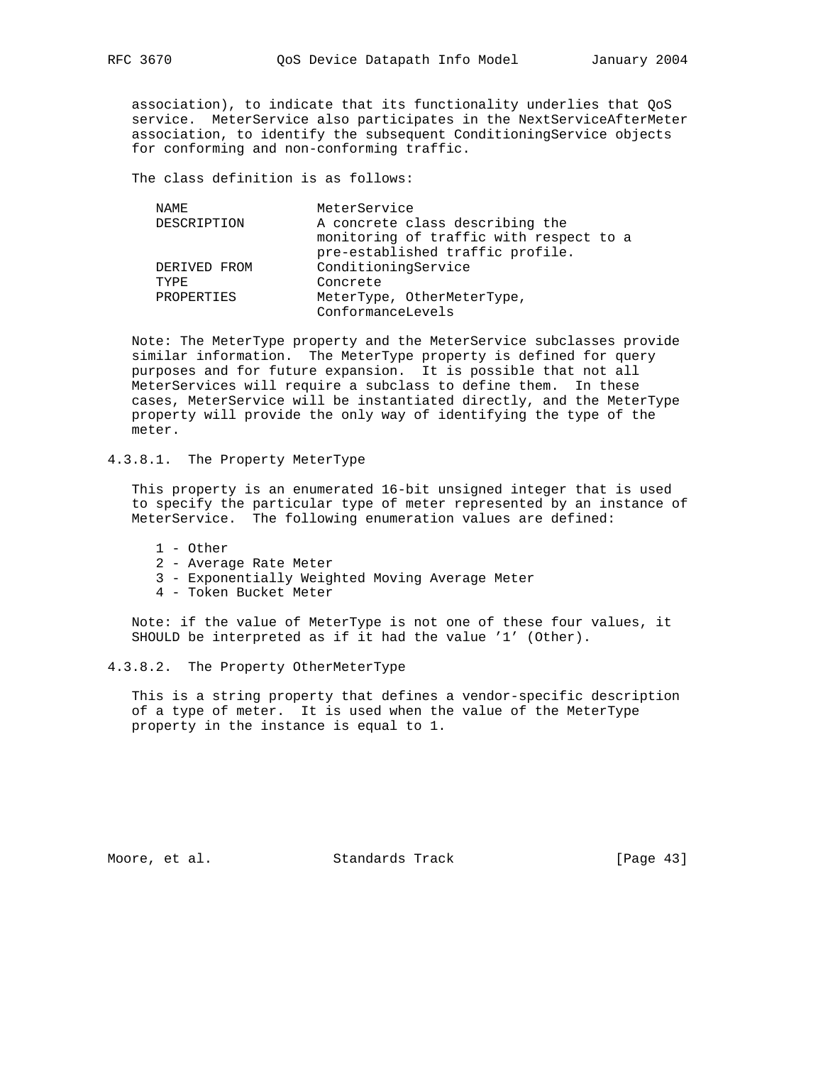association), to indicate that its functionality underlies that QoS service. MeterService also participates in the NextServiceAfterMeter association, to identify the subsequent ConditioningService objects for conforming and non-conforming traffic.

The class definition is as follows:

```
NAME              MeterService
DESCRIPTION       A concrete class describing the
                  monitoring of traffic with respect to a
                  pre-established traffic profile.
DERIVED FROM      ConditioningService
TYPE              Concrete
PROPERTIES        MeterType, OtherMeterType,
                  ConformanceLevels
```

Note: The MeterType property and the MeterService subclasses provide similar information. The MeterType property is defined for query purposes and for future expansion. It is possible that not all MeterServices will require a subclass to define them. In these cases, MeterService will be instantiated directly, and the MeterType property will provide the only way of identifying the type of the meter.

### 4.3.8.1. The Property MeterType

This property is an enumerated 16-bit unsigned integer that is used to specify the particular type of meter represented by an instance of MeterService. The following enumeration values are defined:

1 - Other
2 - Average Rate Meter
3 - Exponentially Weighted Moving Average Meter
4 - Token Bucket Meter

Note: if the value of MeterType is not one of these four values, it SHOULD be interpreted as if it had the value '1' (Other).

### 4.3.8.2. The Property OtherMeterType

This is a string property that defines a vendor-specific description of a type of meter. It is used when the value of the MeterType property in the instance is equal to 1.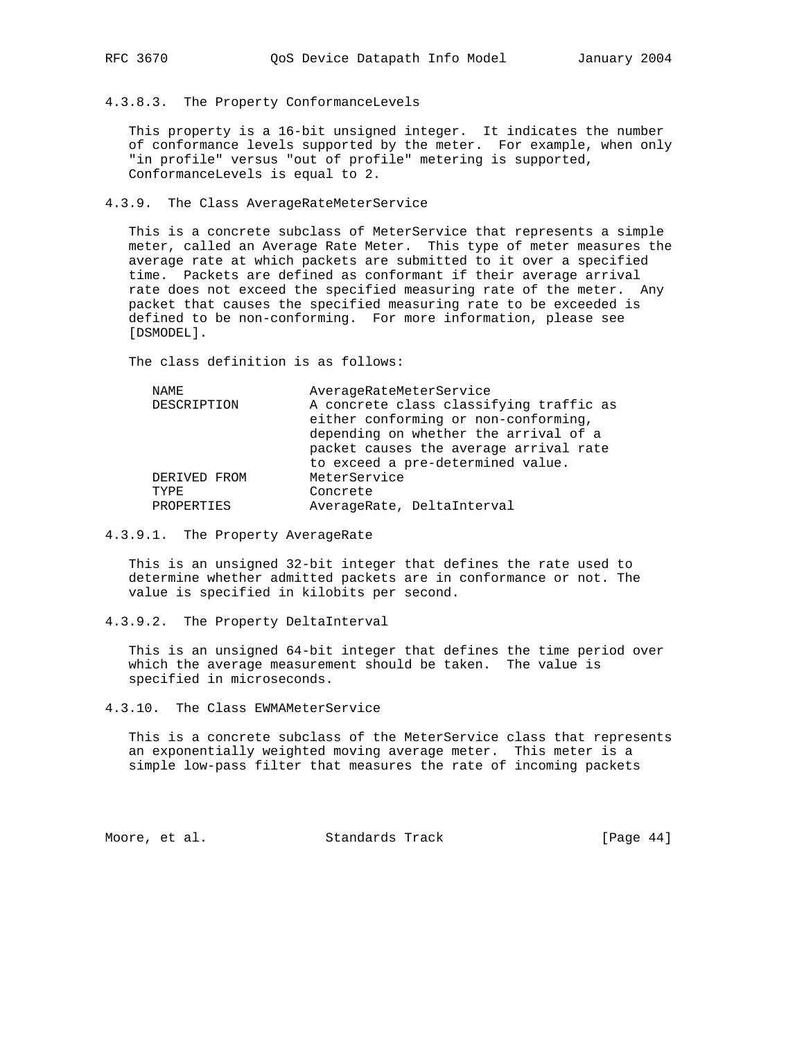#### 4.3.8.3. The Property ConformanceLevels

This property is a 16-bit unsigned integer. It indicates the number of conformance levels supported by the meter. For example, when only "in profile" versus "out of profile" metering is supported, ConformanceLevels is equal to 2.

### 4.3.9. The Class AverageRateMeterService

This is a concrete subclass of MeterService that represents a simple meter, called an Average Rate Meter. This type of meter measures the average rate at which packets are submitted to it over a specified time. Packets are defined as conformant if their average arrival rate does not exceed the specified measuring rate of the meter. Any packet that causes the specified measuring rate to be exceeded is defined to be non-conforming. For more information, please see [DSMODEL].

The class definition is as follows:

| | |
|---|---|
| NAME | AverageRateMeterService |
| DESCRIPTION | A concrete class classifying traffic as either conforming or non-conforming, depending on whether the arrival of a packet causes the average arrival rate to exceed a pre-determined value. |
| DERIVED FROM | MeterService |
| TYPE | Concrete |
| PROPERTIES | AverageRate, DeltaInterval |

#### 4.3.9.1. The Property AverageRate

This is an unsigned 32-bit integer that defines the rate used to determine whether admitted packets are in conformance or not. The value is specified in kilobits per second.

#### 4.3.9.2. The Property DeltaInterval

This is an unsigned 64-bit integer that defines the time period over which the average measurement should be taken. The value is specified in microseconds.

### 4.3.10. The Class EWMAMeterService

This is a concrete subclass of the MeterService class that represents an exponentially weighted moving average meter. This meter is a simple low-pass filter that measures the rate of incoming packets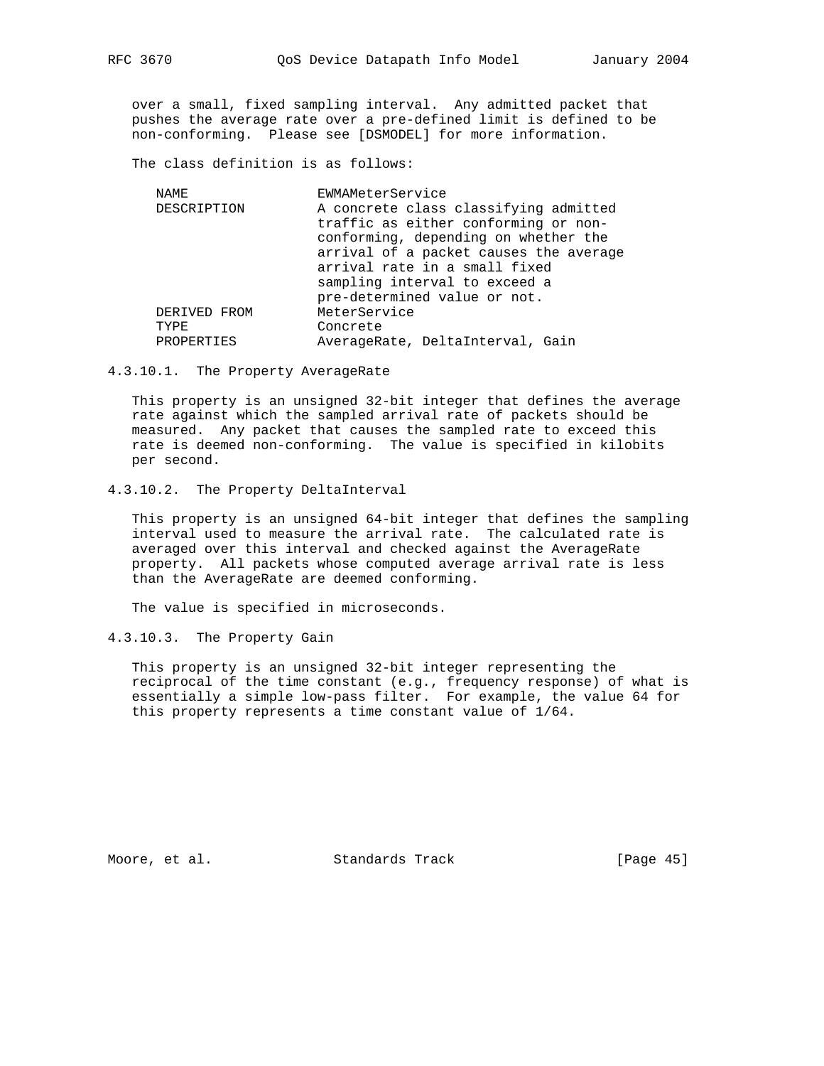over a small, fixed sampling interval. Any admitted packet that pushes the average rate over a pre-defined limit is defined to be non-conforming. Please see [DSMODEL] for more information.

The class definition is as follows:

| | |
|---|---|
| NAME | EWMAMeterService |
| DESCRIPTION | A concrete class classifying admitted traffic as either conforming or non-conforming, depending on whether the arrival of a packet causes the average arrival rate in a small fixed sampling interval to exceed a pre-determined value or not. |
| DERIVED FROM | MeterService |
| TYPE | Concrete |
| PROPERTIES | AverageRate, DeltaInterval, Gain |

#### 4.3.10.1. The Property AverageRate

This property is an unsigned 32-bit integer that defines the average rate against which the sampled arrival rate of packets should be measured. Any packet that causes the sampled rate to exceed this rate is deemed non-conforming. The value is specified in kilobits per second.

#### 4.3.10.2. The Property DeltaInterval

This property is an unsigned 64-bit integer that defines the sampling interval used to measure the arrival rate. The calculated rate is averaged over this interval and checked against the AverageRate property. All packets whose computed average arrival rate is less than the AverageRate are deemed conforming.

The value is specified in microseconds.

#### 4.3.10.3. The Property Gain

This property is an unsigned 32-bit integer representing the reciprocal of the time constant (e.g., frequency response) of what is essentially a simple low-pass filter. For example, the value 64 for this property represents a time constant value of 1/64.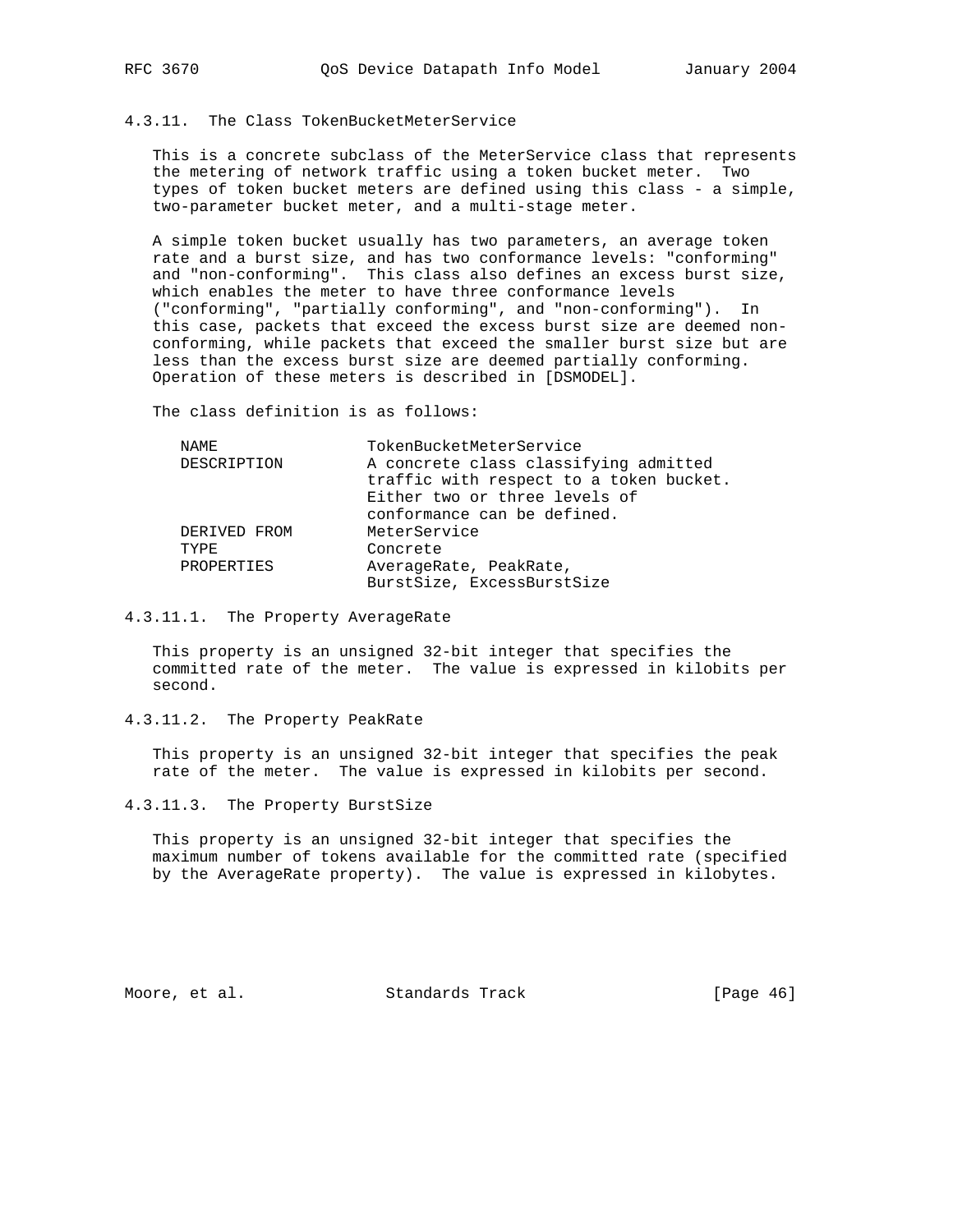#### 4.3.11. The Class TokenBucketMeterService

This is a concrete subclass of the MeterService class that represents the metering of network traffic using a token bucket meter. Two types of token bucket meters are defined using this class - a simple, two-parameter bucket meter, and a multi-stage meter.

A simple token bucket usually has two parameters, an average token rate and a burst size, and has two conformance levels: "conforming" and "non-conforming". This class also defines an excess burst size, which enables the meter to have three conformance levels ("conforming", "partially conforming", and "non-conforming"). In this case, packets that exceed the excess burst size are deemed non-conforming, while packets that exceed the smaller burst size but are less than the excess burst size are deemed partially conforming. Operation of these meters is described in [DSMODEL].

The class definition is as follows:

```
NAME              TokenBucketMeterService
DESCRIPTION       A concrete class classifying admitted
                  traffic with respect to a token bucket.
                  Either two or three levels of
                  conformance can be defined.
DERIVED FROM      MeterService
TYPE              Concrete
PROPERTIES        AverageRate, PeakRate,
                  BurstSize, ExcessBurstSize
```

##### 4.3.11.1. The Property AverageRate

This property is an unsigned 32-bit integer that specifies the committed rate of the meter. The value is expressed in kilobits per second.

##### 4.3.11.2. The Property PeakRate

This property is an unsigned 32-bit integer that specifies the peak rate of the meter. The value is expressed in kilobits per second.

##### 4.3.11.3. The Property BurstSize

This property is an unsigned 32-bit integer that specifies the maximum number of tokens available for the committed rate (specified by the AverageRate property). The value is expressed in kilobytes.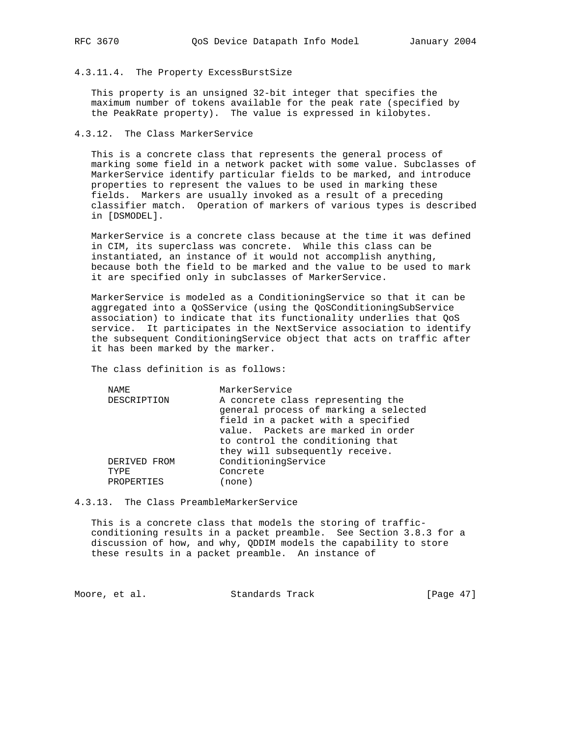#### 4.3.11.4. The Property ExcessBurstSize

This property is an unsigned 32-bit integer that specifies the maximum number of tokens available for the peak rate (specified by the PeakRate property). The value is expressed in kilobytes.

### 4.3.12. The Class MarkerService

This is a concrete class that represents the general process of marking some field in a network packet with some value. Subclasses of MarkerService identify particular fields to be marked, and introduce properties to represent the values to be used in marking these fields. Markers are usually invoked as a result of a preceding classifier match. Operation of markers of various types is described in [DSMODEL].

MarkerService is a concrete class because at the time it was defined in CIM, its superclass was concrete. While this class can be instantiated, an instance of it would not accomplish anything, because both the field to be marked and the value to be used to mark it are specified only in subclasses of MarkerService.

MarkerService is modeled as a ConditioningService so that it can be aggregated into a QoSService (using the QoSConditioningSubService association) to indicate that its functionality underlies that QoS service. It participates in the NextService association to identify the subsequent ConditioningService object that acts on traffic after it has been marked by the marker.

The class definition is as follows:

| | |
|---|---|
| NAME | MarkerService |
| DESCRIPTION | A concrete class representing the general process of marking a selected field in a packet with a specified value. Packets are marked in order to control the conditioning that they will subsequently receive. |
| DERIVED FROM | ConditioningService |
| TYPE | Concrete |
| PROPERTIES | (none) |

### 4.3.13. The Class PreambleMarkerService

This is a concrete class that models the storing of traffic-conditioning results in a packet preamble. See Section 3.8.3 for a discussion of how, and why, QDDIM models the capability to store these results in a packet preamble. An instance of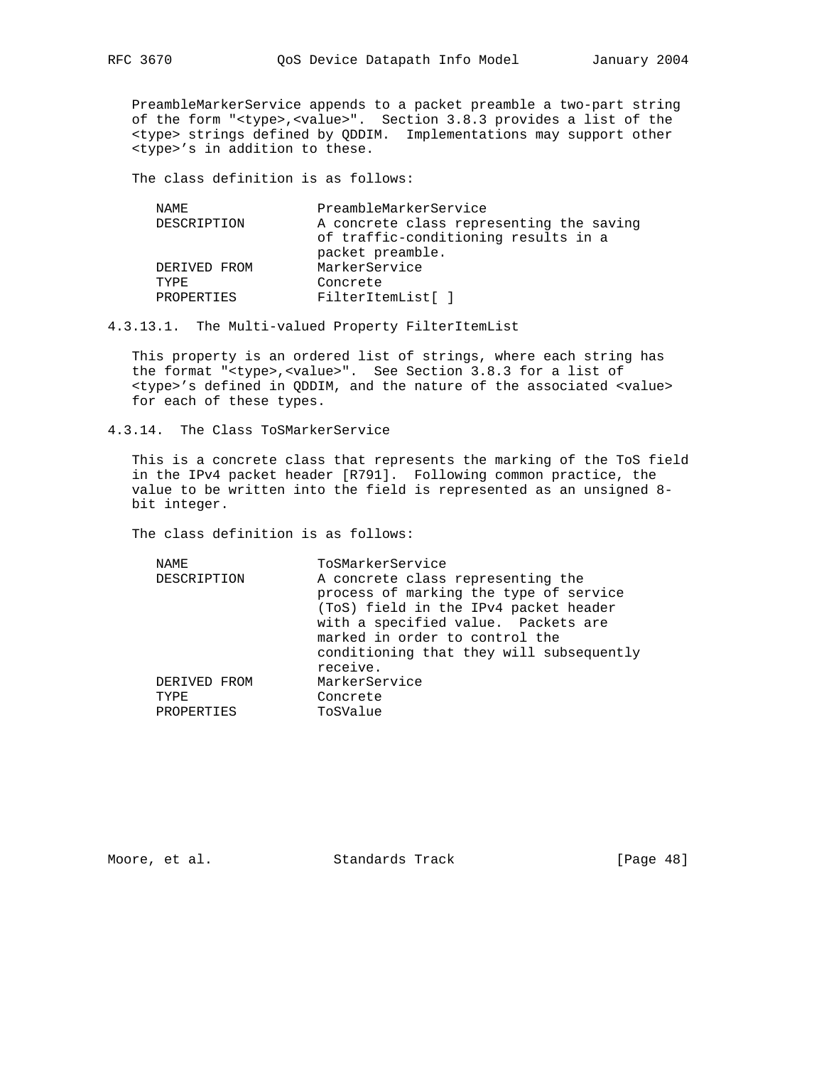PreambleMarkerService appends to a packet preamble a two-part string of the form "<type>,<value>". Section 3.8.3 provides a list of the <type> strings defined by QDDIM. Implementations may support other <type>'s in addition to these.

The class definition is as follows:

```
NAME                PreambleMarkerService
DESCRIPTION         A concrete class representing the saving
                    of traffic-conditioning results in a
                    packet preamble.
DERIVED FROM        MarkerService
TYPE                Concrete
PROPERTIES          FilterItemList[ ]
```

### 4.3.13.1. The Multi-valued Property FilterItemList

This property is an ordered list of strings, where each string has the format "<type>,<value>". See Section 3.8.3 for a list of <type>'s defined in QDDIM, and the nature of the associated <value> for each of these types.

### 4.3.14. The Class ToSMarkerService

This is a concrete class that represents the marking of the ToS field in the IPv4 packet header [R791]. Following common practice, the value to be written into the field is represented as an unsigned 8-bit integer.

The class definition is as follows:

```
NAME                ToSMarkerService
DESCRIPTION         A concrete class representing the
                    process of marking the type of service
                    (ToS) field in the IPv4 packet header
                    with a specified value. Packets are
                    marked in order to control the
                    conditioning that they will subsequently
                    receive.
DERIVED FROM        MarkerService
TYPE                Concrete
PROPERTIES          ToSValue
```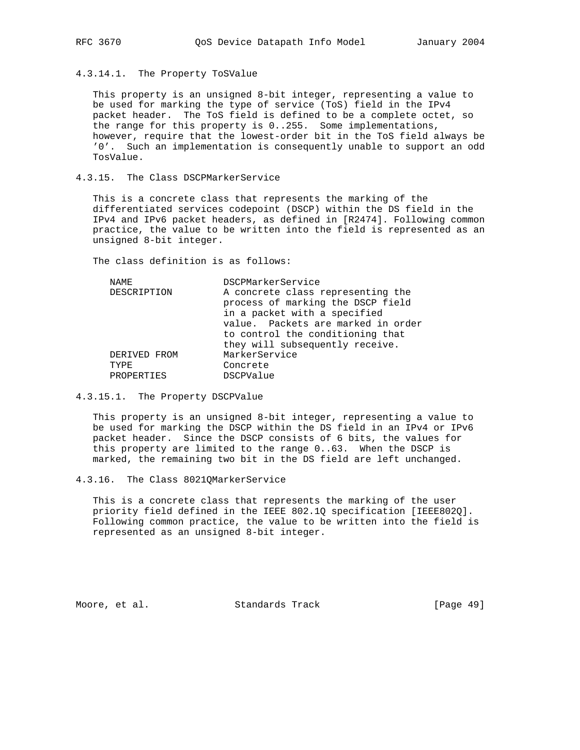#### 4.3.14.1. The Property ToSValue

This property is an unsigned 8-bit integer, representing a value to be used for marking the type of service (ToS) field in the IPv4 packet header. The ToS field is defined to be a complete octet, so the range for this property is 0..255. Some implementations, however, require that the lowest-order bit in the ToS field always be '0'. Such an implementation is consequently unable to support an odd TosValue.

### 4.3.15. The Class DSCPMarkerService

This is a concrete class that represents the marking of the differentiated services codepoint (DSCP) within the DS field in the IPv4 and IPv6 packet headers, as defined in [R2474]. Following common practice, the value to be written into the field is represented as an unsigned 8-bit integer.

The class definition is as follows:

```
NAME              DSCPMarkerService
DESCRIPTION       A concrete class representing the
                  process of marking the DSCP field
                  in a packet with a specified
                  value. Packets are marked in order
                  to control the conditioning that
                  they will subsequently receive.
DERIVED FROM      MarkerService
TYPE              Concrete
PROPERTIES        DSCPValue
```

#### 4.3.15.1. The Property DSCPValue

This property is an unsigned 8-bit integer, representing a value to be used for marking the DSCP within the DS field in an IPv4 or IPv6 packet header. Since the DSCP consists of 6 bits, the values for this property are limited to the range 0..63. When the DSCP is marked, the remaining two bit in the DS field are left unchanged.

### 4.3.16. The Class 8021QMarkerService

This is a concrete class that represents the marking of the user priority field defined in the IEEE 802.1Q specification [IEEE802Q]. Following common practice, the value to be written into the field is represented as an unsigned 8-bit integer.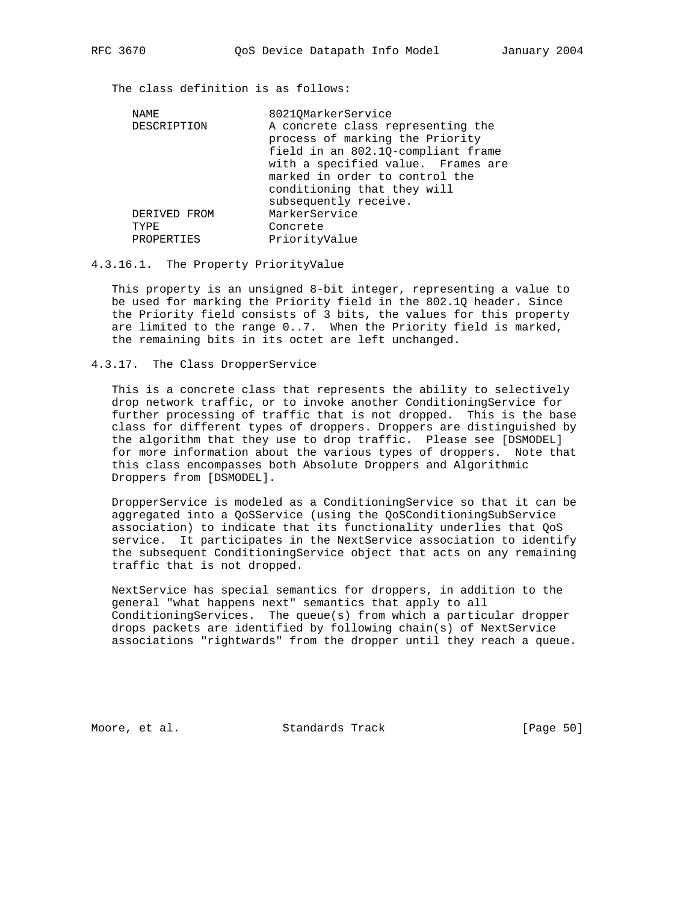The class definition is as follows:

| | |
|---|---|
| NAME | 8021QMarkerService |
| DESCRIPTION | A concrete class representing the process of marking the Priority field in an 802.1Q-compliant frame with a specified value. Frames are marked in order to control the conditioning that they will subsequently receive. |
| DERIVED FROM | MarkerService |
| TYPE | Concrete |
| PROPERTIES | PriorityValue |

#### 4.3.16.1. The Property PriorityValue

This property is an unsigned 8-bit integer, representing a value to be used for marking the Priority field in the 802.1Q header. Since the Priority field consists of 3 bits, the values for this property are limited to the range 0..7. When the Priority field is marked, the remaining bits in its octet are left unchanged.

### 4.3.17. The Class DropperService

This is a concrete class that represents the ability to selectively drop network traffic, or to invoke another ConditioningService for further processing of traffic that is not dropped. This is the base class for different types of droppers. Droppers are distinguished by the algorithm that they use to drop traffic. Please see [DSMODEL] for more information about the various types of droppers. Note that this class encompasses both Absolute Droppers and Algorithmic Droppers from [DSMODEL].

DropperService is modeled as a ConditioningService so that it can be aggregated into a QoSService (using the QoSConditioningSubService association) to indicate that its functionality underlies that QoS service. It participates in the NextService association to identify the subsequent ConditioningService object that acts on any remaining traffic that is not dropped.

NextService has special semantics for droppers, in addition to the general "what happens next" semantics that apply to all ConditioningServices. The queue(s) from which a particular dropper drops packets are identified by following chain(s) of NextService associations "rightwards" from the dropper until they reach a queue.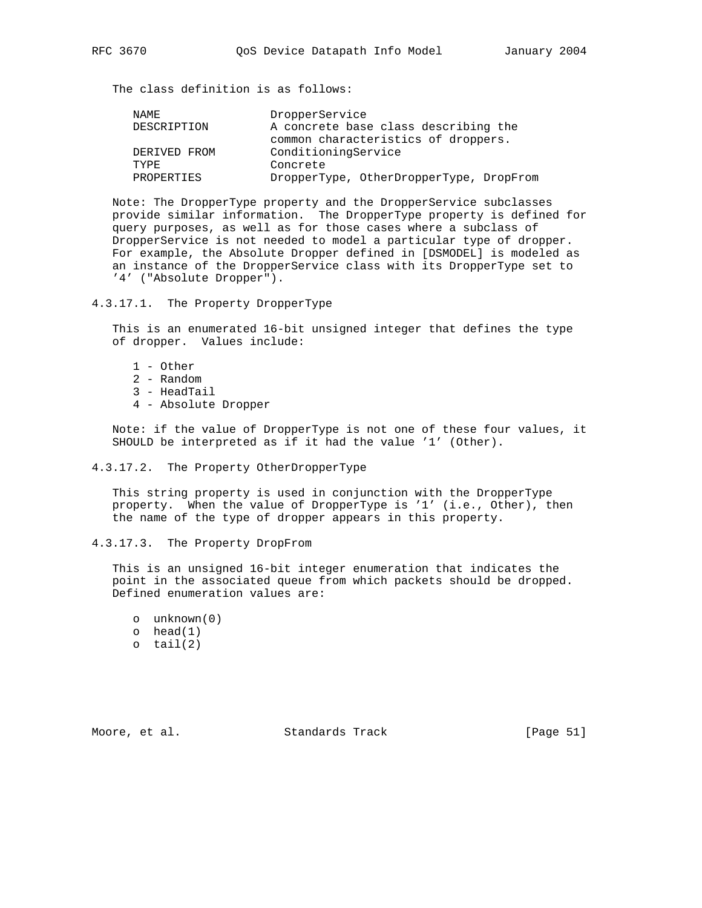The class definition is as follows:

| | |
|---|---|
| NAME | DropperService |
| DESCRIPTION | A concrete base class describing the common characteristics of droppers. |
| DERIVED FROM | ConditioningService |
| TYPE | Concrete |
| PROPERTIES | DropperType, OtherDropperType, DropFrom |

Note: The DropperType property and the DropperService subclasses provide similar information. The DropperType property is defined for query purposes, as well as for those cases where a subclass of DropperService is not needed to model a particular type of dropper. For example, the Absolute Dropper defined in [DSMODEL] is modeled as an instance of the DropperService class with its DropperType set to '4' ("Absolute Dropper").

### 4.3.17.1. The Property DropperType

This is an enumerated 16-bit unsigned integer that defines the type of dropper. Values include:

1 - Other
2 - Random
3 - HeadTail
4 - Absolute Dropper

Note: if the value of DropperType is not one of these four values, it SHOULD be interpreted as if it had the value '1' (Other).

### 4.3.17.2. The Property OtherDropperType

This string property is used in conjunction with the DropperType property. When the value of DropperType is '1' (i.e., Other), then the name of the type of dropper appears in this property.

### 4.3.17.3. The Property DropFrom

This is an unsigned 16-bit integer enumeration that indicates the point in the associated queue from which packets should be dropped. Defined enumeration values are:

- unknown(0)
- head(1)
- tail(2)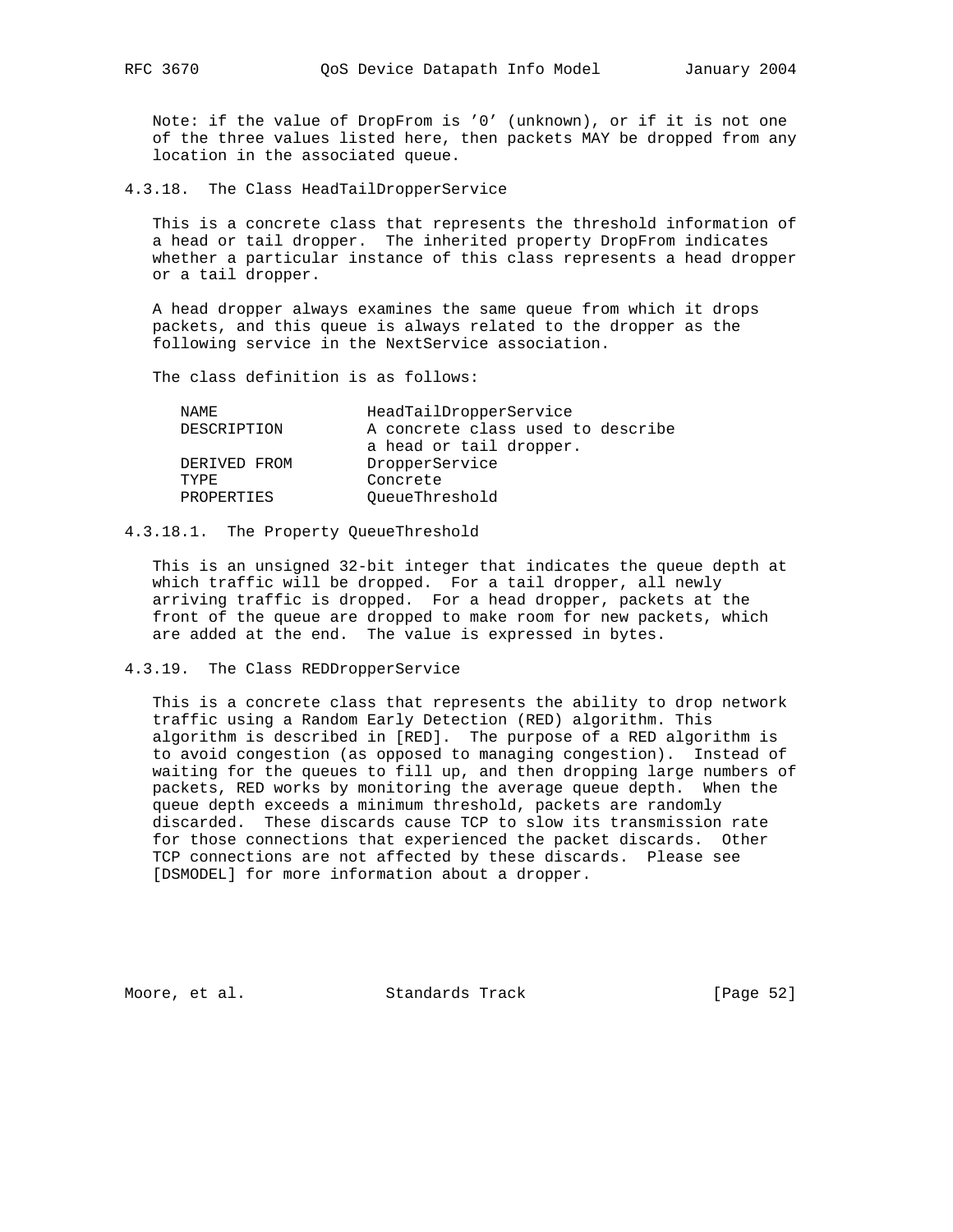Note: if the value of DropFrom is '0' (unknown), or if it is not one of the three values listed here, then packets MAY be dropped from any location in the associated queue.

### 4.3.18. The Class HeadTailDropperService

This is a concrete class that represents the threshold information of a head or tail dropper. The inherited property DropFrom indicates whether a particular instance of this class represents a head dropper or a tail dropper.

A head dropper always examines the same queue from which it drops packets, and this queue is always related to the dropper as the following service in the NextService association.

The class definition is as follows:

```
NAME              HeadTailDropperService
DESCRIPTION       A concrete class used to describe
                  a head or tail dropper.
DERIVED FROM      DropperService
TYPE              Concrete
PROPERTIES        QueueThreshold
```

#### 4.3.18.1. The Property QueueThreshold

This is an unsigned 32-bit integer that indicates the queue depth at which traffic will be dropped. For a tail dropper, all newly arriving traffic is dropped. For a head dropper, packets at the front of the queue are dropped to make room for new packets, which are added at the end. The value is expressed in bytes.

### 4.3.19. The Class REDDropperService

This is a concrete class that represents the ability to drop network traffic using a Random Early Detection (RED) algorithm. This algorithm is described in [RED]. The purpose of a RED algorithm is to avoid congestion (as opposed to managing congestion). Instead of waiting for the queues to fill up, and then dropping large numbers of packets, RED works by monitoring the average queue depth. When the queue depth exceeds a minimum threshold, packets are randomly discarded. These discards cause TCP to slow its transmission rate for those connections that experienced the packet discards. Other TCP connections are not affected by these discards. Please see [DSMODEL] for more information about a dropper.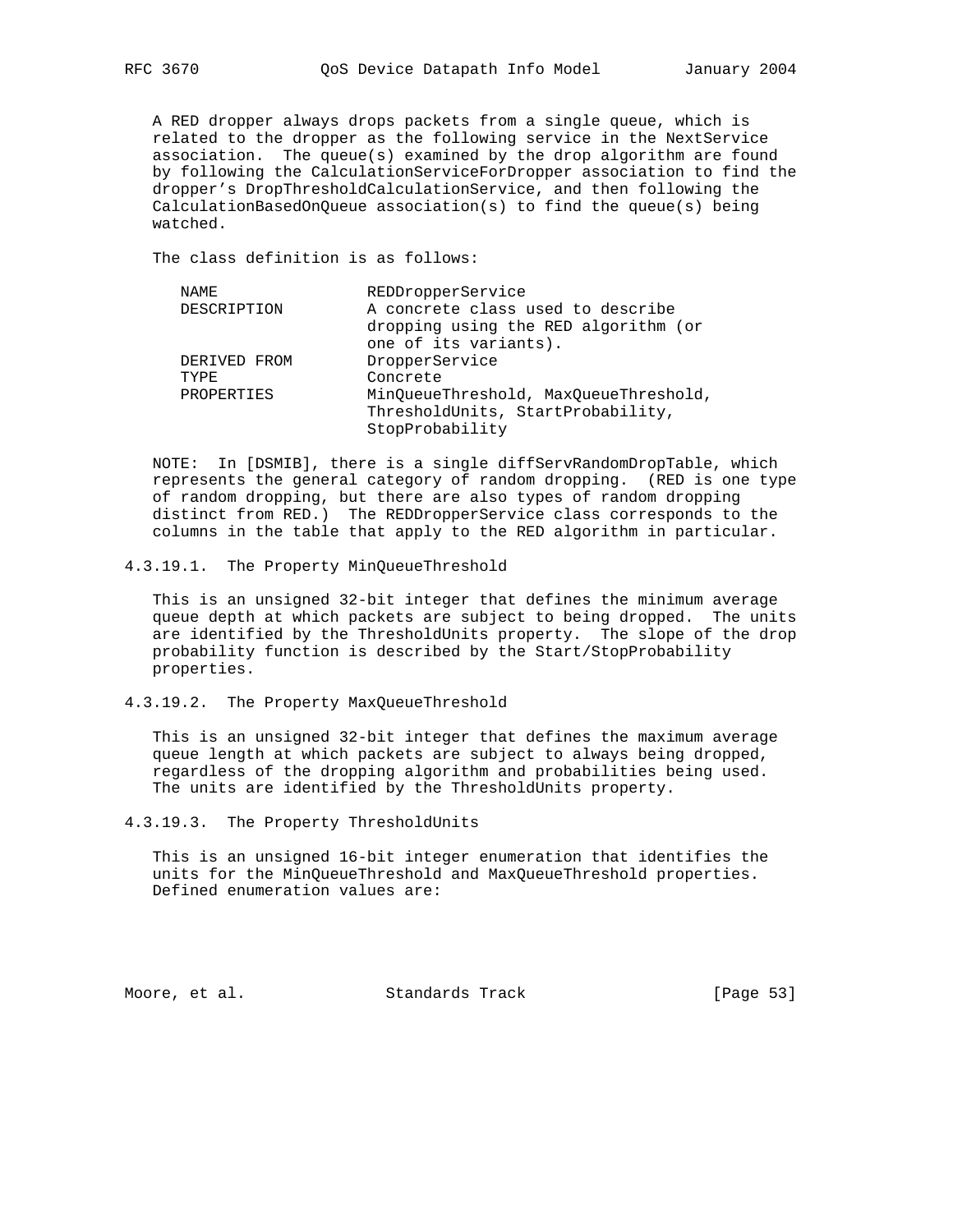A RED dropper always drops packets from a single queue, which is related to the dropper as the following service in the NextService association. The queue(s) examined by the drop algorithm are found by following the CalculationServiceForDropper association to find the dropper's DropThresholdCalculationService, and then following the CalculationBasedOnQueue association(s) to find the queue(s) being watched.

The class definition is as follows:

```
NAME              REDDropperService
DESCRIPTION       A concrete class used to describe
                  dropping using the RED algorithm (or
                  one of its variants).
DERIVED FROM      DropperService
TYPE              Concrete
PROPERTIES        MinQueueThreshold, MaxQueueThreshold,
                  ThresholdUnits, StartProbability,
                  StopProbability
```

NOTE: In [DSMIB], there is a single diffServRandomDropTable, which represents the general category of random dropping. (RED is one type of random dropping, but there are also types of random dropping distinct from RED.) The REDDropperService class corresponds to the columns in the table that apply to the RED algorithm in particular.

### 4.3.19.1. The Property MinQueueThreshold

This is an unsigned 32-bit integer that defines the minimum average queue depth at which packets are subject to being dropped. The units are identified by the ThresholdUnits property. The slope of the drop probability function is described by the Start/StopProbability properties.

### 4.3.19.2. The Property MaxQueueThreshold

This is an unsigned 32-bit integer that defines the maximum average queue length at which packets are subject to always being dropped, regardless of the dropping algorithm and probabilities being used. The units are identified by the ThresholdUnits property.

### 4.3.19.3. The Property ThresholdUnits

This is an unsigned 16-bit integer enumeration that identifies the units for the MinQueueThreshold and MaxQueueThreshold properties. Defined enumeration values are: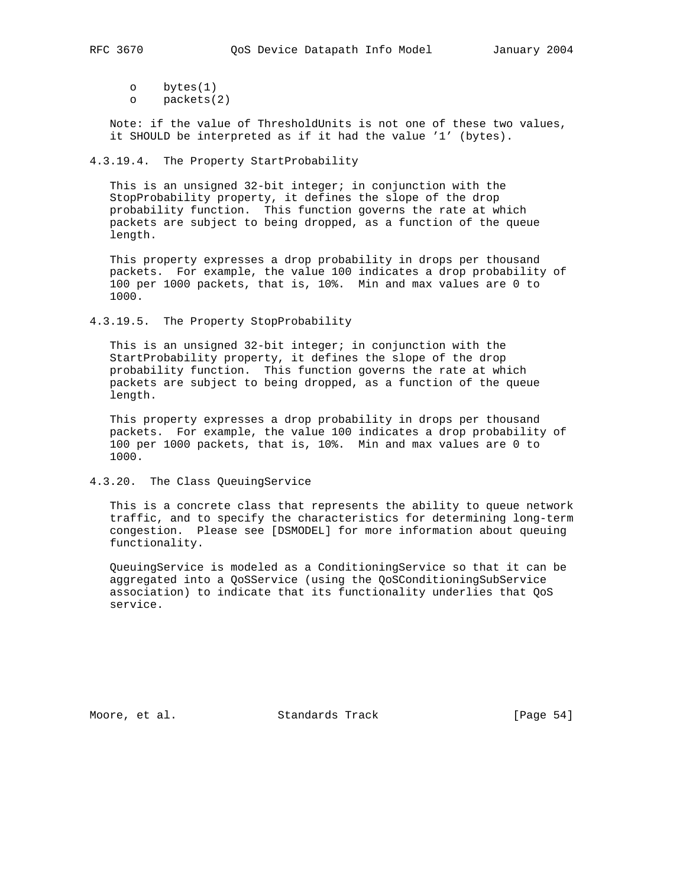- bytes(1)
- packets(2)

Note: if the value of ThresholdUnits is not one of these two values, it SHOULD be interpreted as if it had the value '1' (bytes).

#### 4.3.19.4. The Property StartProbability

This is an unsigned 32-bit integer; in conjunction with the StopProbability property, it defines the slope of the drop probability function. This function governs the rate at which packets are subject to being dropped, as a function of the queue length.

This property expresses a drop probability in drops per thousand packets. For example, the value 100 indicates a drop probability of 100 per 1000 packets, that is, 10%. Min and max values are 0 to 1000.

#### 4.3.19.5. The Property StopProbability

This is an unsigned 32-bit integer; in conjunction with the StartProbability property, it defines the slope of the drop probability function. This function governs the rate at which packets are subject to being dropped, as a function of the queue length.

This property expresses a drop probability in drops per thousand packets. For example, the value 100 indicates a drop probability of 100 per 1000 packets, that is, 10%. Min and max values are 0 to 1000.

### 4.3.20. The Class QueuingService

This is a concrete class that represents the ability to queue network traffic, and to specify the characteristics for determining long-term congestion. Please see [DSMODEL] for more information about queuing functionality.

QueuingService is modeled as a ConditioningService so that it can be aggregated into a QoSService (using the QoSConditioningSubService association) to indicate that its functionality underlies that QoS service.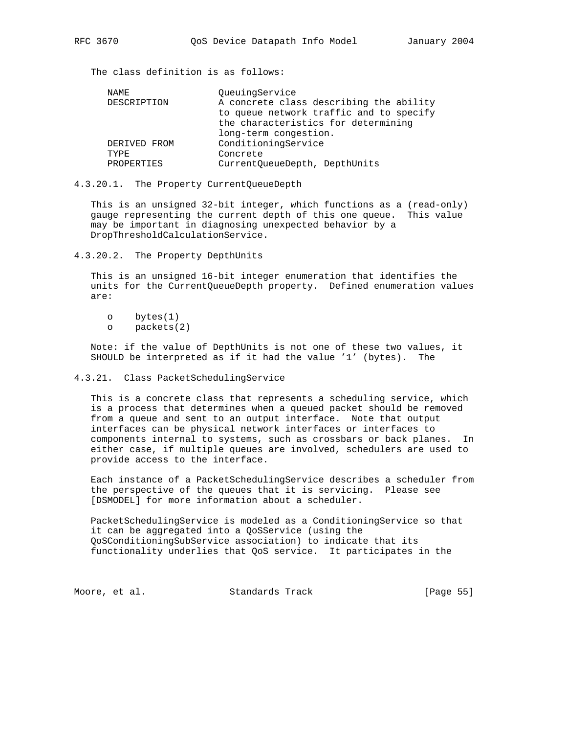The class definition is as follows:

```
NAME              QueuingService
DESCRIPTION       A concrete class describing the ability
                  to queue network traffic and to specify
                  the characteristics for determining
                  long-term congestion.
DERIVED FROM      ConditioningService
TYPE              Concrete
PROPERTIES        CurrentQueueDepth, DepthUnits
```

#### 4.3.20.1. The Property CurrentQueueDepth

This is an unsigned 32-bit integer, which functions as a (read-only) gauge representing the current depth of this one queue. This value may be important in diagnosing unexpected behavior by a DropThresholdCalculationService.

#### 4.3.20.2. The Property DepthUnits

This is an unsigned 16-bit integer enumeration that identifies the units for the CurrentQueueDepth property. Defined enumeration values are:

- bytes(1)
- packets(2)

Note: if the value of DepthUnits is not one of these two values, it SHOULD be interpreted as if it had the value '1' (bytes). The

### 4.3.21. Class PacketSchedulingService

This is a concrete class that represents a scheduling service, which is a process that determines when a queued packet should be removed from a queue and sent to an output interface. Note that output interfaces can be physical network interfaces or interfaces to components internal to systems, such as crossbars or back planes. In either case, if multiple queues are involved, schedulers are used to provide access to the interface.

Each instance of a PacketSchedulingService describes a scheduler from the perspective of the queues that it is servicing. Please see [DSMODEL] for more information about a scheduler.

PacketSchedulingService is modeled as a ConditioningService so that it can be aggregated into a QoSService (using the QoSConditioningSubService association) to indicate that its functionality underlies that QoS service. It participates in the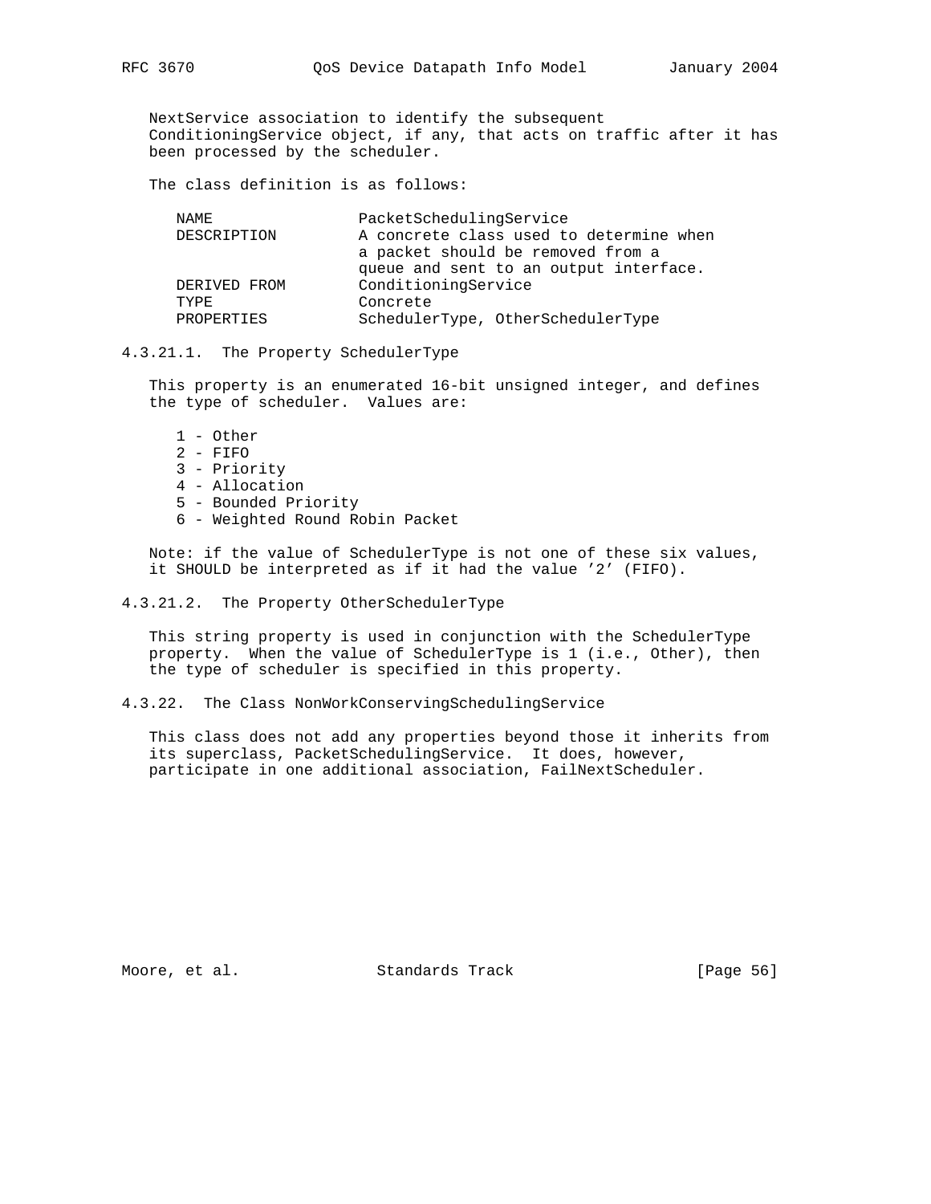NextService association to identify the subsequent ConditioningService object, if any, that acts on traffic after it has been processed by the scheduler.

The class definition is as follows:

```
NAME              PacketSchedulingService
DESCRIPTION       A concrete class used to determine when
                  a packet should be removed from a
                  queue and sent to an output interface.
DERIVED FROM      ConditioningService
TYPE              Concrete
PROPERTIES        SchedulerType, OtherSchedulerType
```

#### 4.3.21.1. The Property SchedulerType

This property is an enumerated 16-bit unsigned integer, and defines the type of scheduler. Values are:

1 - Other
2 - FIFO
3 - Priority
4 - Allocation
5 - Bounded Priority
6 - Weighted Round Robin Packet

Note: if the value of SchedulerType is not one of these six values, it SHOULD be interpreted as if it had the value '2' (FIFO).

#### 4.3.21.2. The Property OtherSchedulerType

This string property is used in conjunction with the SchedulerType property. When the value of SchedulerType is 1 (i.e., Other), then the type of scheduler is specified in this property.

### 4.3.22. The Class NonWorkConservingSchedulingService

This class does not add any properties beyond those it inherits from its superclass, PacketSchedulingService. It does, however, participate in one additional association, FailNextScheduler.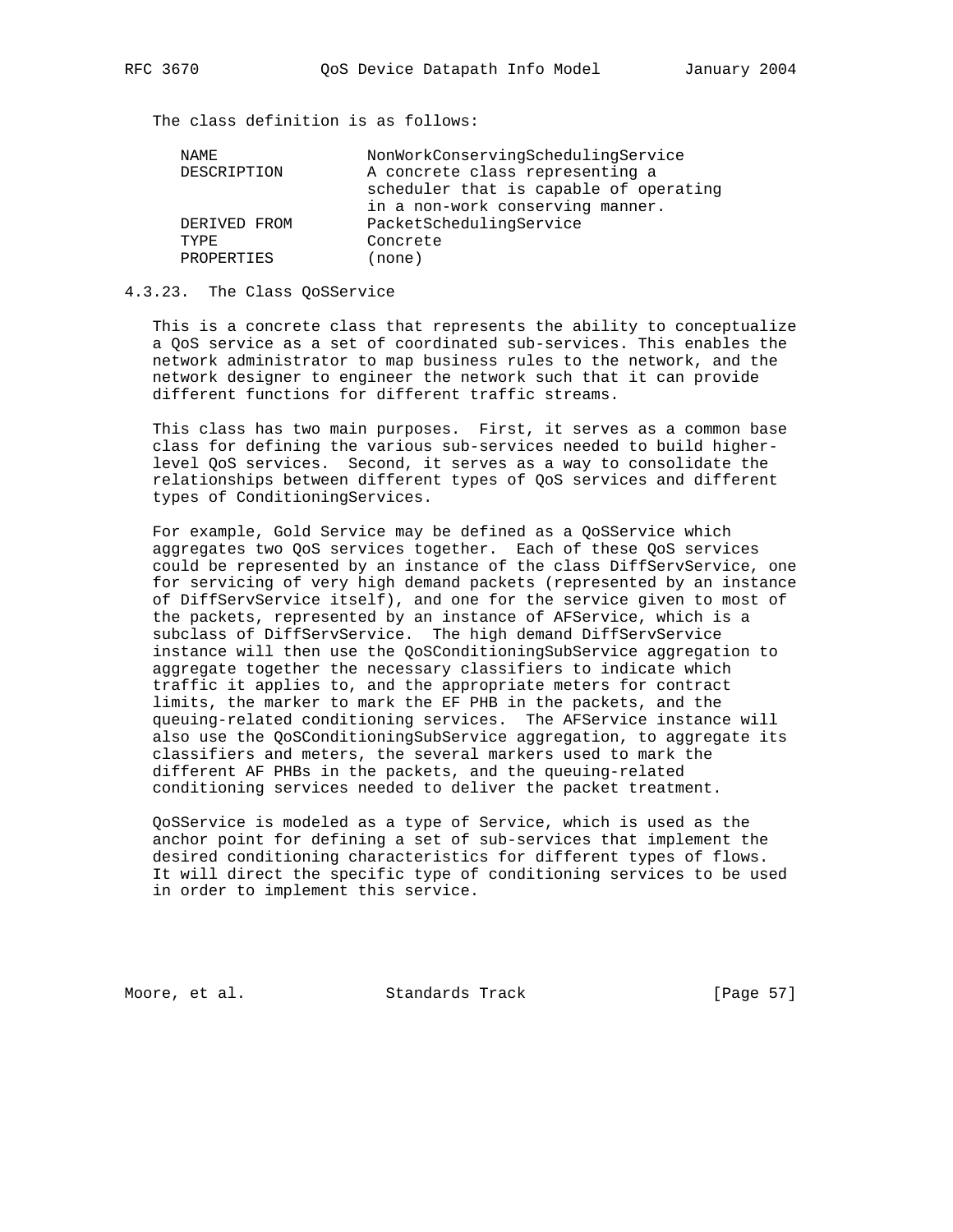The class definition is as follows:

| | |
|---|---|
| NAME | NonWorkConservingSchedulingService |
| DESCRIPTION | A concrete class representing a scheduler that is capable of operating in a non-work conserving manner. |
| DERIVED FROM | PacketSchedulingService |
| TYPE | Concrete |
| PROPERTIES | (none) |

### 4.3.23. The Class QoSService

This is a concrete class that represents the ability to conceptualize a QoS service as a set of coordinated sub-services. This enables the network administrator to map business rules to the network, and the network designer to engineer the network such that it can provide different functions for different traffic streams.

This class has two main purposes. First, it serves as a common base class for defining the various sub-services needed to build higher-level QoS services. Second, it serves as a way to consolidate the relationships between different types of QoS services and different types of ConditioningServices.

For example, Gold Service may be defined as a QoSService which aggregates two QoS services together. Each of these QoS services could be represented by an instance of the class DiffServService, one for servicing of very high demand packets (represented by an instance of DiffServService itself), and one for the service given to most of the packets, represented by an instance of AFService, which is a subclass of DiffServService. The high demand DiffServService instance will then use the QoSConditioningSubService aggregation to aggregate together the necessary classifiers to indicate which traffic it applies to, and the appropriate meters for contract limits, the marker to mark the EF PHB in the packets, and the queuing-related conditioning services. The AFService instance will also use the QoSConditioningSubService aggregation, to aggregate its classifiers and meters, the several markers used to mark the different AF PHBs in the packets, and the queuing-related conditioning services needed to deliver the packet treatment.

QoSService is modeled as a type of Service, which is used as the anchor point for defining a set of sub-services that implement the desired conditioning characteristics for different types of flows. It will direct the specific type of conditioning services to be used in order to implement this service.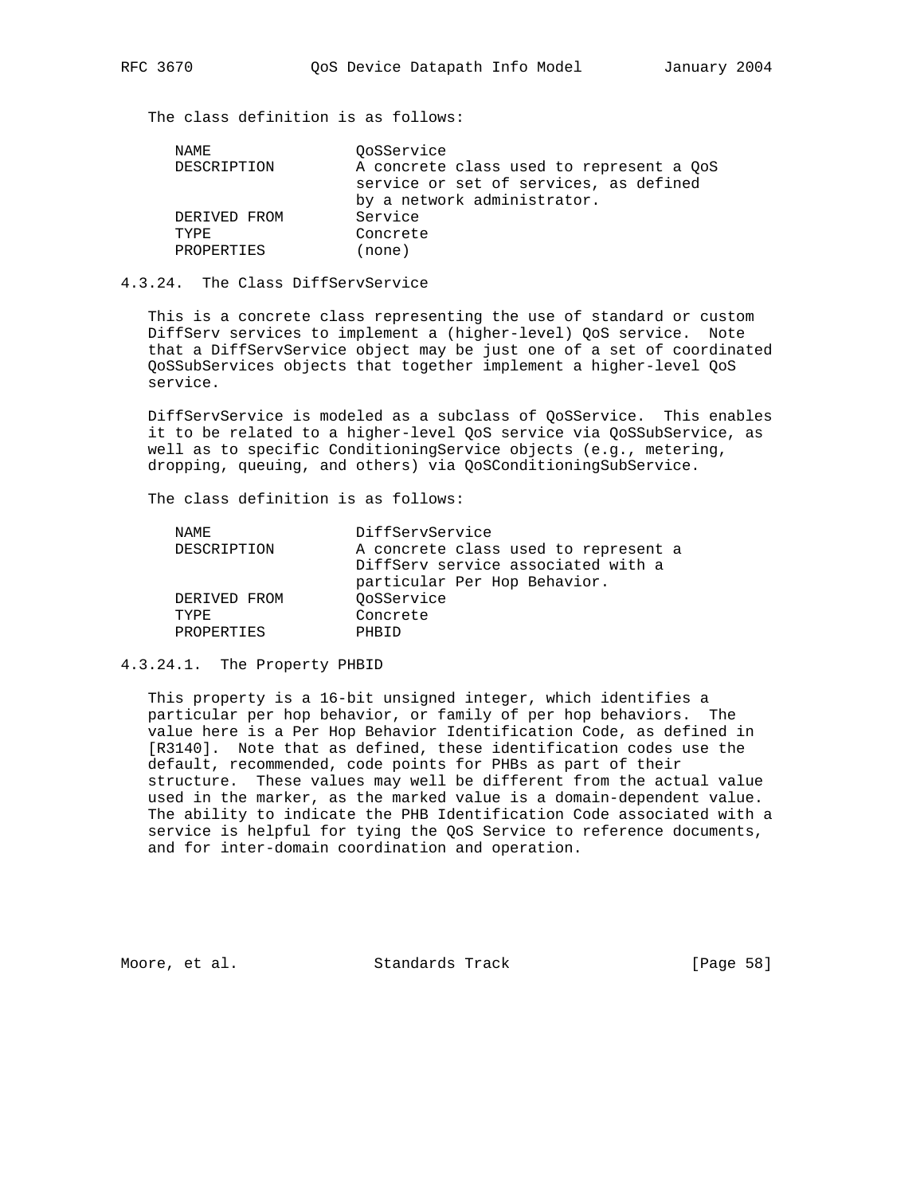The class definition is as follows:

| | |
|---|---|
| NAME | QoSService |
| DESCRIPTION | A concrete class used to represent a QoS service or set of services, as defined by a network administrator. |
| DERIVED FROM | Service |
| TYPE | Concrete |
| PROPERTIES | (none) |

#### 4.3.24. The Class DiffServService

This is a concrete class representing the use of standard or custom DiffServ services to implement a (higher-level) QoS service. Note that a DiffServService object may be just one of a set of coordinated QoSSubServices objects that together implement a higher-level QoS service.

DiffServService is modeled as a subclass of QoSService. This enables it to be related to a higher-level QoS service via QoSSubService, as well as to specific ConditioningService objects (e.g., metering, dropping, queuing, and others) via QoSConditioningSubService.

The class definition is as follows:

| | |
|---|---|
| NAME | DiffServService |
| DESCRIPTION | A concrete class used to represent a DiffServ service associated with a particular Per Hop Behavior. |
| DERIVED FROM | QoSService |
| TYPE | Concrete |
| PROPERTIES | PHBID |

##### 4.3.24.1. The Property PHBID

This property is a 16-bit unsigned integer, which identifies a particular per hop behavior, or family of per hop behaviors. The value here is a Per Hop Behavior Identification Code, as defined in [R3140]. Note that as defined, these identification codes use the default, recommended, code points for PHBs as part of their structure. These values may well be different from the actual value used in the marker, as the marked value is a domain-dependent value. The ability to indicate the PHB Identification Code associated with a service is helpful for tying the QoS Service to reference documents, and for inter-domain coordination and operation.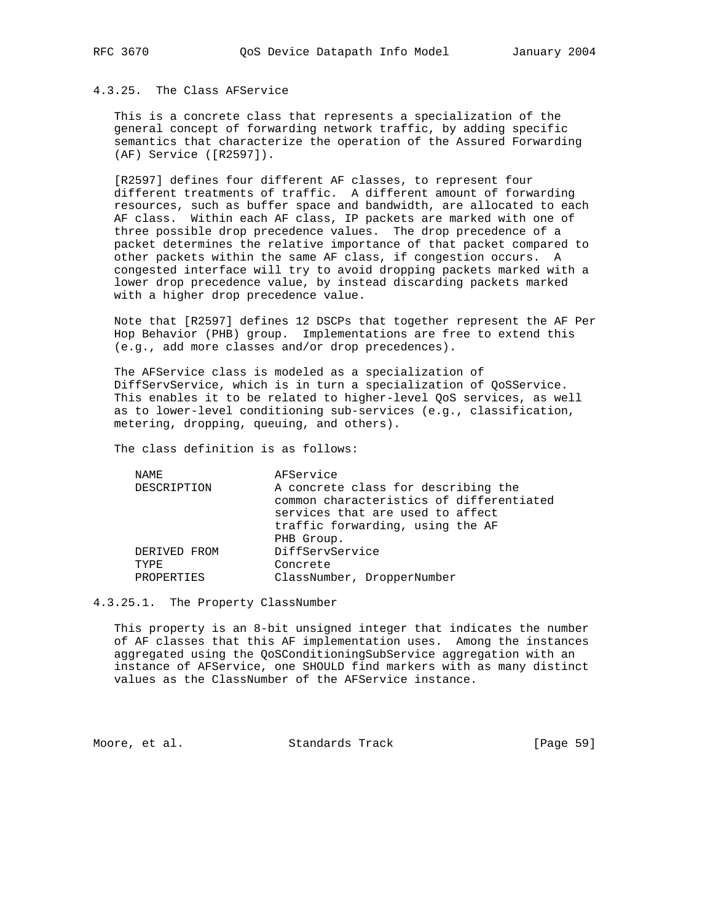#### 4.3.25. The Class AFService

This is a concrete class that represents a specialization of the general concept of forwarding network traffic, by adding specific semantics that characterize the operation of the Assured Forwarding (AF) Service ([R2597]).

[R2597] defines four different AF classes, to represent four different treatments of traffic. A different amount of forwarding resources, such as buffer space and bandwidth, are allocated to each AF class. Within each AF class, IP packets are marked with one of three possible drop precedence values. The drop precedence of a packet determines the relative importance of that packet compared to other packets within the same AF class, if congestion occurs. A congested interface will try to avoid dropping packets marked with a lower drop precedence value, by instead discarding packets marked with a higher drop precedence value.

Note that [R2597] defines 12 DSCPs that together represent the AF Per Hop Behavior (PHB) group. Implementations are free to extend this (e.g., add more classes and/or drop precedences).

The AFService class is modeled as a specialization of DiffServService, which is in turn a specialization of QoSService. This enables it to be related to higher-level QoS services, as well as to lower-level conditioning sub-services (e.g., classification, metering, dropping, queuing, and others).

The class definition is as follows:

```
NAME              AFService
DESCRIPTION       A concrete class for describing the
                  common characteristics of differentiated
                  services that are used to affect
                  traffic forwarding, using the AF
                  PHB Group.
DERIVED FROM      DiffServService
TYPE              Concrete
PROPERTIES        ClassNumber, DropperNumber
```

##### 4.3.25.1. The Property ClassNumber

This property is an 8-bit unsigned integer that indicates the number of AF classes that this AF implementation uses. Among the instances aggregated using the QoSConditioningSubService aggregation with an instance of AFService, one SHOULD find markers with as many distinct values as the ClassNumber of the AFService instance.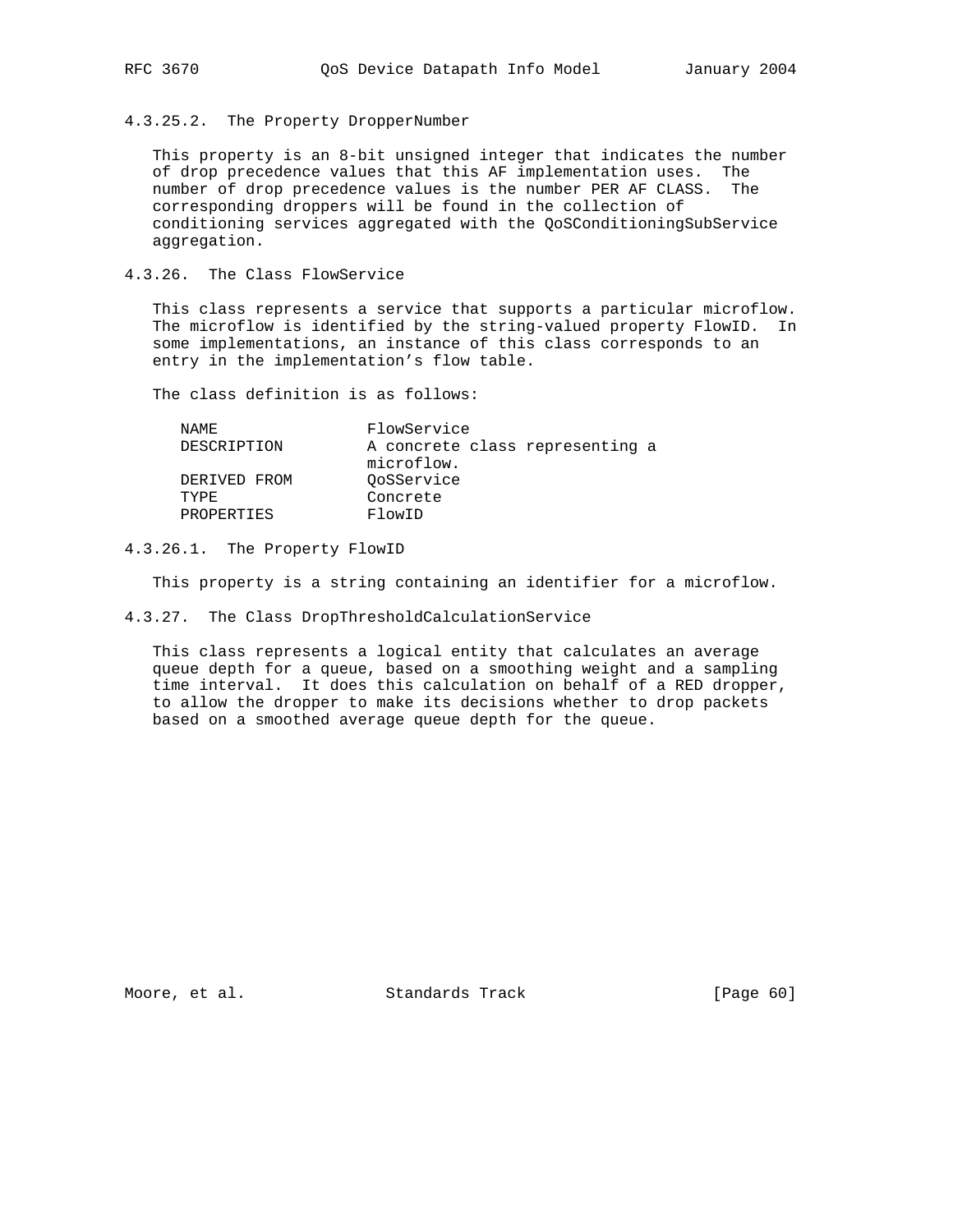#### 4.3.25.2. The Property DropperNumber

This property is an 8-bit unsigned integer that indicates the number of drop precedence values that this AF implementation uses. The number of drop precedence values is the number PER AF CLASS. The corresponding droppers will be found in the collection of conditioning services aggregated with the QoSConditioningSubService aggregation.

### 4.3.26. The Class FlowService

This class represents a service that supports a particular microflow. The microflow is identified by the string-valued property FlowID. In some implementations, an instance of this class corresponds to an entry in the implementation's flow table.

The class definition is as follows:

```
NAME              FlowService
DESCRIPTION       A concrete class representing a
                  microflow.
DERIVED FROM      QoSService
TYPE              Concrete
PROPERTIES        FlowID
```

#### 4.3.26.1. The Property FlowID

This property is a string containing an identifier for a microflow.

### 4.3.27. The Class DropThresholdCalculationService

This class represents a logical entity that calculates an average queue depth for a queue, based on a smoothing weight and a sampling time interval. It does this calculation on behalf of a RED dropper, to allow the dropper to make its decisions whether to drop packets based on a smoothed average queue depth for the queue.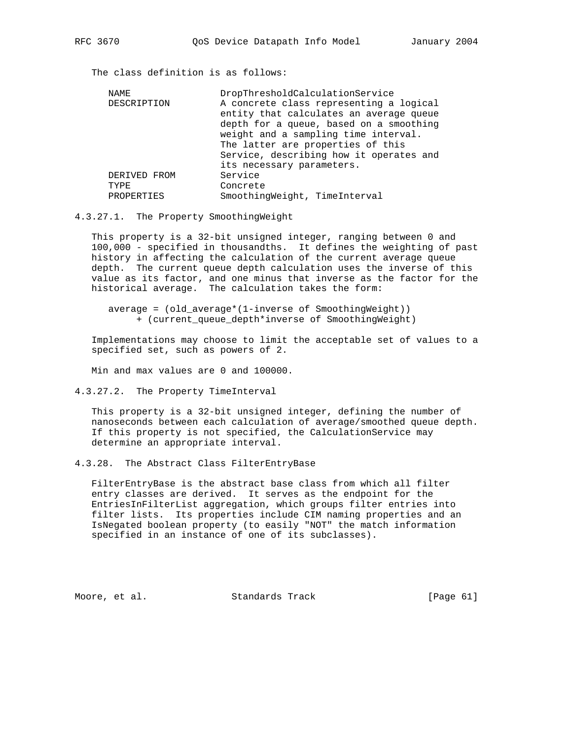The class definition is as follows:

```
NAME              DropThresholdCalculationService
DESCRIPTION       A concrete class representing a logical
                  entity that calculates an average queue
                  depth for a queue, based on a smoothing
                  weight and a sampling time interval.
                  The latter are properties of this
                  Service, describing how it operates and
                  its necessary parameters.
DERIVED FROM      Service
TYPE              Concrete
PROPERTIES        SmoothingWeight, TimeInterval
```

#### 4.3.27.1. The Property SmoothingWeight

This property is a 32-bit unsigned integer, ranging between 0 and 100,000 - specified in thousandths. It defines the weighting of past history in affecting the calculation of the current average queue depth. The current queue depth calculation uses the inverse of this value as its factor, and one minus that inverse as the factor for the historical average. The calculation takes the form:

```
average = (old_average*(1-inverse of SmoothingWeight))
     + (current_queue_depth*inverse of SmoothingWeight)
```

Implementations may choose to limit the acceptable set of values to a specified set, such as powers of 2.

Min and max values are 0 and 100000.

#### 4.3.27.2. The Property TimeInterval

This property is a 32-bit unsigned integer, defining the number of nanoseconds between each calculation of average/smoothed queue depth. If this property is not specified, the CalculationService may determine an appropriate interval.

### 4.3.28. The Abstract Class FilterEntryBase

FilterEntryBase is the abstract base class from which all filter entry classes are derived. It serves as the endpoint for the EntriesInFilterList aggregation, which groups filter entries into filter lists. Its properties include CIM naming properties and an IsNegated boolean property (to easily "NOT" the match information specified in an instance of one of its subclasses).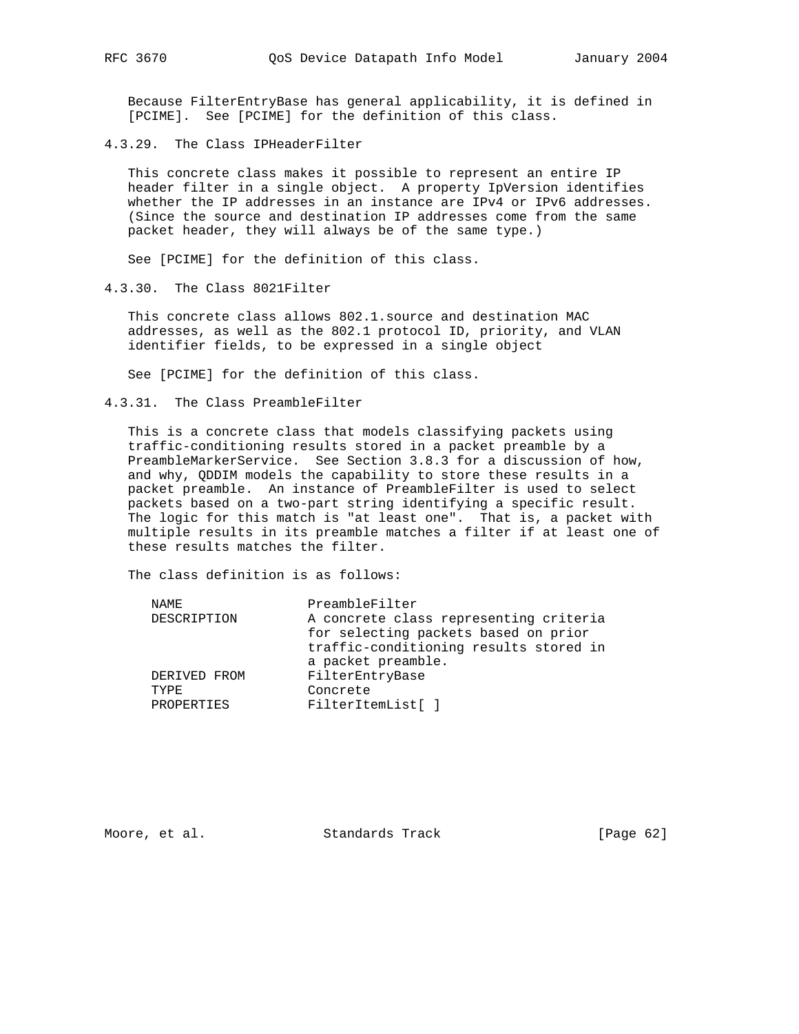Because FilterEntryBase has general applicability, it is defined in [PCIME]. See [PCIME] for the definition of this class.

#### 4.3.29. The Class IPHeaderFilter

This concrete class makes it possible to represent an entire IP header filter in a single object. A property IpVersion identifies whether the IP addresses in an instance are IPv4 or IPv6 addresses. (Since the source and destination IP addresses come from the same packet header, they will always be of the same type.)

See [PCIME] for the definition of this class.

#### 4.3.30. The Class 8021Filter

This concrete class allows 802.1.source and destination MAC addresses, as well as the 802.1 protocol ID, priority, and VLAN identifier fields, to be expressed in a single object

See [PCIME] for the definition of this class.

#### 4.3.31. The Class PreambleFilter

This is a concrete class that models classifying packets using traffic-conditioning results stored in a packet preamble by a PreambleMarkerService. See Section 3.8.3 for a discussion of how, and why, QDDIM models the capability to store these results in a packet preamble. An instance of PreambleFilter is used to select packets based on a two-part string identifying a specific result. The logic for this match is "at least one". That is, a packet with multiple results in its preamble matches a filter if at least one of these results matches the filter.

The class definition is as follows:

```
NAME              PreambleFilter
DESCRIPTION       A concrete class representing criteria
                  for selecting packets based on prior
                  traffic-conditioning results stored in
                  a packet preamble.
DERIVED FROM      FilterEntryBase
TYPE              Concrete
PROPERTIES        FilterItemList[ ]
```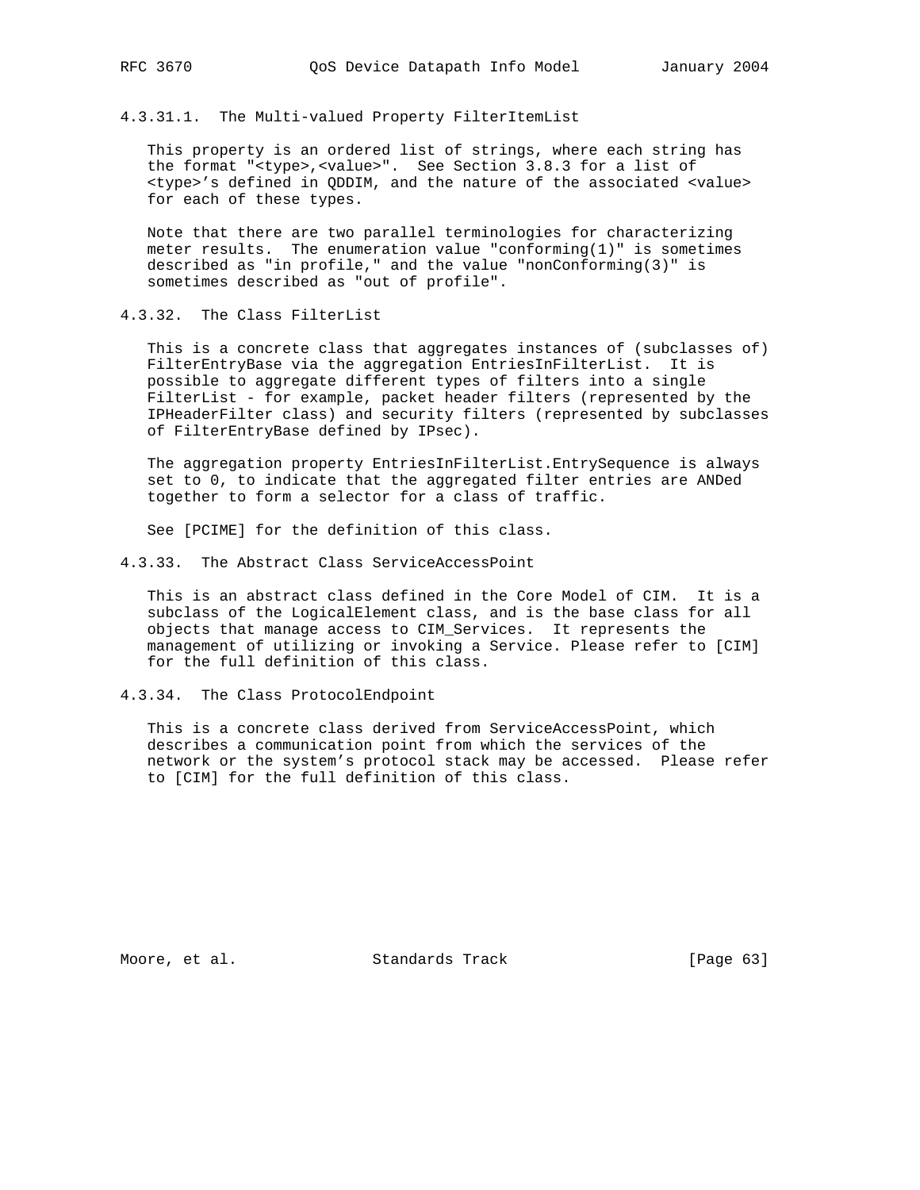#### 4.3.31.1. The Multi-valued Property FilterItemList

This property is an ordered list of strings, where each string has the format "<type>,<value>". See Section 3.8.3 for a list of <type>'s defined in QDDIM, and the nature of the associated <value> for each of these types.

Note that there are two parallel terminologies for characterizing meter results. The enumeration value "conforming(1)" is sometimes described as "in profile," and the value "nonConforming(3)" is sometimes described as "out of profile".

### 4.3.32. The Class FilterList

This is a concrete class that aggregates instances of (subclasses of) FilterEntryBase via the aggregation EntriesInFilterList. It is possible to aggregate different types of filters into a single FilterList - for example, packet header filters (represented by the IPHeaderFilter class) and security filters (represented by subclasses of FilterEntryBase defined by IPsec).

The aggregation property EntriesInFilterList.EntrySequence is always set to 0, to indicate that the aggregated filter entries are ANDed together to form a selector for a class of traffic.

See [PCIME] for the definition of this class.

### 4.3.33. The Abstract Class ServiceAccessPoint

This is an abstract class defined in the Core Model of CIM. It is a subclass of the LogicalElement class, and is the base class for all objects that manage access to CIM_Services. It represents the management of utilizing or invoking a Service. Please refer to [CIM] for the full definition of this class.

### 4.3.34. The Class ProtocolEndpoint

This is a concrete class derived from ServiceAccessPoint, which describes a communication point from which the services of the network or the system's protocol stack may be accessed. Please refer to [CIM] for the full definition of this class.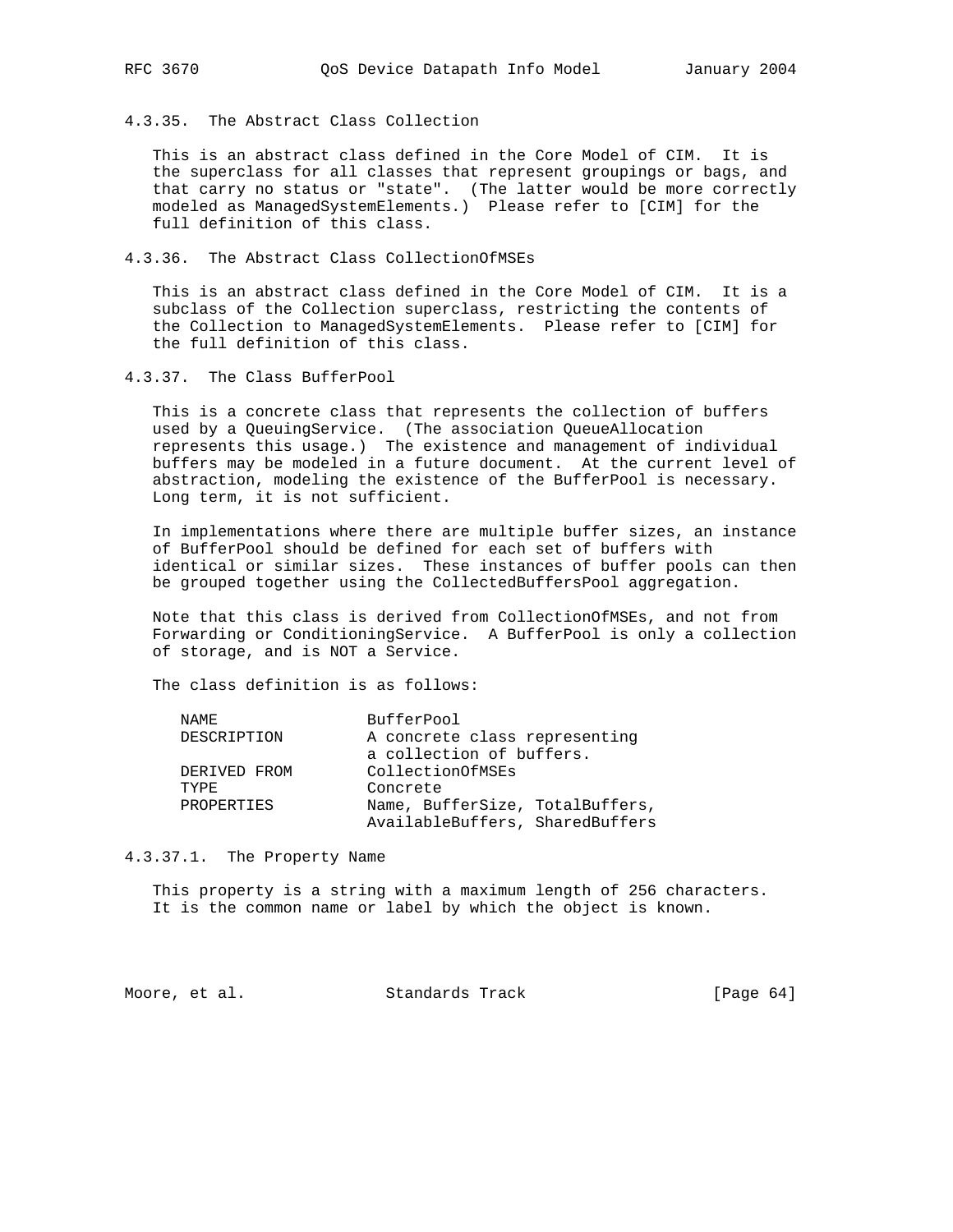#### 4.3.35. The Abstract Class Collection

This is an abstract class defined in the Core Model of CIM. It is the superclass for all classes that represent groupings or bags, and that carry no status or "state". (The latter would be more correctly modeled as ManagedSystemElements.) Please refer to [CIM] for the full definition of this class.

#### 4.3.36. The Abstract Class CollectionOfMSEs

This is an abstract class defined in the Core Model of CIM. It is a subclass of the Collection superclass, restricting the contents of the Collection to ManagedSystemElements. Please refer to [CIM] for the full definition of this class.

#### 4.3.37. The Class BufferPool

This is a concrete class that represents the collection of buffers used by a QueuingService. (The association QueueAllocation represents this usage.) The existence and management of individual buffers may be modeled in a future document. At the current level of abstraction, modeling the existence of the BufferPool is necessary. Long term, it is not sufficient.

In implementations where there are multiple buffer sizes, an instance of BufferPool should be defined for each set of buffers with identical or similar sizes. These instances of buffer pools can then be grouped together using the CollectedBuffersPool aggregation.

Note that this class is derived from CollectionOfMSEs, and not from Forwarding or ConditioningService. A BufferPool is only a collection of storage, and is NOT a Service.

The class definition is as follows:

```
NAME              BufferPool
DESCRIPTION       A concrete class representing
                  a collection of buffers.
DERIVED FROM      CollectionOfMSEs
TYPE              Concrete
PROPERTIES        Name, BufferSize, TotalBuffers,
                  AvailableBuffers, SharedBuffers
```

##### 4.3.37.1. The Property Name

This property is a string with a maximum length of 256 characters. It is the common name or label by which the object is known.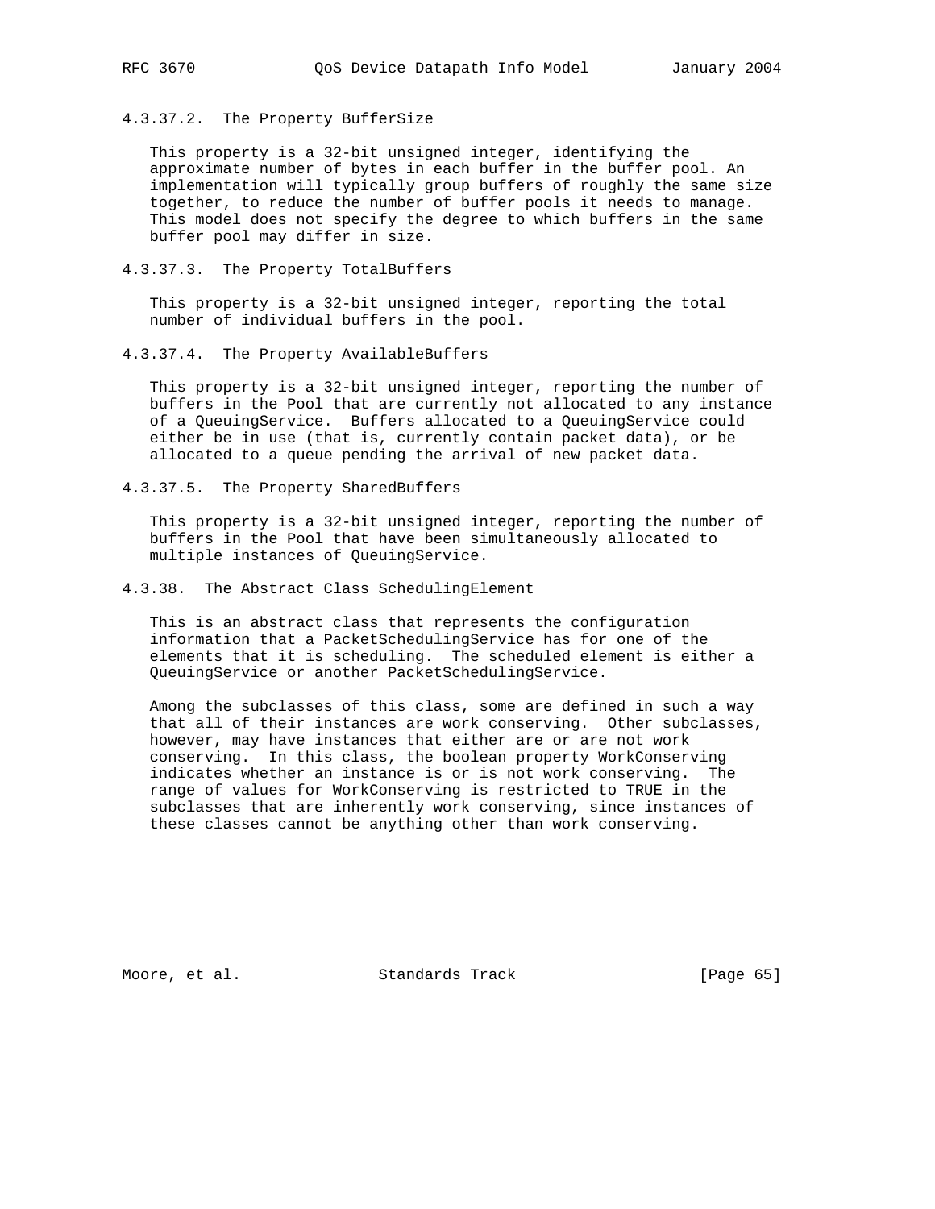#### 4.3.37.2. The Property BufferSize

This property is a 32-bit unsigned integer, identifying the approximate number of bytes in each buffer in the buffer pool. An implementation will typically group buffers of roughly the same size together, to reduce the number of buffer pools it needs to manage. This model does not specify the degree to which buffers in the same buffer pool may differ in size.

#### 4.3.37.3. The Property TotalBuffers

This property is a 32-bit unsigned integer, reporting the total number of individual buffers in the pool.

#### 4.3.37.4. The Property AvailableBuffers

This property is a 32-bit unsigned integer, reporting the number of buffers in the Pool that are currently not allocated to any instance of a QueuingService. Buffers allocated to a QueuingService could either be in use (that is, currently contain packet data), or be allocated to a queue pending the arrival of new packet data.

#### 4.3.37.5. The Property SharedBuffers

This property is a 32-bit unsigned integer, reporting the number of buffers in the Pool that have been simultaneously allocated to multiple instances of QueuingService.

### 4.3.38. The Abstract Class SchedulingElement

This is an abstract class that represents the configuration information that a PacketSchedulingService has for one of the elements that it is scheduling. The scheduled element is either a QueuingService or another PacketSchedulingService.

Among the subclasses of this class, some are defined in such a way that all of their instances are work conserving. Other subclasses, however, may have instances that either are or are not work conserving. In this class, the boolean property WorkConserving indicates whether an instance is or is not work conserving. The range of values for WorkConserving is restricted to TRUE in the subclasses that are inherently work conserving, since instances of these classes cannot be anything other than work conserving.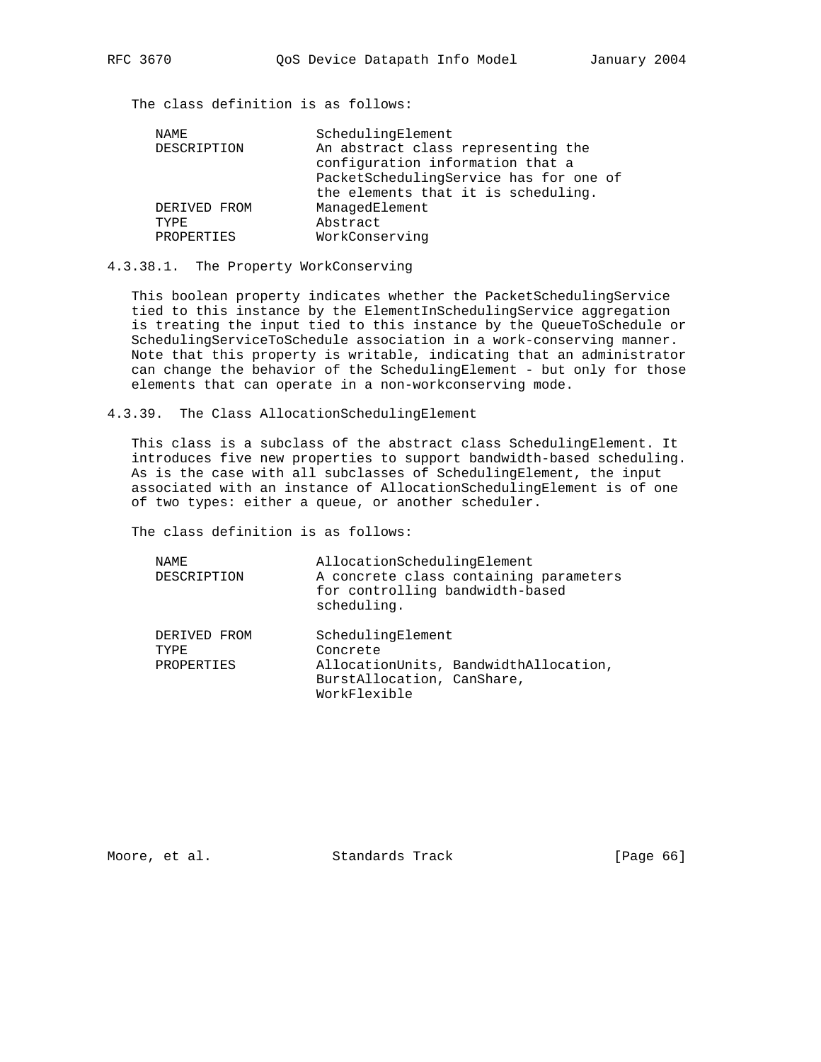The class definition is as follows:

```
NAME                SchedulingElement
DESCRIPTION         An abstract class representing the
                    configuration information that a
                    PacketSchedulingService has for one of
                    the elements that it is scheduling.
DERIVED FROM        ManagedElement
TYPE                Abstract
PROPERTIES          WorkConserving
```

#### 4.3.38.1. The Property WorkConserving

This boolean property indicates whether the PacketSchedulingService tied to this instance by the ElementInSchedulingService aggregation is treating the input tied to this instance by the QueueToSchedule or SchedulingServiceToSchedule association in a work-conserving manner. Note that this property is writable, indicating that an administrator can change the behavior of the SchedulingElement - but only for those elements that can operate in a non-workconserving mode.

### 4.3.39. The Class AllocationSchedulingElement

This class is a subclass of the abstract class SchedulingElement. It introduces five new properties to support bandwidth-based scheduling. As is the case with all subclasses of SchedulingElement, the input associated with an instance of AllocationSchedulingElement is of one of two types: either a queue, or another scheduler.

The class definition is as follows:

```
NAME                AllocationSchedulingElement
DESCRIPTION         A concrete class containing parameters
                    for controlling bandwidth-based
                    scheduling.

DERIVED FROM        SchedulingElement
TYPE                Concrete
PROPERTIES          AllocationUnits, BandwidthAllocation,
                    BurstAllocation, CanShare,
                    WorkFlexible
```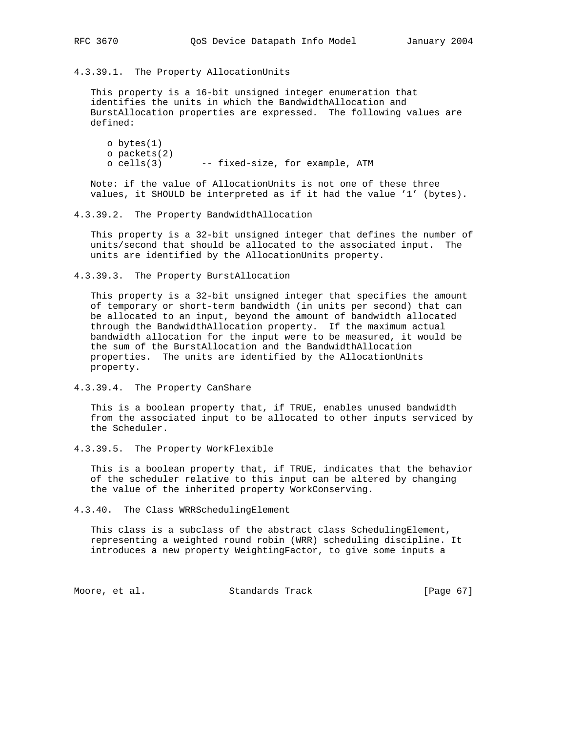#### 4.3.39.1. The Property AllocationUnits

This property is a 16-bit unsigned integer enumeration that identifies the units in which the BandwidthAllocation and BurstAllocation properties are expressed. The following values are defined:

- o bytes(1)
- o packets(2)
- o cells(3) -- fixed-size, for example, ATM

Note: if the value of AllocationUnits is not one of these three values, it SHOULD be interpreted as if it had the value '1' (bytes).

#### 4.3.39.2. The Property BandwidthAllocation

This property is a 32-bit unsigned integer that defines the number of units/second that should be allocated to the associated input. The units are identified by the AllocationUnits property.

#### 4.3.39.3. The Property BurstAllocation

This property is a 32-bit unsigned integer that specifies the amount of temporary or short-term bandwidth (in units per second) that can be allocated to an input, beyond the amount of bandwidth allocated through the BandwidthAllocation property. If the maximum actual bandwidth allocation for the input were to be measured, it would be the sum of the BurstAllocation and the BandwidthAllocation properties. The units are identified by the AllocationUnits property.

#### 4.3.39.4. The Property CanShare

This is a boolean property that, if TRUE, enables unused bandwidth from the associated input to be allocated to other inputs serviced by the Scheduler.

#### 4.3.39.5. The Property WorkFlexible

This is a boolean property that, if TRUE, indicates that the behavior of the scheduler relative to this input can be altered by changing the value of the inherited property WorkConserving.

### 4.3.40. The Class WRRSchedulingElement

This class is a subclass of the abstract class SchedulingElement, representing a weighted round robin (WRR) scheduling discipline. It introduces a new property WeightingFactor, to give some inputs a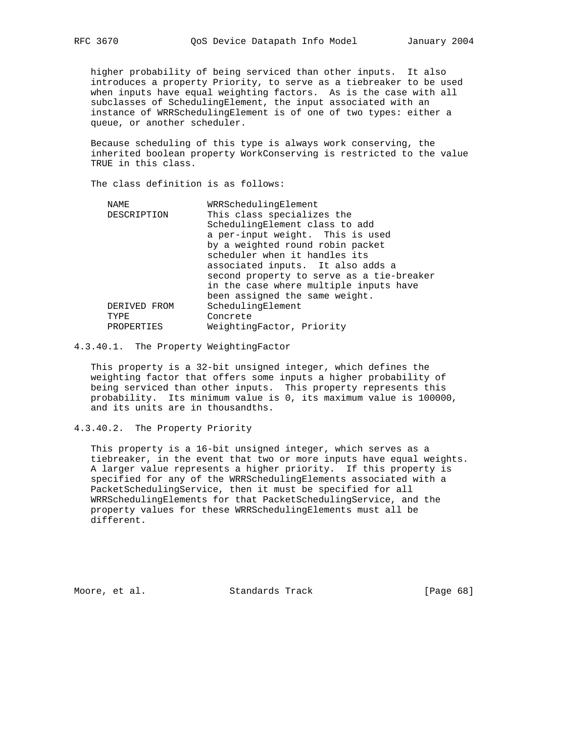higher probability of being serviced than other inputs. It also introduces a property Priority, to serve as a tiebreaker to be used when inputs have equal weighting factors. As is the case with all subclasses of SchedulingElement, the input associated with an instance of WRRSchedulingElement is of one of two types: either a queue, or another scheduler.

Because scheduling of this type is always work conserving, the inherited boolean property WorkConserving is restricted to the value TRUE in this class.

The class definition is as follows:

```
NAME              WRRSchedulingElement
DESCRIPTION       This class specializes the
                  SchedulingElement class to add
                  a per-input weight.  This is used
                  by a weighted round robin packet
                  scheduler when it handles its
                  associated inputs.  It also adds a
                  second property to serve as a tie-breaker
                  in the case where multiple inputs have
                  been assigned the same weight.
DERIVED FROM      SchedulingElement
TYPE              Concrete
PROPERTIES        WeightingFactor, Priority
```

#### 4.3.40.1. The Property WeightingFactor

This property is a 32-bit unsigned integer, which defines the weighting factor that offers some inputs a higher probability of being serviced than other inputs. This property represents this probability. Its minimum value is 0, its maximum value is 100000, and its units are in thousandths.

#### 4.3.40.2. The Property Priority

This property is a 16-bit unsigned integer, which serves as a tiebreaker, in the event that two or more inputs have equal weights. A larger value represents a higher priority. If this property is specified for any of the WRRSchedulingElements associated with a PacketSchedulingService, then it must be specified for all WRRSchedulingElements for that PacketSchedulingService, and the property values for these WRRSchedulingElements must all be different.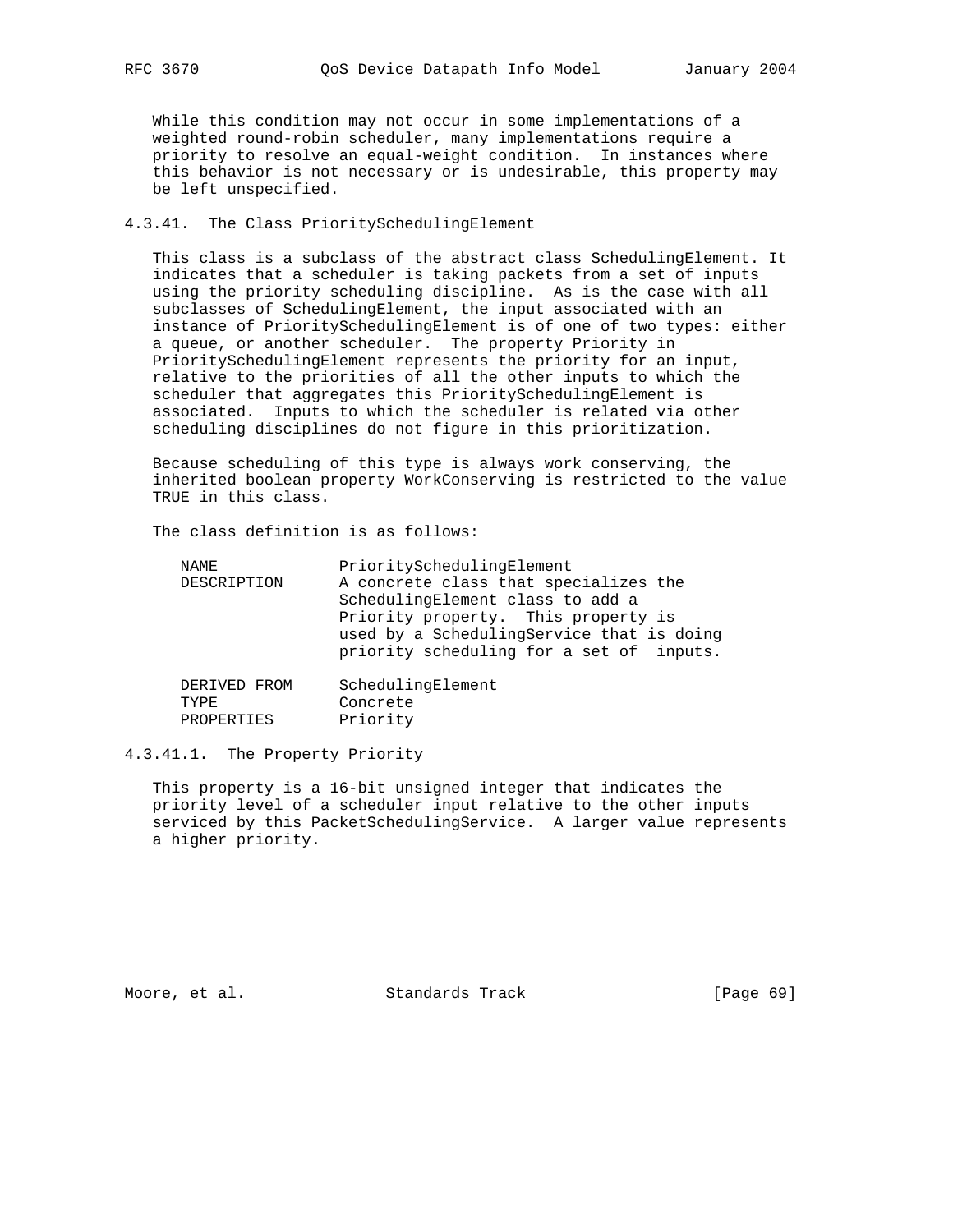While this condition may not occur in some implementations of a weighted round-robin scheduler, many implementations require a priority to resolve an equal-weight condition. In instances where this behavior is not necessary or is undesirable, this property may be left unspecified.

### 4.3.41. The Class PrioritySchedulingElement

This class is a subclass of the abstract class SchedulingElement. It indicates that a scheduler is taking packets from a set of inputs using the priority scheduling discipline. As is the case with all subclasses of SchedulingElement, the input associated with an instance of PrioritySchedulingElement is of one of two types: either a queue, or another scheduler. The property Priority in PrioritySchedulingElement represents the priority for an input, relative to the priorities of all the other inputs to which the scheduler that aggregates this PrioritySchedulingElement is associated. Inputs to which the scheduler is related via other scheduling disciplines do not figure in this prioritization.

Because scheduling of this type is always work conserving, the inherited boolean property WorkConserving is restricted to the value TRUE in this class.

The class definition is as follows:

```
NAME            PrioritySchedulingElement
DESCRIPTION     A concrete class that specializes the
                SchedulingElement class to add a
                Priority property.  This property is
                used by a SchedulingService that is doing
                priority scheduling for a set of  inputs.

DERIVED FROM    SchedulingElement
TYPE            Concrete
PROPERTIES      Priority
```

#### 4.3.41.1. The Property Priority

This property is a 16-bit unsigned integer that indicates the priority level of a scheduler input relative to the other inputs serviced by this PacketSchedulingService. A larger value represents a higher priority.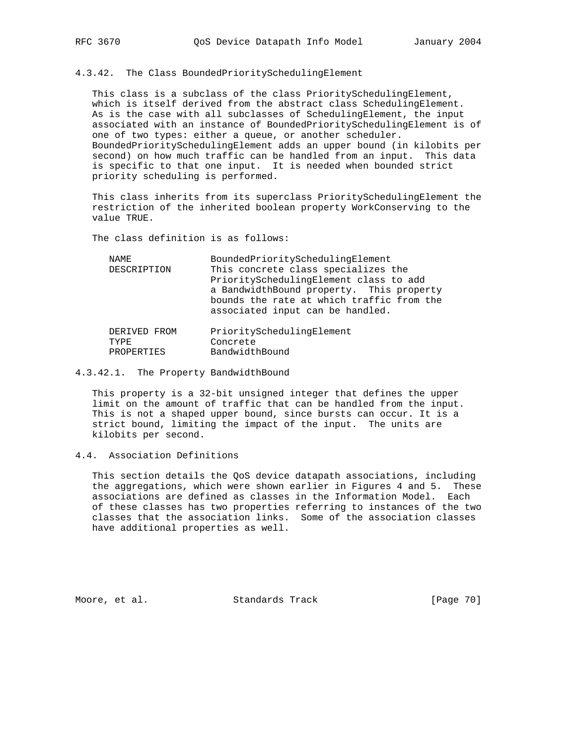### 4.3.42. The Class BoundedPrioritySchedulingElement

This class is a subclass of the class PrioritySchedulingElement, which is itself derived from the abstract class SchedulingElement. As is the case with all subclasses of SchedulingElement, the input associated with an instance of BoundedPrioritySchedulingElement is of one of two types: either a queue, or another scheduler. BoundedPrioritySchedulingElement adds an upper bound (in kilobits per second) on how much traffic can be handled from an input. This data is specific to that one input. It is needed when bounded strict priority scheduling is performed.

This class inherits from its superclass PrioritySchedulingElement the restriction of the inherited boolean property WorkConserving to the value TRUE.

The class definition is as follows:

```
NAME            BoundedPrioritySchedulingElement
DESCRIPTION     This concrete class specializes the
                PrioritySchedulingElement class to add
                a BandwidthBound property.  This property
                bounds the rate at which traffic from the
                associated input can be handled.

DERIVED FROM    PrioritySchedulingElement
TYPE            Concrete
PROPERTIES      BandwidthBound
```

#### 4.3.42.1. The Property BandwidthBound

This property is a 32-bit unsigned integer that defines the upper limit on the amount of traffic that can be handled from the input. This is not a shaped upper bound, since bursts can occur. It is a strict bound, limiting the impact of the input. The units are kilobits per second.

### 4.4. Association Definitions

This section details the QoS device datapath associations, including the aggregations, which were shown earlier in Figures 4 and 5. These associations are defined as classes in the Information Model. Each of these classes has two properties referring to instances of the two classes that the association links. Some of the association classes have additional properties as well.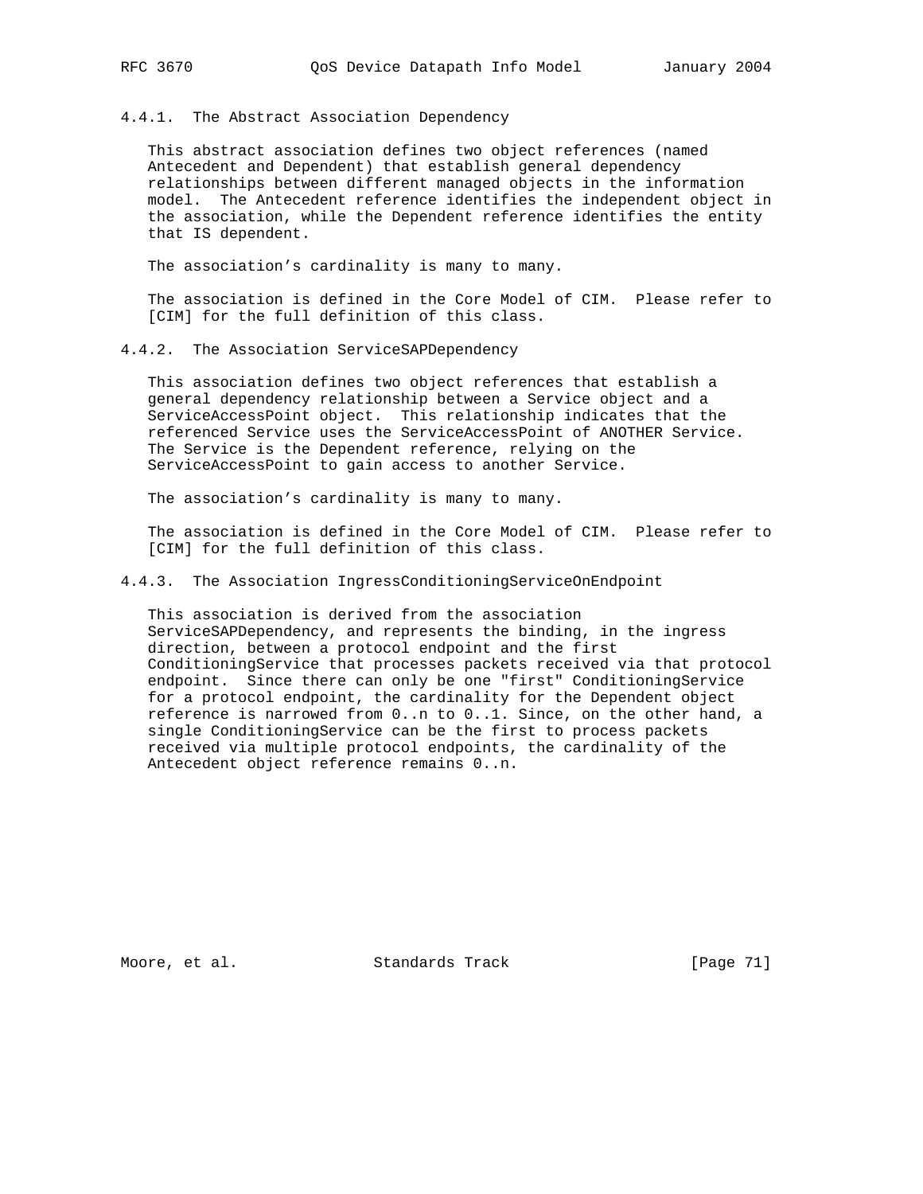### 4.4.1. The Abstract Association Dependency

This abstract association defines two object references (named Antecedent and Dependent) that establish general dependency relationships between different managed objects in the information model. The Antecedent reference identifies the independent object in the association, while the Dependent reference identifies the entity that IS dependent.

The association's cardinality is many to many.

The association is defined in the Core Model of CIM. Please refer to [CIM] for the full definition of this class.

### 4.4.2. The Association ServiceSAPDependency

This association defines two object references that establish a general dependency relationship between a Service object and a ServiceAccessPoint object. This relationship indicates that the referenced Service uses the ServiceAccessPoint of ANOTHER Service. The Service is the Dependent reference, relying on the ServiceAccessPoint to gain access to another Service.

The association's cardinality is many to many.

The association is defined in the Core Model of CIM. Please refer to [CIM] for the full definition of this class.

### 4.4.3. The Association IngressConditioningServiceOnEndpoint

This association is derived from the association ServiceSAPDependency, and represents the binding, in the ingress direction, between a protocol endpoint and the first ConditioningService that processes packets received via that protocol endpoint. Since there can only be one "first" ConditioningService for a protocol endpoint, the cardinality for the Dependent object reference is narrowed from 0..n to 0..1. Since, on the other hand, a single ConditioningService can be the first to process packets received via multiple protocol endpoints, the cardinality of the Antecedent object reference remains 0..n.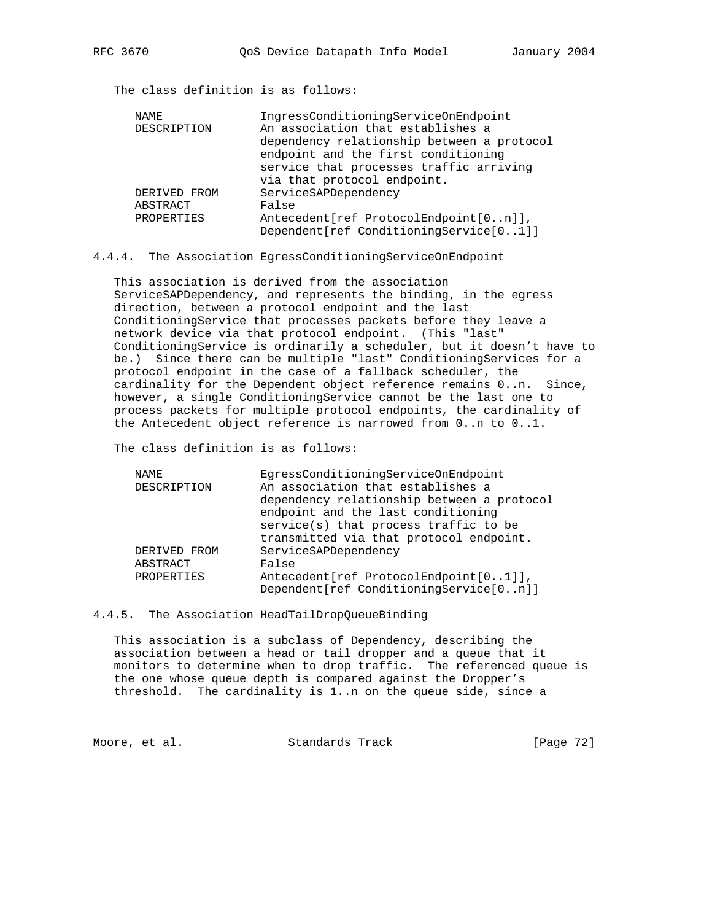The class definition is as follows:

```
NAME            IngressConditioningServiceOnEndpoint
DESCRIPTION     An association that establishes a
                dependency relationship between a protocol
                endpoint and the first conditioning
                service that processes traffic arriving
                via that protocol endpoint.
DERIVED FROM    ServiceSAPDependency
ABSTRACT        False
PROPERTIES      Antecedent[ref ProtocolEndpoint[0..n]],
                Dependent[ref ConditioningService[0..1]]
```

### 4.4.4. The Association EgressConditioningServiceOnEndpoint

This association is derived from the association ServiceSAPDependency, and represents the binding, in the egress direction, between a protocol endpoint and the last ConditioningService that processes packets before they leave a network device via that protocol endpoint. (This "last" ConditioningService is ordinarily a scheduler, but it doesn't have to be.) Since there can be multiple "last" ConditioningServices for a protocol endpoint in the case of a fallback scheduler, the cardinality for the Dependent object reference remains 0..n. Since, however, a single ConditioningService cannot be the last one to process packets for multiple protocol endpoints, the cardinality of the Antecedent object reference is narrowed from 0..n to 0..1.

The class definition is as follows:

```
NAME            EgressConditioningServiceOnEndpoint
DESCRIPTION     An association that establishes a
                dependency relationship between a protocol
                endpoint and the last conditioning
                service(s) that process traffic to be
                transmitted via that protocol endpoint.
DERIVED FROM    ServiceSAPDependency
ABSTRACT        False
PROPERTIES      Antecedent[ref ProtocolEndpoint[0..1]],
                Dependent[ref ConditioningService[0..n]]
```

### 4.4.5. The Association HeadTailDropQueueBinding

This association is a subclass of Dependency, describing the association between a head or tail dropper and a queue that it monitors to determine when to drop traffic. The referenced queue is the one whose queue depth is compared against the Dropper's threshold. The cardinality is 1..n on the queue side, since a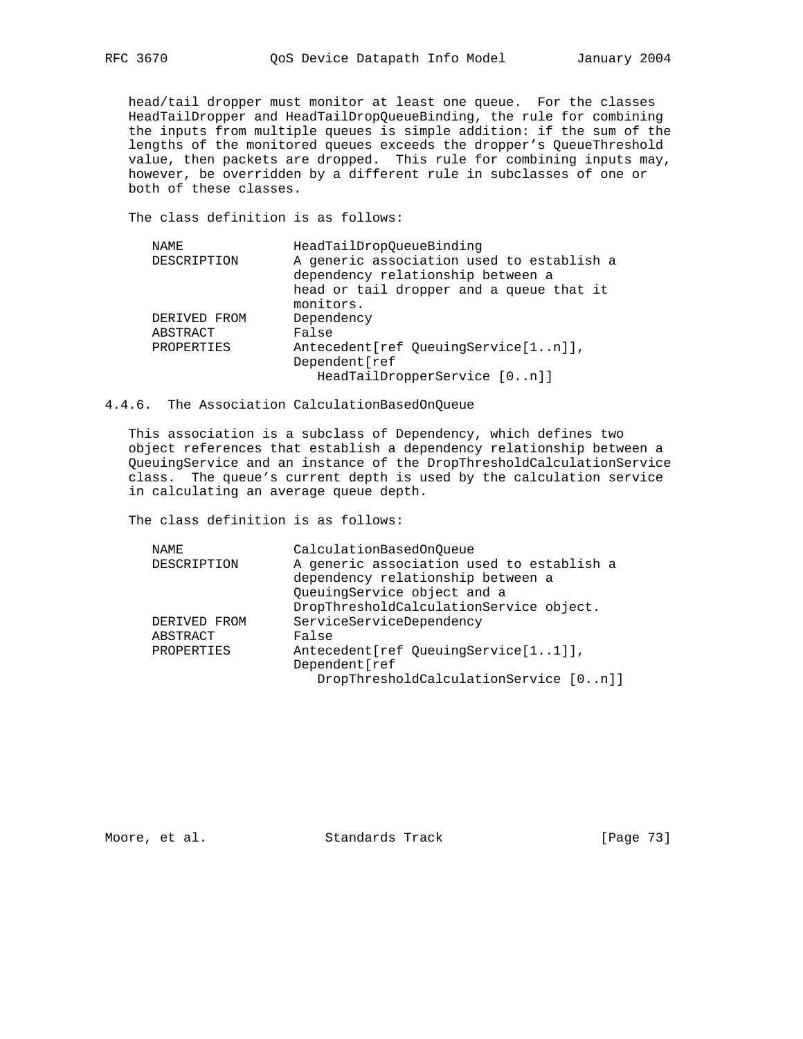head/tail dropper must monitor at least one queue. For the classes HeadTailDropper and HeadTailDropQueueBinding, the rule for combining the inputs from multiple queues is simple addition: if the sum of the lengths of the monitored queues exceeds the dropper's QueueThreshold value, then packets are dropped. This rule for combining inputs may, however, be overridden by a different rule in subclasses of one or both of these classes.

The class definition is as follows:

```
NAME              HeadTailDropQueueBinding
DESCRIPTION       A generic association used to establish a
                  dependency relationship between a
                  head or tail dropper and a queue that it
                  monitors.
DERIVED FROM      Dependency
ABSTRACT          False
PROPERTIES        Antecedent[ref QueuingService[1..n]],
                  Dependent[ref
                     HeadTailDropperService [0..n]]
```

#### 4.4.6. The Association CalculationBasedOnQueue

This association is a subclass of Dependency, which defines two object references that establish a dependency relationship between a QueuingService and an instance of the DropThresholdCalculationService class. The queue's current depth is used by the calculation service in calculating an average queue depth.

The class definition is as follows:

```
NAME              CalculationBasedOnQueue
DESCRIPTION       A generic association used to establish a
                  dependency relationship between a
                  QueuingService object and a
                  DropThresholdCalculationService object.
DERIVED FROM      ServiceServiceDependency
ABSTRACT          False
PROPERTIES        Antecedent[ref QueuingService[1..1]],
                  Dependent[ref
                     DropThresholdCalculationService [0..n]]
```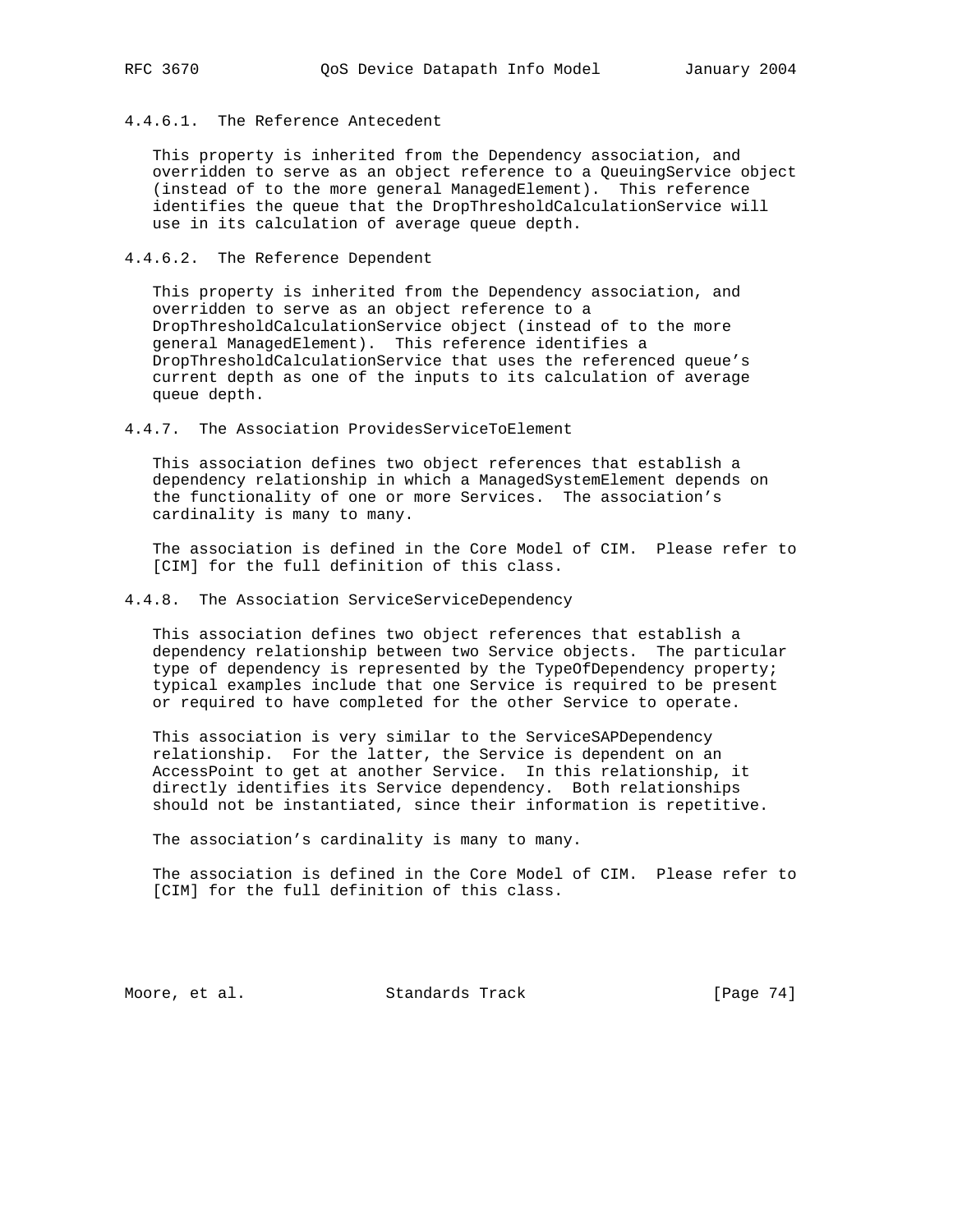#### 4.4.6.1. The Reference Antecedent

This property is inherited from the Dependency association, and overridden to serve as an object reference to a QueuingService object (instead of to the more general ManagedElement). This reference identifies the queue that the DropThresholdCalculationService will use in its calculation of average queue depth.

#### 4.4.6.2. The Reference Dependent

This property is inherited from the Dependency association, and overridden to serve as an object reference to a DropThresholdCalculationService object (instead of to the more general ManagedElement). This reference identifies a DropThresholdCalculationService that uses the referenced queue's current depth as one of the inputs to its calculation of average queue depth.

### 4.4.7. The Association ProvidesServiceToElement

This association defines two object references that establish a dependency relationship in which a ManagedSystemElement depends on the functionality of one or more Services. The association's cardinality is many to many.

The association is defined in the Core Model of CIM. Please refer to [CIM] for the full definition of this class.

### 4.4.8. The Association ServiceServiceDependency

This association defines two object references that establish a dependency relationship between two Service objects. The particular type of dependency is represented by the TypeOfDependency property; typical examples include that one Service is required to be present or required to have completed for the other Service to operate.

This association is very similar to the ServiceSAPDependency relationship. For the latter, the Service is dependent on an AccessPoint to get at another Service. In this relationship, it directly identifies its Service dependency. Both relationships should not be instantiated, since their information is repetitive.

The association's cardinality is many to many.

The association is defined in the Core Model of CIM. Please refer to [CIM] for the full definition of this class.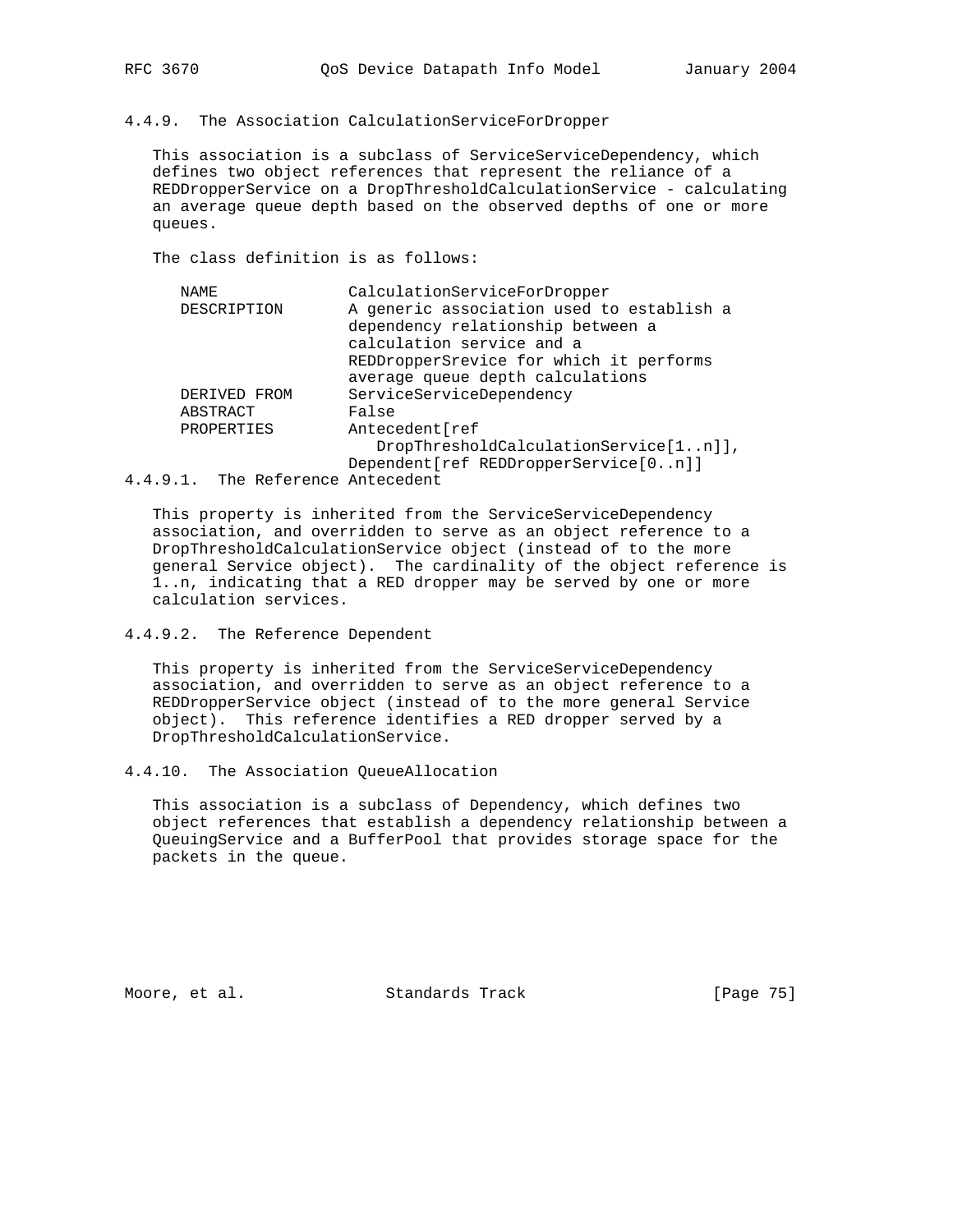### 4.4.9. The Association CalculationServiceForDropper

This association is a subclass of ServiceServiceDependency, which defines two object references that represent the reliance of a REDDropperService on a DropThresholdCalculationService - calculating an average queue depth based on the observed depths of one or more queues.

The class definition is as follows:

```
NAME            CalculationServiceForDropper
DESCRIPTION     A generic association used to establish a
                dependency relationship between a
                calculation service and a
                REDDropperSrevice for which it performs
                average queue depth calculations
DERIVED FROM    ServiceServiceDependency
ABSTRACT        False
PROPERTIES      Antecedent[ref
                   DropThresholdCalculationService[1..n]],
                Dependent[ref REDDropperService[0..n]]
```

#### 4.4.9.1. The Reference Antecedent

This property is inherited from the ServiceServiceDependency association, and overridden to serve as an object reference to a DropThresholdCalculationService object (instead of to the more general Service object). The cardinality of the object reference is 1..n, indicating that a RED dropper may be served by one or more calculation services.

#### 4.4.9.2. The Reference Dependent

This property is inherited from the ServiceServiceDependency association, and overridden to serve as an object reference to a REDDropperService object (instead of to the more general Service object). This reference identifies a RED dropper served by a DropThresholdCalculationService.

### 4.4.10. The Association QueueAllocation

This association is a subclass of Dependency, which defines two object references that establish a dependency relationship between a QueuingService and a BufferPool that provides storage space for the packets in the queue.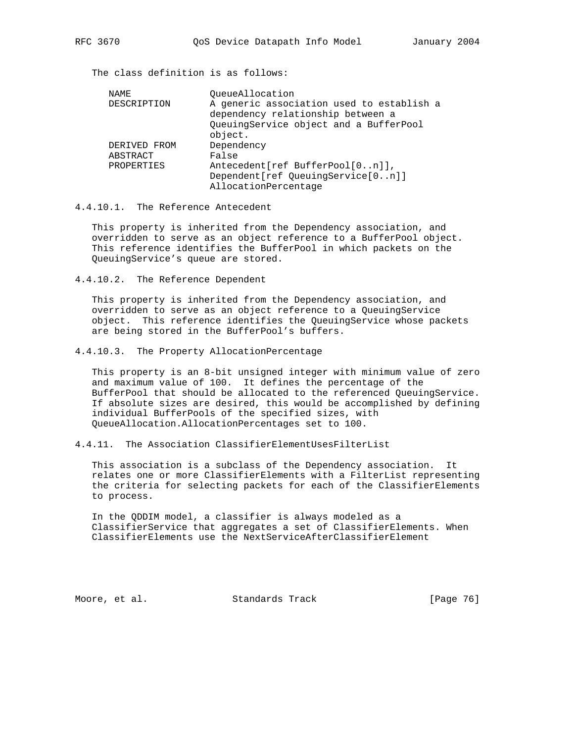The class definition is as follows:

```
NAME             QueueAllocation
DESCRIPTION      A generic association used to establish a
                 dependency relationship between a
                 QueuingService object and a BufferPool
                 object.
DERIVED FROM     Dependency
ABSTRACT         False
PROPERTIES       Antecedent[ref BufferPool[0..n]],
                 Dependent[ref QueuingService[0..n]]
                 AllocationPercentage
```

#### 4.4.10.1. The Reference Antecedent

This property is inherited from the Dependency association, and overridden to serve as an object reference to a BufferPool object. This reference identifies the BufferPool in which packets on the QueuingService's queue are stored.

#### 4.4.10.2. The Reference Dependent

This property is inherited from the Dependency association, and overridden to serve as an object reference to a QueuingService object. This reference identifies the QueuingService whose packets are being stored in the BufferPool's buffers.

#### 4.4.10.3. The Property AllocationPercentage

This property is an 8-bit unsigned integer with minimum value of zero and maximum value of 100. It defines the percentage of the BufferPool that should be allocated to the referenced QueuingService. If absolute sizes are desired, this would be accomplished by defining individual BufferPools of the specified sizes, with QueueAllocation.AllocationPercentages set to 100.

### 4.4.11. The Association ClassifierElementUsesFilterList

This association is a subclass of the Dependency association. It relates one or more ClassifierElements with a FilterList representing the criteria for selecting packets for each of the ClassifierElements to process.

In the QDDIM model, a classifier is always modeled as a ClassifierService that aggregates a set of ClassifierElements. When ClassifierElements use the NextServiceAfterClassifierElement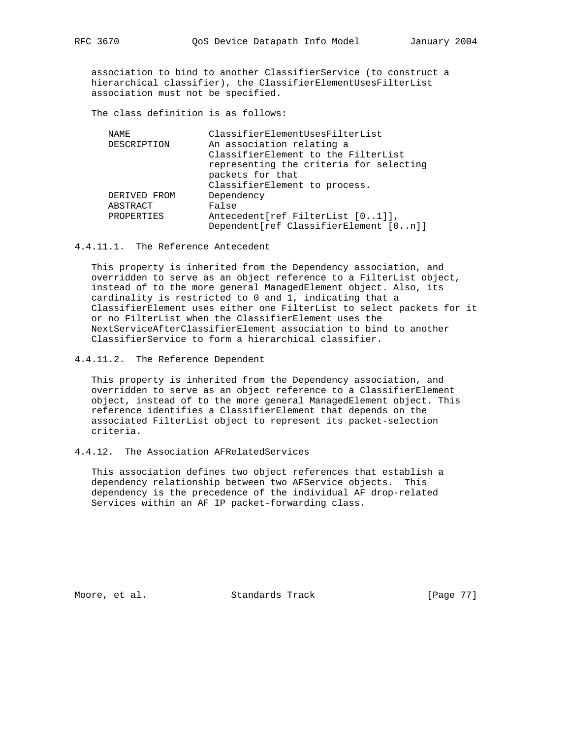association to bind to another ClassifierService (to construct a hierarchical classifier), the ClassifierElementUsesFilterList association must not be specified.

The class definition is as follows:

| | |
|---|---|
| NAME | ClassifierElementUsesFilterList |
| DESCRIPTION | An association relating a ClassifierElement to the FilterList representing the criteria for selecting packets for that ClassifierElement to process. |
| DERIVED FROM | Dependency |
| ABSTRACT | False |
| PROPERTIES | Antecedent[ref FilterList [0..1]], Dependent[ref ClassifierElement [0..n]] |

#### 4.4.11.1. The Reference Antecedent

This property is inherited from the Dependency association, and overridden to serve as an object reference to a FilterList object, instead of to the more general ManagedElement object. Also, its cardinality is restricted to 0 and 1, indicating that a ClassifierElement uses either one FilterList to select packets for it or no FilterList when the ClassifierElement uses the NextServiceAfterClassifierElement association to bind to another ClassifierService to form a hierarchical classifier.

#### 4.4.11.2. The Reference Dependent

This property is inherited from the Dependency association, and overridden to serve as an object reference to a ClassifierElement object, instead of to the more general ManagedElement object. This reference identifies a ClassifierElement that depends on the associated FilterList object to represent its packet-selection criteria.

### 4.4.12. The Association AFRelatedServices

This association defines two object references that establish a dependency relationship between two AFService objects. This dependency is the precedence of the individual AF drop-related Services within an AF IP packet-forwarding class.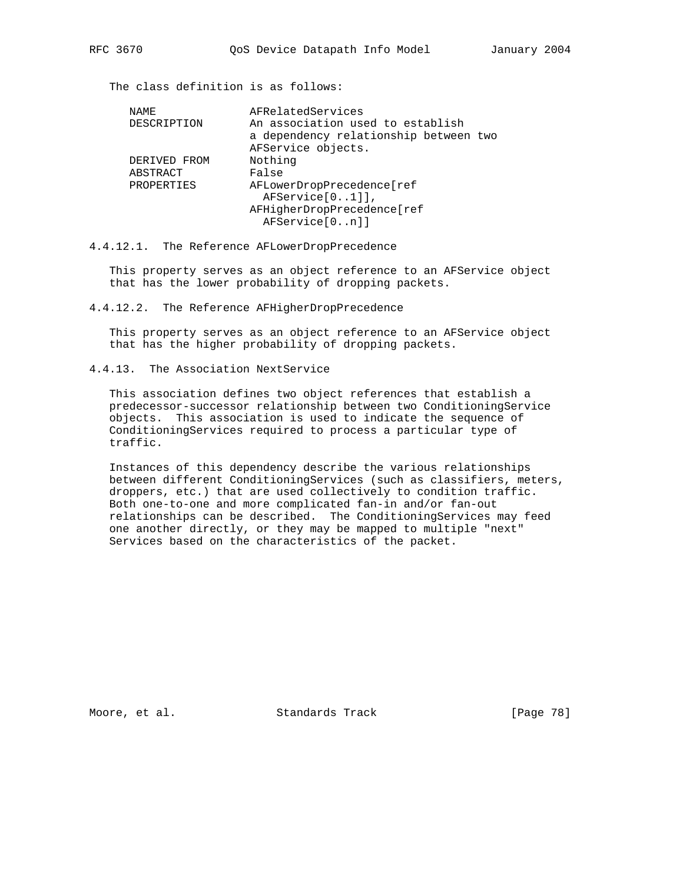The class definition is as follows:

```
NAME             AFRelatedServices
DESCRIPTION      An association used to establish
                 a dependency relationship between two
                 AFService objects.
DERIVED FROM     Nothing
ABSTRACT         False
PROPERTIES       AFLowerDropPrecedence[ref
                   AFService[0..1]],
                 AFHigherDropPrecedence[ref
                   AFService[0..n]]
```

#### 4.4.12.1. The Reference AFLowerDropPrecedence

This property serves as an object reference to an AFService object that has the lower probability of dropping packets.

#### 4.4.12.2. The Reference AFHigherDropPrecedence

This property serves as an object reference to an AFService object that has the higher probability of dropping packets.

### 4.4.13. The Association NextService

This association defines two object references that establish a predecessor-successor relationship between two ConditioningService objects. This association is used to indicate the sequence of ConditioningServices required to process a particular type of traffic.

Instances of this dependency describe the various relationships between different ConditioningServices (such as classifiers, meters, droppers, etc.) that are used collectively to condition traffic. Both one-to-one and more complicated fan-in and/or fan-out relationships can be described. The ConditioningServices may feed one another directly, or they may be mapped to multiple "next" Services based on the characteristics of the packet.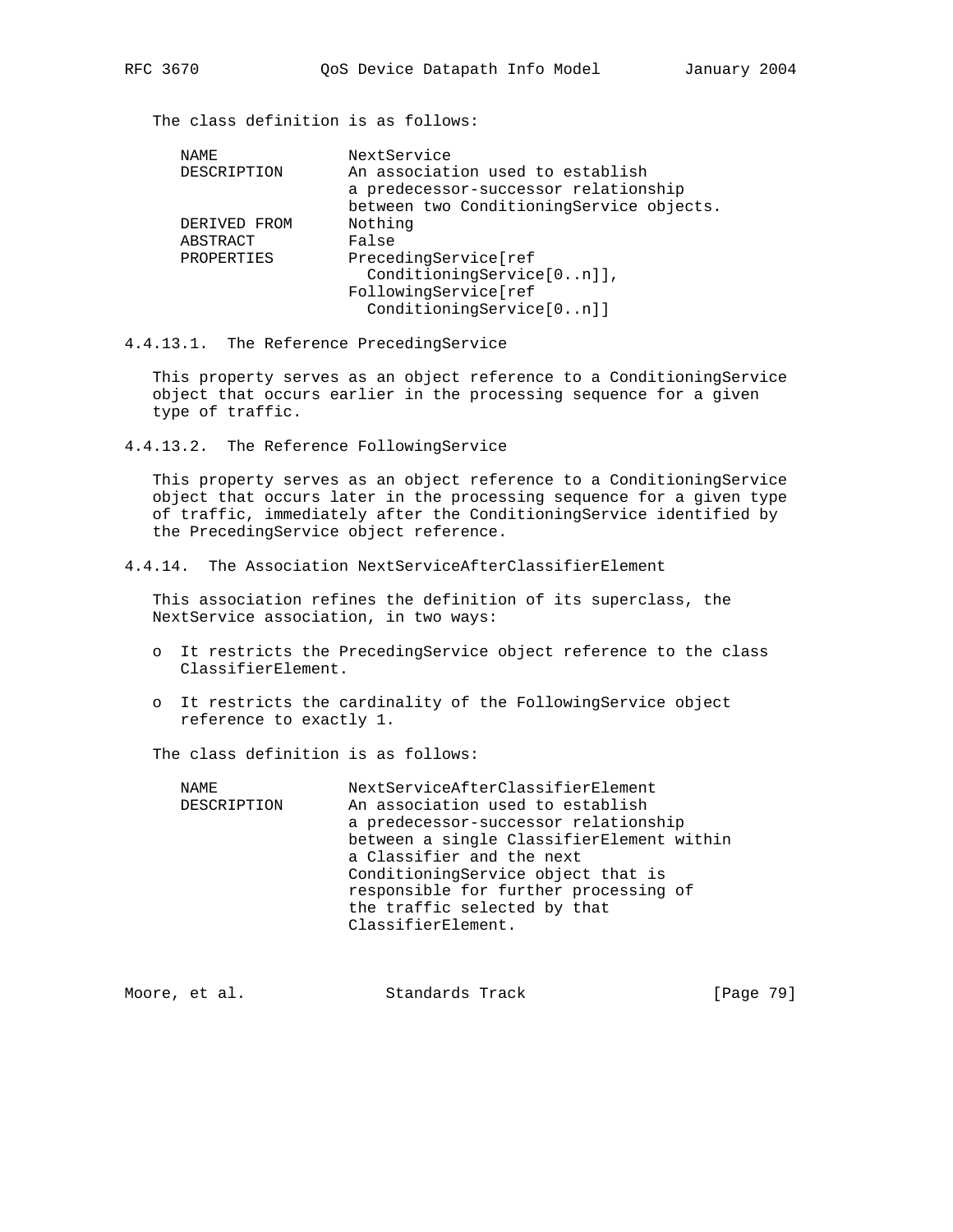The class definition is as follows:

```
NAME            NextService
DESCRIPTION     An association used to establish
                a predecessor-successor relationship
                between two ConditioningService objects.
DERIVED FROM    Nothing
ABSTRACT        False
PROPERTIES      PrecedingService[ref
                  ConditioningService[0..n]],
                FollowingService[ref
                  ConditioningService[0..n]]
```

#### 4.4.13.1. The Reference PrecedingService

This property serves as an object reference to a ConditioningService object that occurs earlier in the processing sequence for a given type of traffic.

#### 4.4.13.2. The Reference FollowingService

This property serves as an object reference to a ConditioningService object that occurs later in the processing sequence for a given type of traffic, immediately after the ConditioningService identified by the PrecedingService object reference.

### 4.4.14. The Association NextServiceAfterClassifierElement

This association refines the definition of its superclass, the NextService association, in two ways:

- It restricts the PrecedingService object reference to the class ClassifierElement.

- It restricts the cardinality of the FollowingService object reference to exactly 1.

The class definition is as follows:

```
NAME            NextServiceAfterClassifierElement
DESCRIPTION     An association used to establish
                a predecessor-successor relationship
                between a single ClassifierElement within
                a Classifier and the next
                ConditioningService object that is
                responsible for further processing of
                the traffic selected by that
                ClassifierElement.
```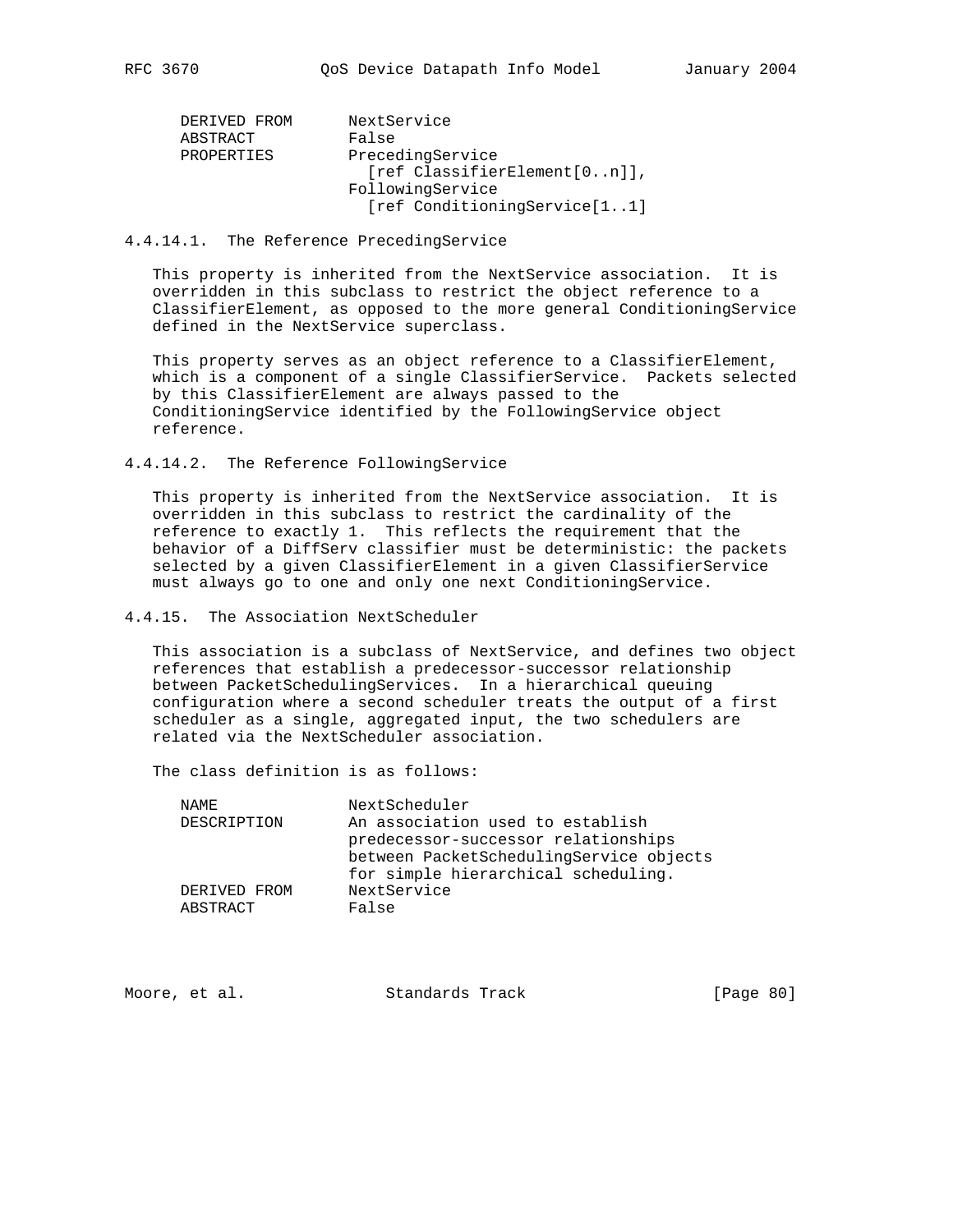```
DERIVED FROM      NextService
ABSTRACT          False
PROPERTIES        PrecedingService
                    [ref ClassifierElement[0..n]],
                  FollowingService
                    [ref ConditioningService[1..1]
```

#### 4.4.14.1. The Reference PrecedingService

This property is inherited from the NextService association. It is overridden in this subclass to restrict the object reference to a ClassifierElement, as opposed to the more general ConditioningService defined in the NextService superclass.

This property serves as an object reference to a ClassifierElement, which is a component of a single ClassifierService. Packets selected by this ClassifierElement are always passed to the ConditioningService identified by the FollowingService object reference.

#### 4.4.14.2. The Reference FollowingService

This property is inherited from the NextService association. It is overridden in this subclass to restrict the cardinality of the reference to exactly 1. This reflects the requirement that the behavior of a DiffServ classifier must be deterministic: the packets selected by a given ClassifierElement in a given ClassifierService must always go to one and only one next ConditioningService.

### 4.4.15. The Association NextScheduler

This association is a subclass of NextService, and defines two object references that establish a predecessor-successor relationship between PacketSchedulingServices. In a hierarchical queuing configuration where a second scheduler treats the output of a first scheduler as a single, aggregated input, the two schedulers are related via the NextScheduler association.

The class definition is as follows:

```
NAME              NextScheduler
DESCRIPTION       An association used to establish
                  predecessor-successor relationships
                  between PacketSchedulingService objects
                  for simple hierarchical scheduling.
DERIVED FROM      NextService
ABSTRACT          False
```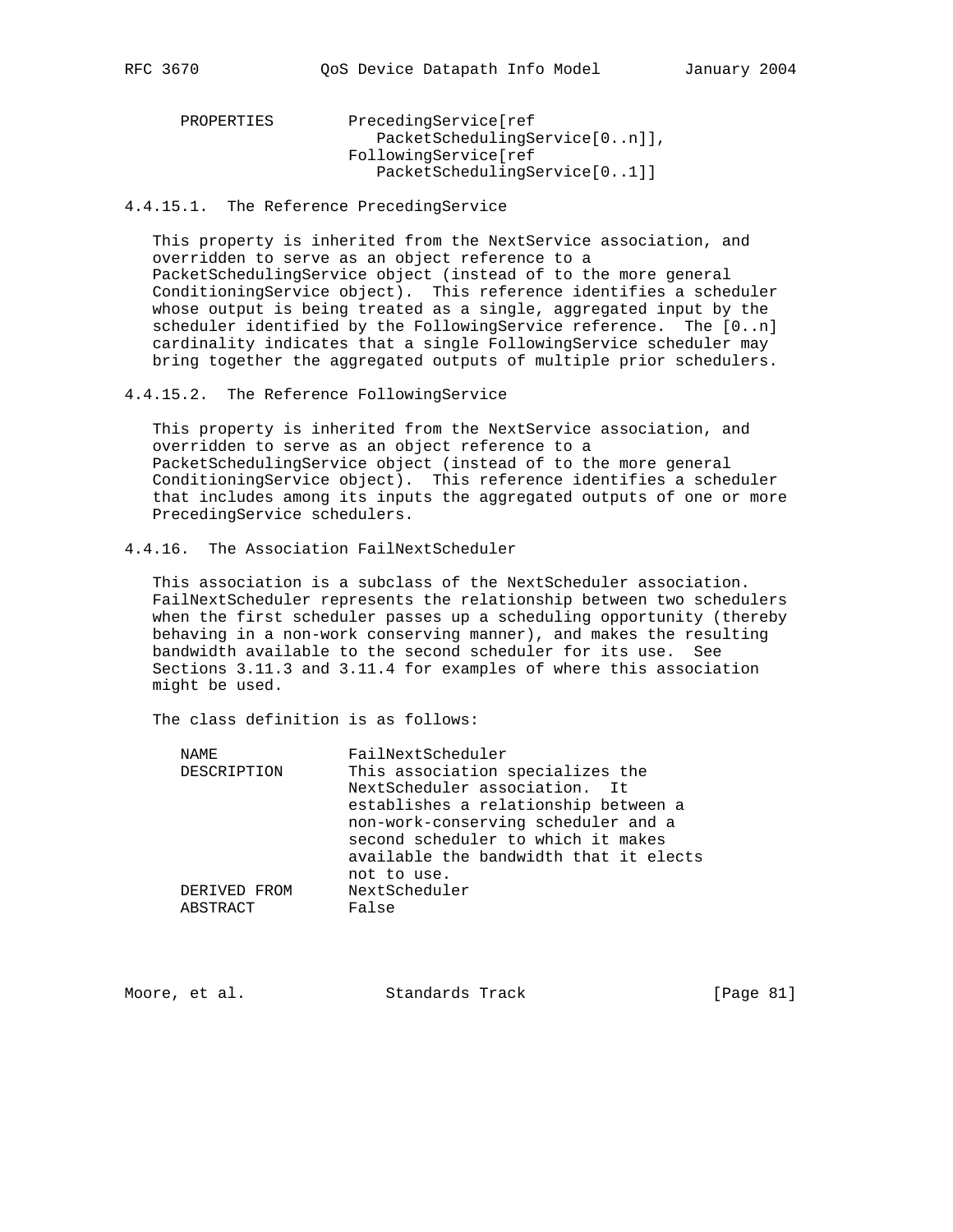```
PROPERTIES        PrecedingService[ref
                     PacketSchedulingService[0..n]],
                  FollowingService[ref
                     PacketSchedulingService[0..1]]
```

#### 4.4.15.1. The Reference PrecedingService

This property is inherited from the NextService association, and overridden to serve as an object reference to a PacketSchedulingService object (instead of to the more general ConditioningService object). This reference identifies a scheduler whose output is being treated as a single, aggregated input by the scheduler identified by the FollowingService reference. The [0..n] cardinality indicates that a single FollowingService scheduler may bring together the aggregated outputs of multiple prior schedulers.

#### 4.4.15.2. The Reference FollowingService

This property is inherited from the NextService association, and overridden to serve as an object reference to a PacketSchedulingService object (instead of to the more general ConditioningService object). This reference identifies a scheduler that includes among its inputs the aggregated outputs of one or more PrecedingService schedulers.

### 4.4.16. The Association FailNextScheduler

This association is a subclass of the NextScheduler association. FailNextScheduler represents the relationship between two schedulers when the first scheduler passes up a scheduling opportunity (thereby behaving in a non-work conserving manner), and makes the resulting bandwidth available to the second scheduler for its use. See Sections 3.11.3 and 3.11.4 for examples of where this association might be used.

The class definition is as follows:

```
NAME              FailNextScheduler
DESCRIPTION       This association specializes the
                  NextScheduler association.  It
                  establishes a relationship between a
                  non-work-conserving scheduler and a
                  second scheduler to which it makes
                  available the bandwidth that it elects
                  not to use.
DERIVED FROM      NextScheduler
ABSTRACT          False
```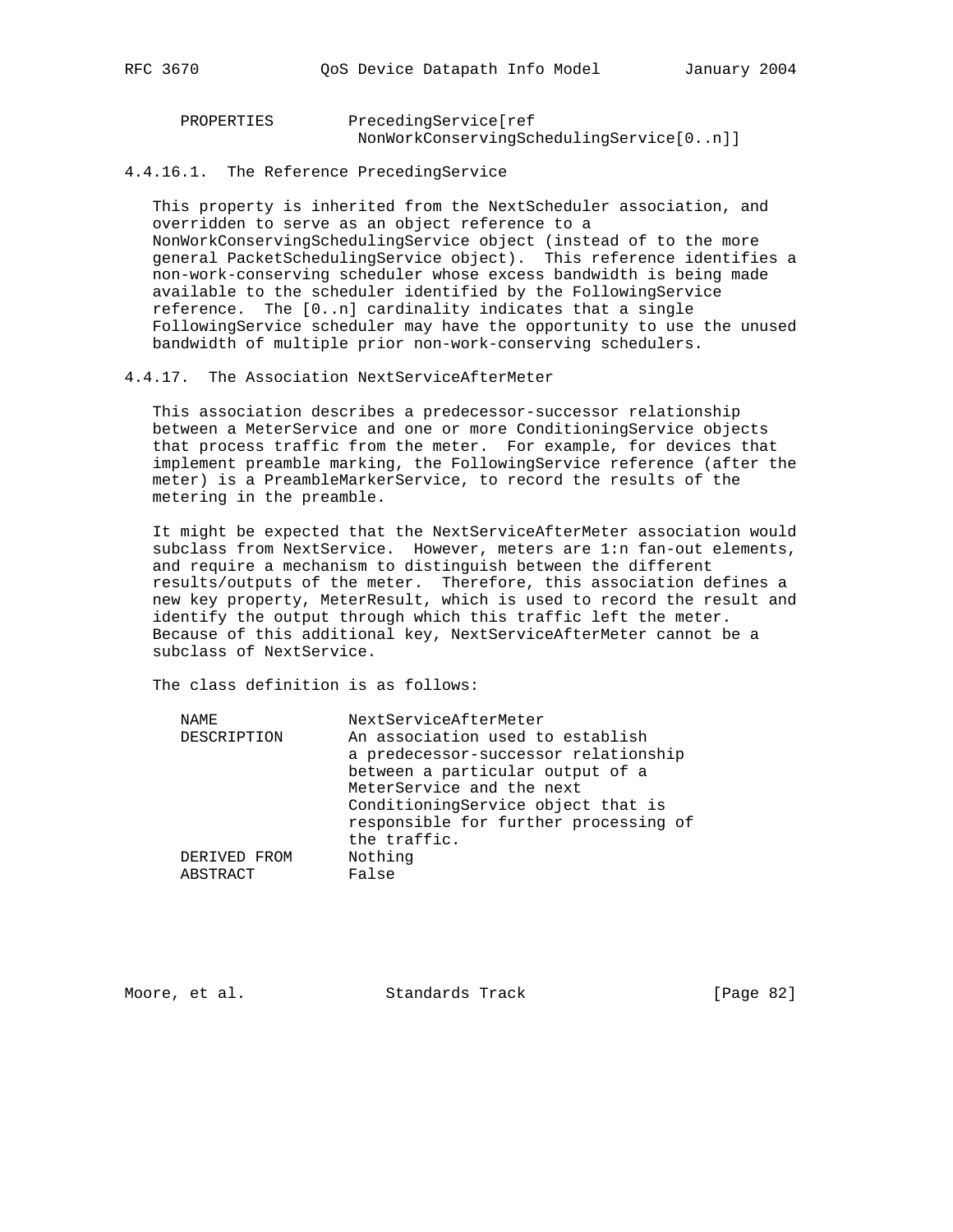```
PROPERTIES        PrecedingService[ref
                   NonWorkConservingSchedulingService[0..n]]
```

#### 4.4.16.1. The Reference PrecedingService

This property is inherited from the NextScheduler association, and overridden to serve as an object reference to a NonWorkConservingSchedulingService object (instead of to the more general PacketSchedulingService object). This reference identifies a non-work-conserving scheduler whose excess bandwidth is being made available to the scheduler identified by the FollowingService reference. The [0..n] cardinality indicates that a single FollowingService scheduler may have the opportunity to use the unused bandwidth of multiple prior non-work-conserving schedulers.

### 4.4.17. The Association NextServiceAfterMeter

This association describes a predecessor-successor relationship between a MeterService and one or more ConditioningService objects that process traffic from the meter. For example, for devices that implement preamble marking, the FollowingService reference (after the meter) is a PreambleMarkerService, to record the results of the metering in the preamble.

It might be expected that the NextServiceAfterMeter association would subclass from NextService. However, meters are 1:n fan-out elements, and require a mechanism to distinguish between the different results/outputs of the meter. Therefore, this association defines a new key property, MeterResult, which is used to record the result and identify the output through which this traffic left the meter. Because of this additional key, NextServiceAfterMeter cannot be a subclass of NextService.

The class definition is as follows:

```
NAME              NextServiceAfterMeter
DESCRIPTION       An association used to establish
                  a predecessor-successor relationship
                  between a particular output of a
                  MeterService and the next
                  ConditioningService object that is
                  responsible for further processing of
                  the traffic.
DERIVED FROM      Nothing
ABSTRACT          False
```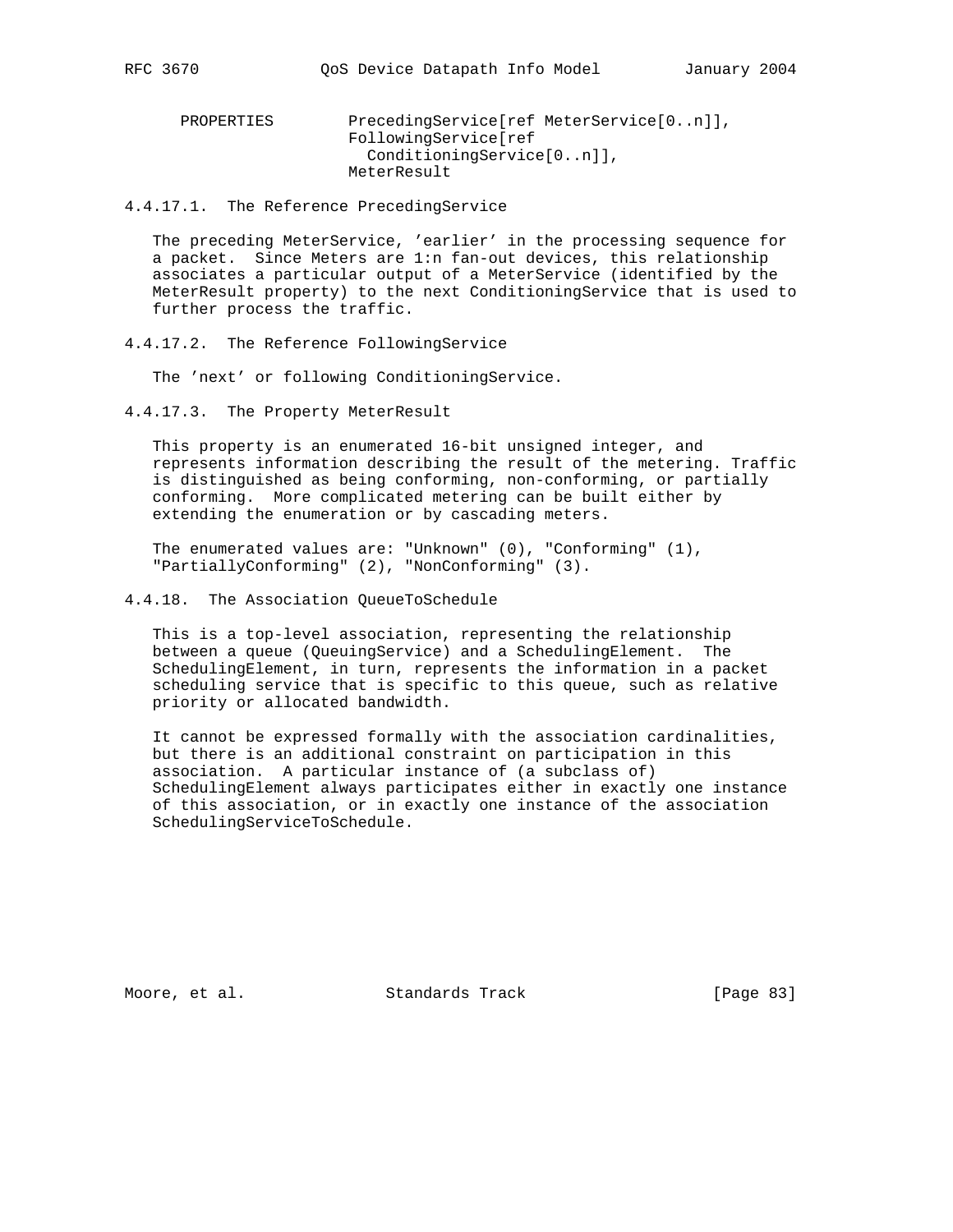```
PROPERTIES        PrecedingService[ref MeterService[0..n]],
                  FollowingService[ref
                    ConditioningService[0..n]],
                  MeterResult
```

#### 4.4.17.1. The Reference PrecedingService

The preceding MeterService, 'earlier' in the processing sequence for a packet. Since Meters are 1:n fan-out devices, this relationship associates a particular output of a MeterService (identified by the MeterResult property) to the next ConditioningService that is used to further process the traffic.

#### 4.4.17.2. The Reference FollowingService

The 'next' or following ConditioningService.

#### 4.4.17.3. The Property MeterResult

This property is an enumerated 16-bit unsigned integer, and represents information describing the result of the metering. Traffic is distinguished as being conforming, non-conforming, or partially conforming. More complicated metering can be built either by extending the enumeration or by cascading meters.

The enumerated values are: "Unknown" (0), "Conforming" (1), "PartiallyConforming" (2), "NonConforming" (3).

### 4.4.18. The Association QueueToSchedule

This is a top-level association, representing the relationship between a queue (QueuingService) and a SchedulingElement. The SchedulingElement, in turn, represents the information in a packet scheduling service that is specific to this queue, such as relative priority or allocated bandwidth.

It cannot be expressed formally with the association cardinalities, but there is an additional constraint on participation in this association. A particular instance of (a subclass of) SchedulingElement always participates either in exactly one instance of this association, or in exactly one instance of the association SchedulingServiceToSchedule.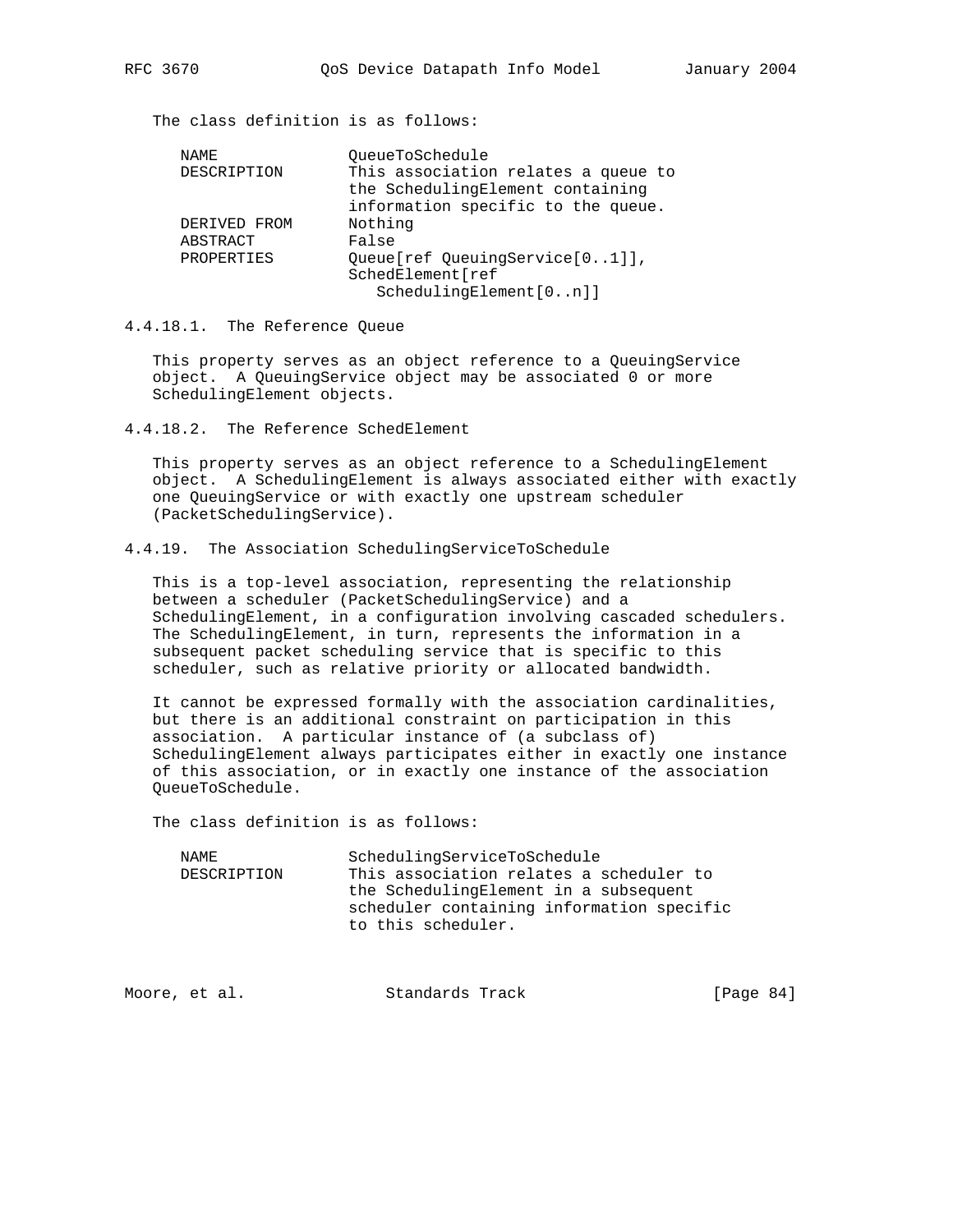The class definition is as follows:

```
NAME              QueueToSchedule
DESCRIPTION       This association relates a queue to
                  the SchedulingElement containing
                  information specific to the queue.
DERIVED FROM      Nothing
ABSTRACT          False
PROPERTIES        Queue[ref QueuingService[0..1]],
                  SchedElement[ref
                     SchedulingElement[0..n]]
```

#### 4.4.18.1. The Reference Queue

This property serves as an object reference to a QueuingService object. A QueuingService object may be associated 0 or more SchedulingElement objects.

#### 4.4.18.2. The Reference SchedElement

This property serves as an object reference to a SchedulingElement object. A SchedulingElement is always associated either with exactly one QueuingService or with exactly one upstream scheduler (PacketSchedulingService).

### 4.4.19. The Association SchedulingServiceToSchedule

This is a top-level association, representing the relationship between a scheduler (PacketSchedulingService) and a SchedulingElement, in a configuration involving cascaded schedulers. The SchedulingElement, in turn, represents the information in a subsequent packet scheduling service that is specific to this scheduler, such as relative priority or allocated bandwidth.

It cannot be expressed formally with the association cardinalities, but there is an additional constraint on participation in this association. A particular instance of (a subclass of) SchedulingElement always participates either in exactly one instance of this association, or in exactly one instance of the association QueueToSchedule.

The class definition is as follows:

```
NAME              SchedulingServiceToSchedule
DESCRIPTION       This association relates a scheduler to
                  the SchedulingElement in a subsequent
                  scheduler containing information specific
                  to this scheduler.
```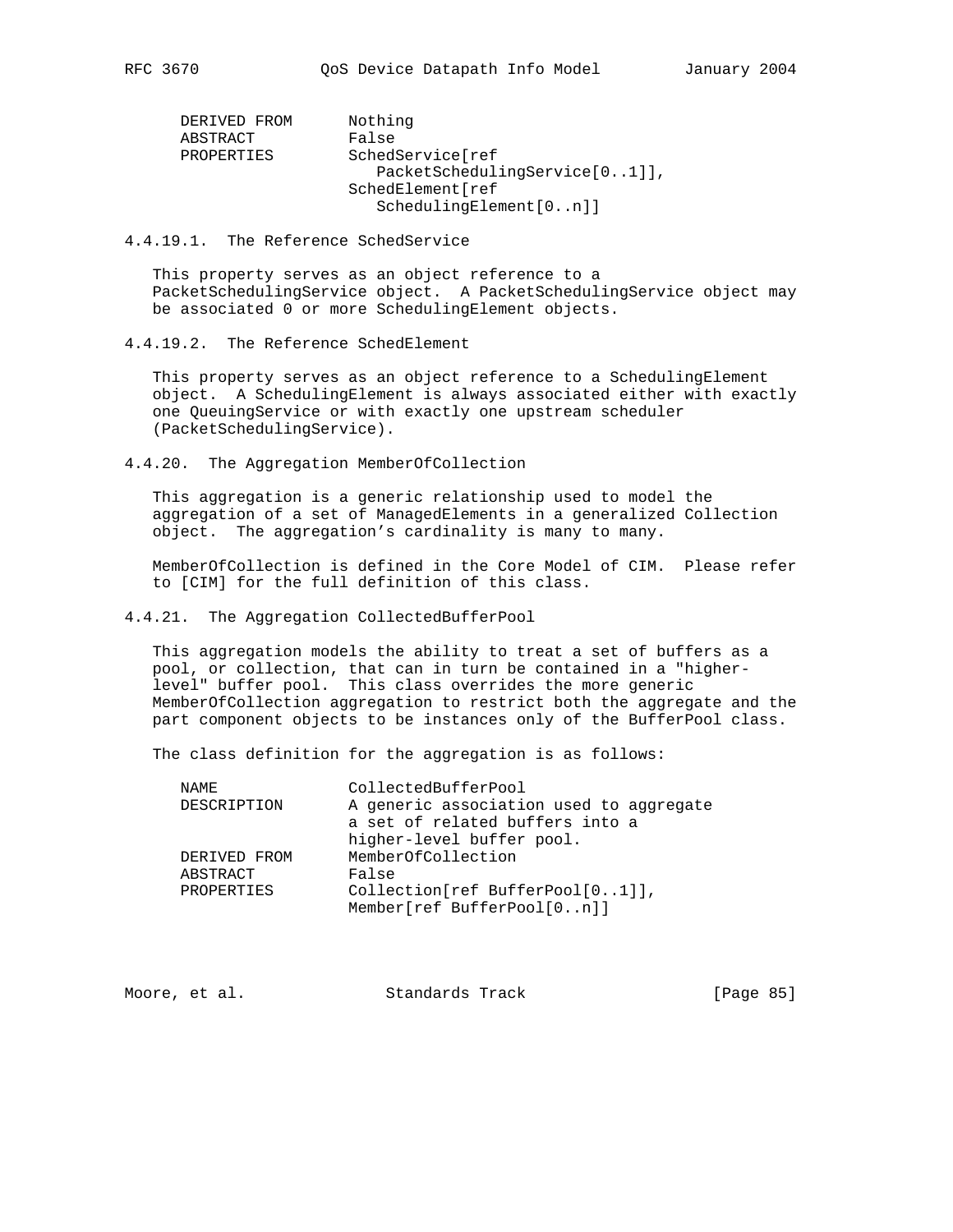```
DERIVED FROM      Nothing
ABSTRACT          False
PROPERTIES        SchedService[ref
                     PacketSchedulingService[0..1]],
                  SchedElement[ref
                     SchedulingElement[0..n]]
```

#### 4.4.19.1. The Reference SchedService

This property serves as an object reference to a PacketSchedulingService object. A PacketSchedulingService object may be associated 0 or more SchedulingElement objects.

#### 4.4.19.2. The Reference SchedElement

This property serves as an object reference to a SchedulingElement object. A SchedulingElement is always associated either with exactly one QueuingService or with exactly one upstream scheduler (PacketSchedulingService).

### 4.4.20. The Aggregation MemberOfCollection

This aggregation is a generic relationship used to model the aggregation of a set of ManagedElements in a generalized Collection object. The aggregation's cardinality is many to many.

MemberOfCollection is defined in the Core Model of CIM. Please refer to [CIM] for the full definition of this class.

### 4.4.21. The Aggregation CollectedBufferPool

This aggregation models the ability to treat a set of buffers as a pool, or collection, that can in turn be contained in a "higher-level" buffer pool. This class overrides the more generic MemberOfCollection aggregation to restrict both the aggregate and the part component objects to be instances only of the BufferPool class.

The class definition for the aggregation is as follows:

```
NAME              CollectedBufferPool
DESCRIPTION       A generic association used to aggregate
                  a set of related buffers into a
                  higher-level buffer pool.
DERIVED FROM      MemberOfCollection
ABSTRACT          False
PROPERTIES        Collection[ref BufferPool[0..1]],
                  Member[ref BufferPool[0..n]]
```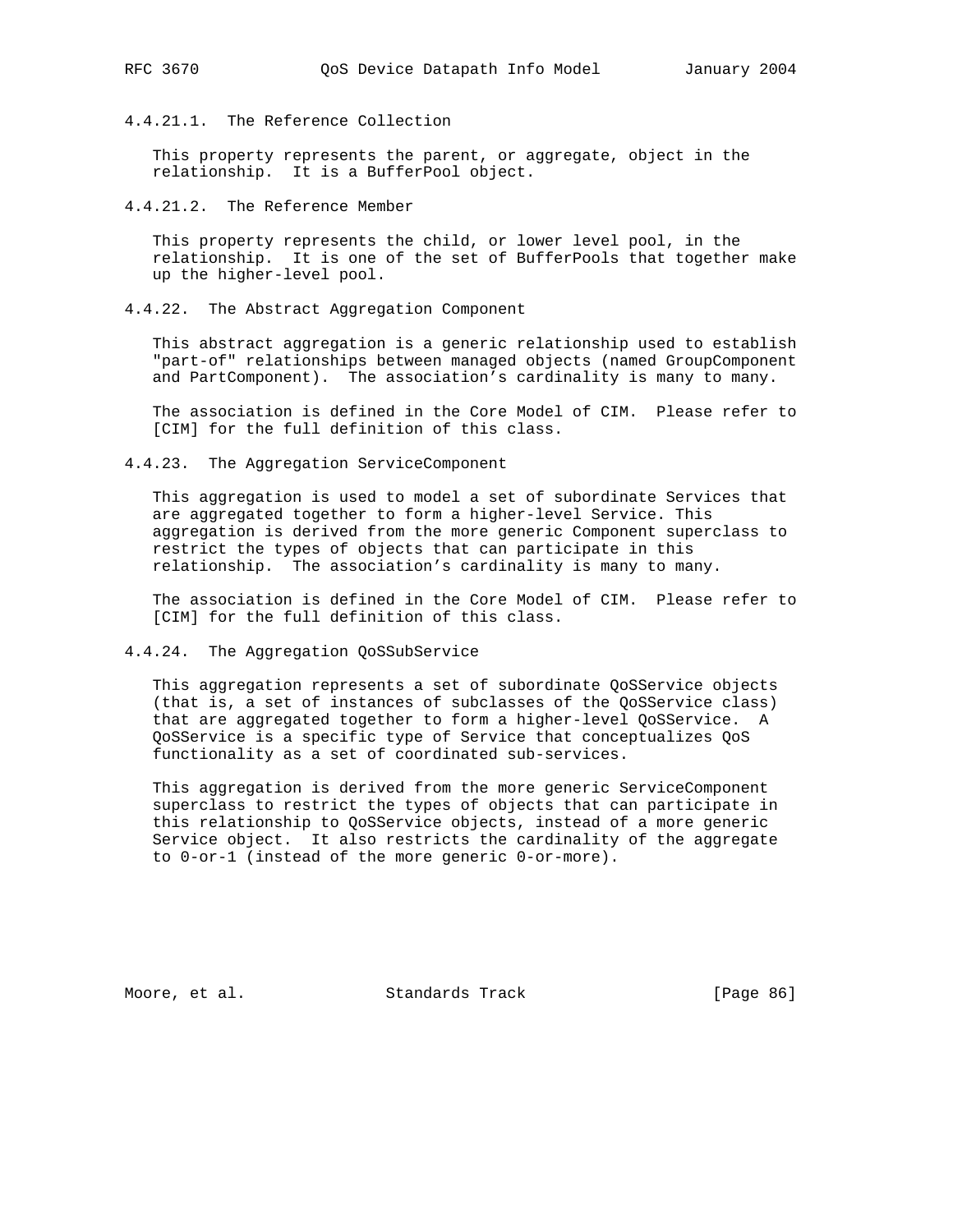#### 4.4.21.1. The Reference Collection

This property represents the parent, or aggregate, object in the relationship. It is a BufferPool object.

#### 4.4.21.2. The Reference Member

This property represents the child, or lower level pool, in the relationship. It is one of the set of BufferPools that together make up the higher-level pool.

### 4.4.22. The Abstract Aggregation Component

This abstract aggregation is a generic relationship used to establish "part-of" relationships between managed objects (named GroupComponent and PartComponent). The association's cardinality is many to many.

The association is defined in the Core Model of CIM. Please refer to [CIM] for the full definition of this class.

### 4.4.23. The Aggregation ServiceComponent

This aggregation is used to model a set of subordinate Services that are aggregated together to form a higher-level Service. This aggregation is derived from the more generic Component superclass to restrict the types of objects that can participate in this relationship. The association's cardinality is many to many.

The association is defined in the Core Model of CIM. Please refer to [CIM] for the full definition of this class.

### 4.4.24. The Aggregation QoSSubService

This aggregation represents a set of subordinate QoSService objects (that is, a set of instances of subclasses of the QoSService class) that are aggregated together to form a higher-level QoSService. A QoSService is a specific type of Service that conceptualizes QoS functionality as a set of coordinated sub-services.

This aggregation is derived from the more generic ServiceComponent superclass to restrict the types of objects that can participate in this relationship to QoSService objects, instead of a more generic Service object. It also restricts the cardinality of the aggregate to 0-or-1 (instead of the more generic 0-or-more).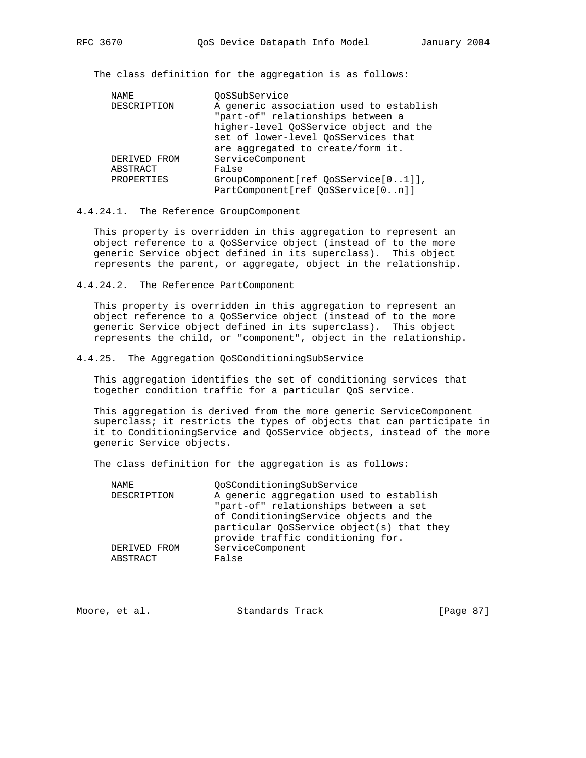The class definition for the aggregation is as follows:

```
NAME             QoSSubService
DESCRIPTION      A generic association used to establish
                 "part-of" relationships between a
                 higher-level QoSService object and the
                 set of lower-level QoSServices that
                 are aggregated to create/form it.
DERIVED FROM     ServiceComponent
ABSTRACT         False
PROPERTIES       GroupComponent[ref QoSService[0..1]],
                 PartComponent[ref QoSService[0..n]]
```

#### 4.4.24.1. The Reference GroupComponent

This property is overridden in this aggregation to represent an object reference to a QoSService object (instead of to the more generic Service object defined in its superclass). This object represents the parent, or aggregate, object in the relationship.

#### 4.4.24.2. The Reference PartComponent

This property is overridden in this aggregation to represent an object reference to a QoSService object (instead of to the more generic Service object defined in its superclass). This object represents the child, or "component", object in the relationship.

### 4.4.25. The Aggregation QoSConditioningSubService

This aggregation identifies the set of conditioning services that together condition traffic for a particular QoS service.

This aggregation is derived from the more generic ServiceComponent superclass; it restricts the types of objects that can participate in it to ConditioningService and QoSService objects, instead of the more generic Service objects.

The class definition for the aggregation is as follows:

```
NAME             QoSConditioningSubService
DESCRIPTION      A generic aggregation used to establish
                 "part-of" relationships between a set
                 of ConditioningService objects and the
                 particular QoSService object(s) that they
                 provide traffic conditioning for.
DERIVED FROM     ServiceComponent
ABSTRACT         False
```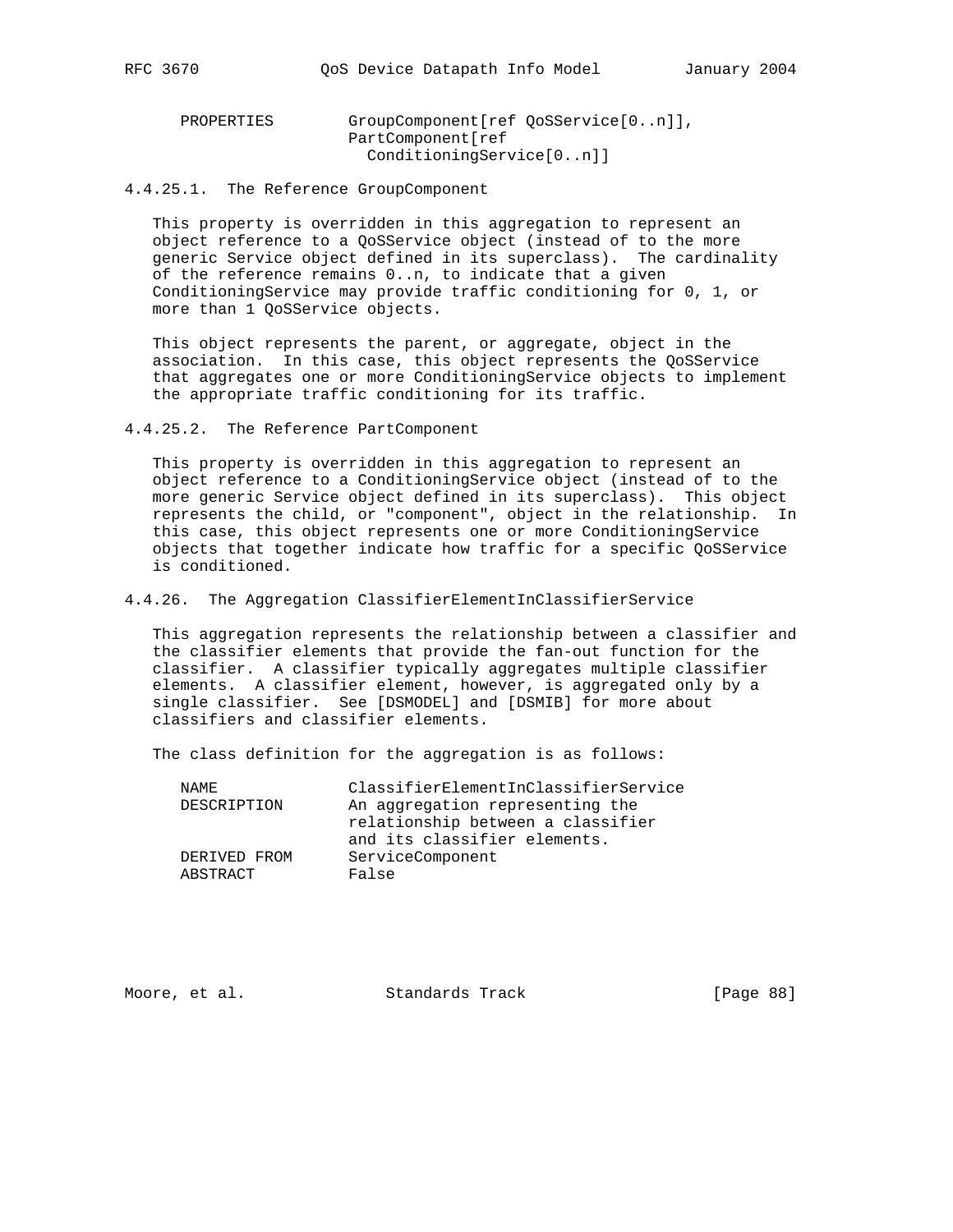```
PROPERTIES        GroupComponent[ref QoSService[0..n]],
                  PartComponent[ref
                    ConditioningService[0..n]]
```

### 4.4.25.1. The Reference GroupComponent

This property is overridden in this aggregation to represent an object reference to a QoSService object (instead of to the more generic Service object defined in its superclass). The cardinality of the reference remains 0..n, to indicate that a given ConditioningService may provide traffic conditioning for 0, 1, or more than 1 QoSService objects.

This object represents the parent, or aggregate, object in the association. In this case, this object represents the QoSService that aggregates one or more ConditioningService objects to implement the appropriate traffic conditioning for its traffic.

### 4.4.25.2. The Reference PartComponent

This property is overridden in this aggregation to represent an object reference to a ConditioningService object (instead of to the more generic Service object defined in its superclass). This object represents the child, or "component", object in the relationship. In this case, this object represents one or more ConditioningService objects that together indicate how traffic for a specific QoSService is conditioned.

### 4.4.26. The Aggregation ClassifierElementInClassifierService

This aggregation represents the relationship between a classifier and the classifier elements that provide the fan-out function for the classifier. A classifier typically aggregates multiple classifier elements. A classifier element, however, is aggregated only by a single classifier. See [DSMODEL] and [DSMIB] for more about classifiers and classifier elements.

The class definition for the aggregation is as follows:

```
NAME              ClassifierElementInClassifierService
DESCRIPTION       An aggregation representing the
                  relationship between a classifier
                  and its classifier elements.
DERIVED FROM      ServiceComponent
ABSTRACT          False
```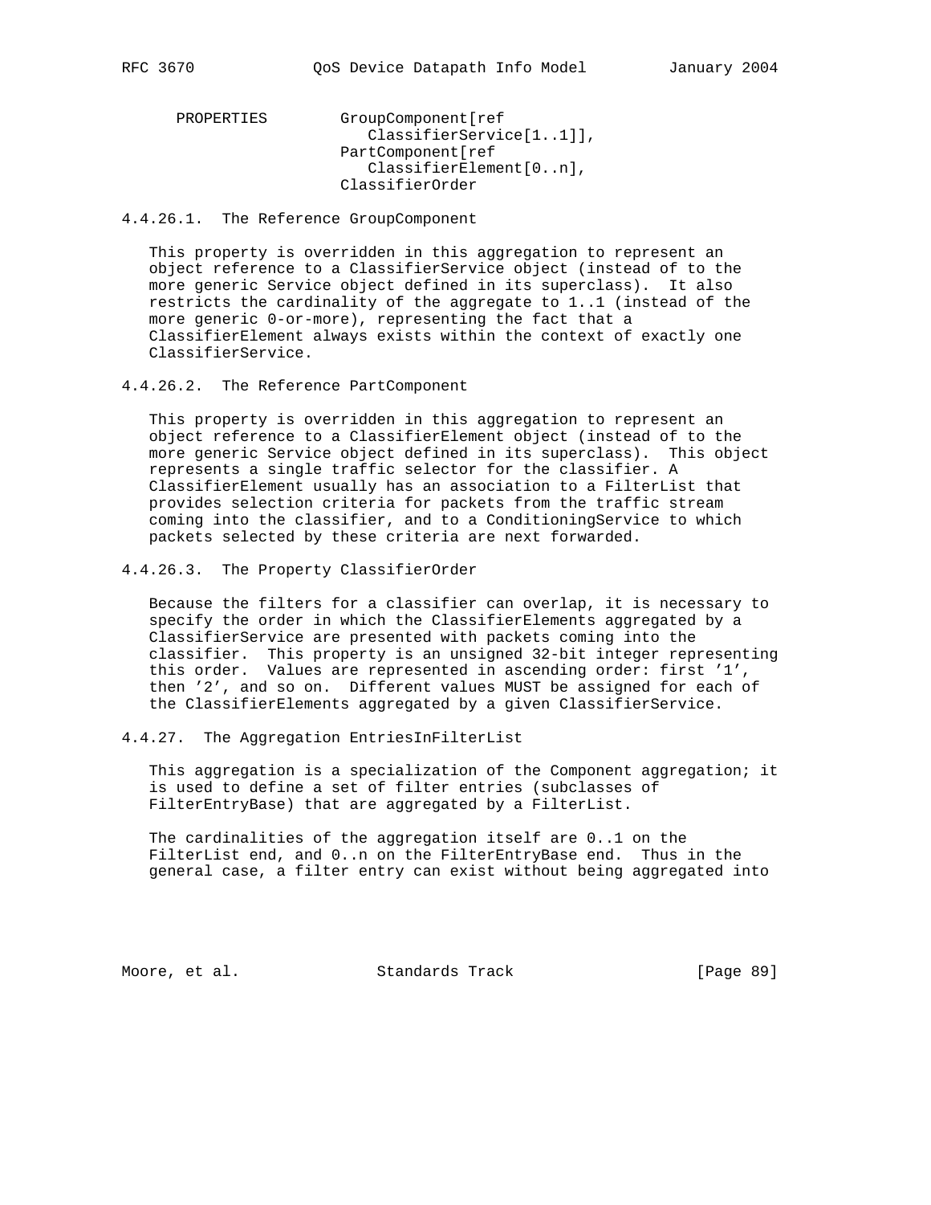```
PROPERTIES        GroupComponent[ref
                     ClassifierService[1..1]],
                  PartComponent[ref
                     ClassifierElement[0..n],
                  ClassifierOrder
```

#### 4.4.26.1. The Reference GroupComponent

This property is overridden in this aggregation to represent an object reference to a ClassifierService object (instead of to the more generic Service object defined in its superclass). It also restricts the cardinality of the aggregate to 1..1 (instead of the more generic 0-or-more), representing the fact that a ClassifierElement always exists within the context of exactly one ClassifierService.

#### 4.4.26.2. The Reference PartComponent

This property is overridden in this aggregation to represent an object reference to a ClassifierElement object (instead of to the more generic Service object defined in its superclass). This object represents a single traffic selector for the classifier. A ClassifierElement usually has an association to a FilterList that provides selection criteria for packets from the traffic stream coming into the classifier, and to a ConditioningService to which packets selected by these criteria are next forwarded.

#### 4.4.26.3. The Property ClassifierOrder

Because the filters for a classifier can overlap, it is necessary to specify the order in which the ClassifierElements aggregated by a ClassifierService are presented with packets coming into the classifier. This property is an unsigned 32-bit integer representing this order. Values are represented in ascending order: first '1', then '2', and so on. Different values MUST be assigned for each of the ClassifierElements aggregated by a given ClassifierService.

### 4.4.27. The Aggregation EntriesInFilterList

This aggregation is a specialization of the Component aggregation; it is used to define a set of filter entries (subclasses of FilterEntryBase) that are aggregated by a FilterList.

The cardinalities of the aggregation itself are 0..1 on the FilterList end, and 0..n on the FilterEntryBase end. Thus in the general case, a filter entry can exist without being aggregated into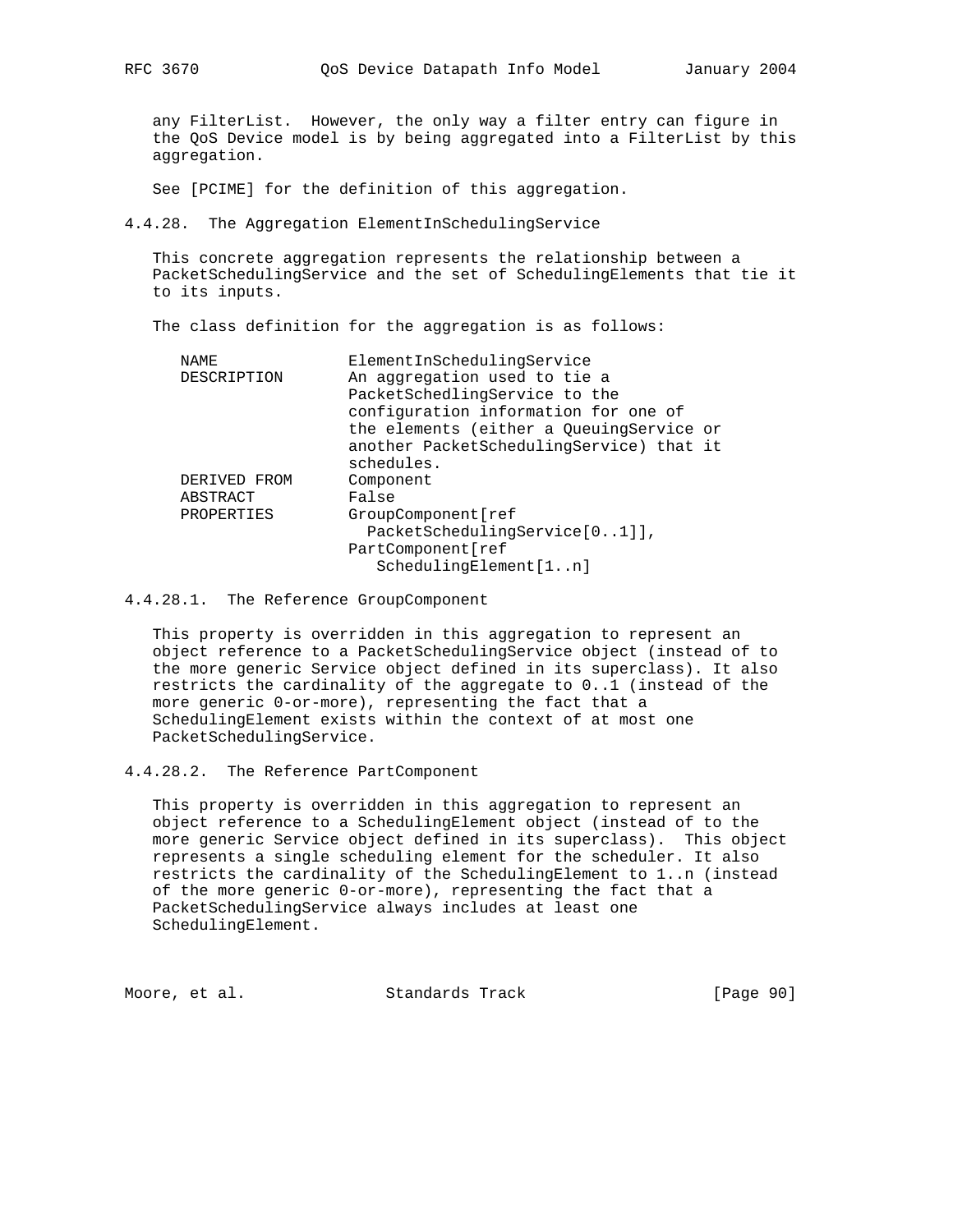any FilterList. However, the only way a filter entry can figure in the QoS Device model is by being aggregated into a FilterList by this aggregation.

See [PCIME] for the definition of this aggregation.

### 4.4.28. The Aggregation ElementInSchedulingService

This concrete aggregation represents the relationship between a PacketSchedulingService and the set of SchedulingElements that tie it to its inputs.

The class definition for the aggregation is as follows:

```
NAME              ElementInSchedulingService
DESCRIPTION       An aggregation used to tie a
                  PacketSchedlingService to the
                  configuration information for one of
                  the elements (either a QueuingService or
                  another PacketSchedulingService) that it
                  schedules.
DERIVED FROM      Component
ABSTRACT          False
PROPERTIES        GroupComponent[ref
                    PacketSchedulingService[0..1]],
                  PartComponent[ref
                     SchedulingElement[1..n]
```

#### 4.4.28.1. The Reference GroupComponent

This property is overridden in this aggregation to represent an object reference to a PacketSchedulingService object (instead of to the more generic Service object defined in its superclass). It also restricts the cardinality of the aggregate to 0..1 (instead of the more generic 0-or-more), representing the fact that a SchedulingElement exists within the context of at most one PacketSchedulingService.

#### 4.4.28.2. The Reference PartComponent

This property is overridden in this aggregation to represent an object reference to a SchedulingElement object (instead of to the more generic Service object defined in its superclass). This object represents a single scheduling element for the scheduler. It also restricts the cardinality of the SchedulingElement to 1..n (instead of the more generic 0-or-more), representing the fact that a PacketSchedulingService always includes at least one SchedulingElement.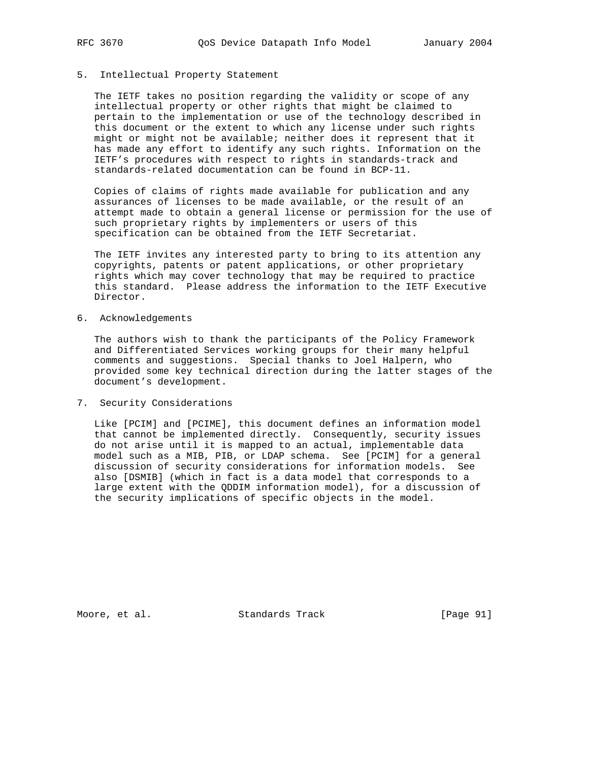## 5. Intellectual Property Statement

The IETF takes no position regarding the validity or scope of any intellectual property or other rights that might be claimed to pertain to the implementation or use of the technology described in this document or the extent to which any license under such rights might or might not be available; neither does it represent that it has made any effort to identify any such rights. Information on the IETF's procedures with respect to rights in standards-track and standards-related documentation can be found in BCP-11.

Copies of claims of rights made available for publication and any assurances of licenses to be made available, or the result of an attempt made to obtain a general license or permission for the use of such proprietary rights by implementers or users of this specification can be obtained from the IETF Secretariat.

The IETF invites any interested party to bring to its attention any copyrights, patents or patent applications, or other proprietary rights which may cover technology that may be required to practice this standard. Please address the information to the IETF Executive Director.

## 6. Acknowledgements

The authors wish to thank the participants of the Policy Framework and Differentiated Services working groups for their many helpful comments and suggestions. Special thanks to Joel Halpern, who provided some key technical direction during the latter stages of the document's development.

## 7. Security Considerations

Like [PCIM] and [PCIME], this document defines an information model that cannot be implemented directly. Consequently, security issues do not arise until it is mapped to an actual, implementable data model such as a MIB, PIB, or LDAP schema. See [PCIM] for a general discussion of security considerations for information models. See also [DSMIB] (which in fact is a data model that corresponds to a large extent with the QDDIM information model), for a discussion of the security implications of specific objects in the model.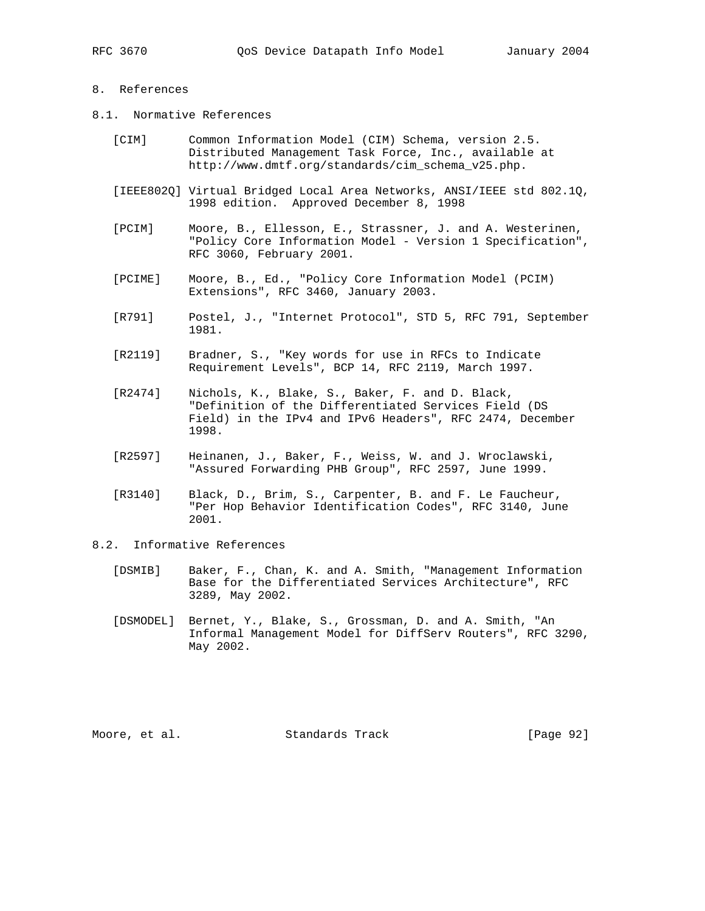## 8. References

### 8.1. Normative References

[CIM] Common Information Model (CIM) Schema, version 2.5. Distributed Management Task Force, Inc., available at http://www.dmtf.org/standards/cim_schema_v25.php.

[IEEE802Q] Virtual Bridged Local Area Networks, ANSI/IEEE std 802.1Q, 1998 edition. Approved December 8, 1998

[PCIM] Moore, B., Ellesson, E., Strassner, J. and A. Westerinen, "Policy Core Information Model - Version 1 Specification", RFC 3060, February 2001.

[PCIME] Moore, B., Ed., "Policy Core Information Model (PCIM) Extensions", RFC 3460, January 2003.

[R791] Postel, J., "Internet Protocol", STD 5, RFC 791, September 1981.

[R2119] Bradner, S., "Key words for use in RFCs to Indicate Requirement Levels", BCP 14, RFC 2119, March 1997.

[R2474] Nichols, K., Blake, S., Baker, F. and D. Black, "Definition of the Differentiated Services Field (DS Field) in the IPv4 and IPv6 Headers", RFC 2474, December 1998.

[R2597] Heinanen, J., Baker, F., Weiss, W. and J. Wroclawski, "Assured Forwarding PHB Group", RFC 2597, June 1999.

[R3140] Black, D., Brim, S., Carpenter, B. and F. Le Faucheur, "Per Hop Behavior Identification Codes", RFC 3140, June 2001.

### 8.2. Informative References

[DSMIB] Baker, F., Chan, K. and A. Smith, "Management Information Base for the Differentiated Services Architecture", RFC 3289, May 2002.

[DSMODEL] Bernet, Y., Blake, S., Grossman, D. and A. Smith, "An Informal Management Model for DiffServ Routers", RFC 3290, May 2002.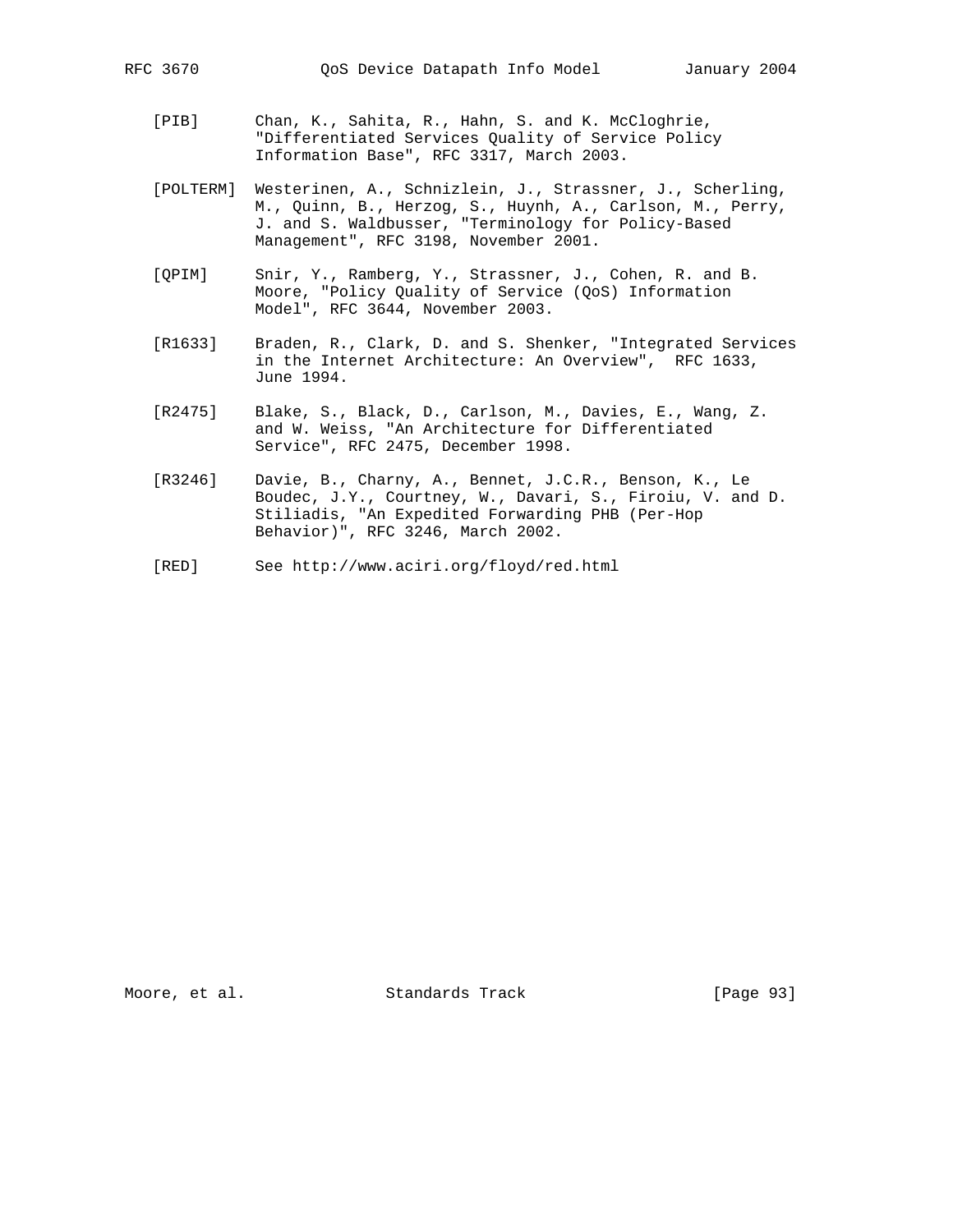[PIB] Chan, K., Sahita, R., Hahn, S. and K. McCloghrie, "Differentiated Services Quality of Service Policy Information Base", RFC 3317, March 2003.

[POLTERM] Westerinen, A., Schnizlein, J., Strassner, J., Scherling, M., Quinn, B., Herzog, S., Huynh, A., Carlson, M., Perry, J. and S. Waldbusser, "Terminology for Policy-Based Management", RFC 3198, November 2001.

[QPIM] Snir, Y., Ramberg, Y., Strassner, J., Cohen, R. and B. Moore, "Policy Quality of Service (QoS) Information Model", RFC 3644, November 2003.

[R1633] Braden, R., Clark, D. and S. Shenker, "Integrated Services in the Internet Architecture: An Overview", RFC 1633, June 1994.

[R2475] Blake, S., Black, D., Carlson, M., Davies, E., Wang, Z. and W. Weiss, "An Architecture for Differentiated Service", RFC 2475, December 1998.

[R3246] Davie, B., Charny, A., Bennet, J.C.R., Benson, K., Le Boudec, J.Y., Courtney, W., Davari, S., Firoiu, V. and D. Stiliadis, "An Expedited Forwarding PHB (Per-Hop Behavior)", RFC 3246, March 2002.

[RED] See http://www.aciri.org/floyd/red.html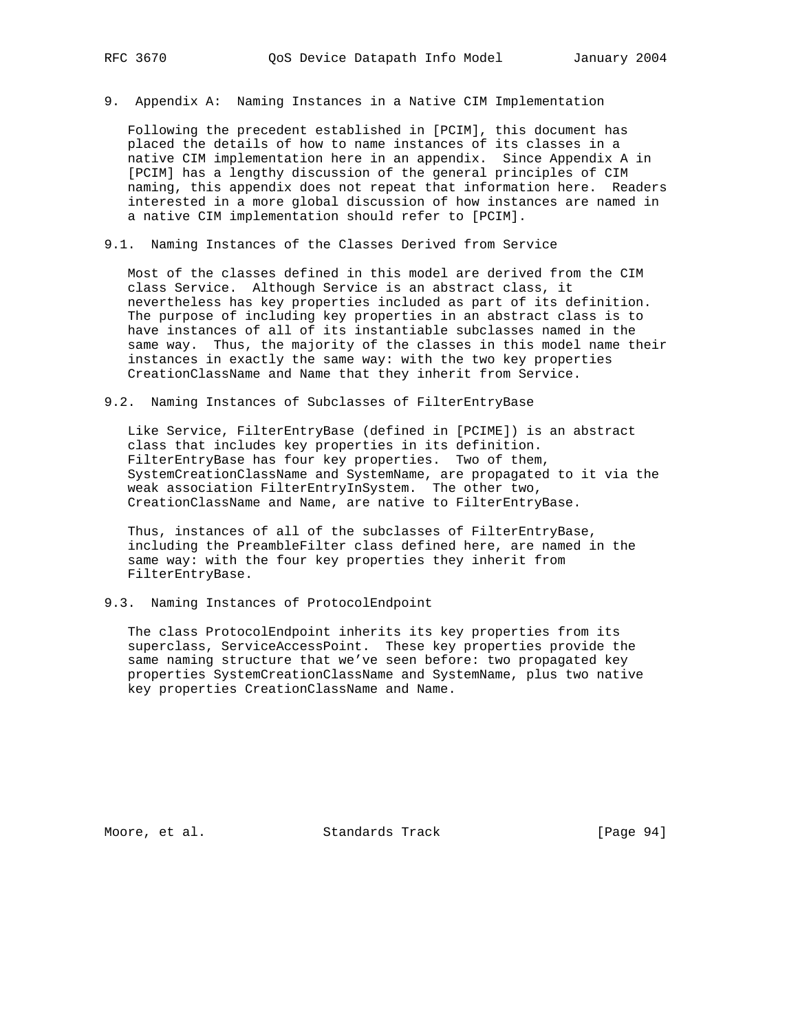# 9. Appendix A: Naming Instances in a Native CIM Implementation

Following the precedent established in [PCIM], this document has placed the details of how to name instances of its classes in a native CIM implementation here in an appendix. Since Appendix A in [PCIM] has a lengthy discussion of the general principles of CIM naming, this appendix does not repeat that information here. Readers interested in a more global discussion of how instances are named in a native CIM implementation should refer to [PCIM].

## 9.1. Naming Instances of the Classes Derived from Service

Most of the classes defined in this model are derived from the CIM class Service. Although Service is an abstract class, it nevertheless has key properties included as part of its definition. The purpose of including key properties in an abstract class is to have instances of all of its instantiable subclasses named in the same way. Thus, the majority of the classes in this model name their instances in exactly the same way: with the two key properties CreationClassName and Name that they inherit from Service.

## 9.2. Naming Instances of Subclasses of FilterEntryBase

Like Service, FilterEntryBase (defined in [PCIME]) is an abstract class that includes key properties in its definition. FilterEntryBase has four key properties. Two of them, SystemCreationClassName and SystemName, are propagated to it via the weak association FilterEntryInSystem. The other two, CreationClassName and Name, are native to FilterEntryBase.

Thus, instances of all of the subclasses of FilterEntryBase, including the PreambleFilter class defined here, are named in the same way: with the four key properties they inherit from FilterEntryBase.

## 9.3. Naming Instances of ProtocolEndpoint

The class ProtocolEndpoint inherits its key properties from its superclass, ServiceAccessPoint. These key properties provide the same naming structure that we've seen before: two propagated key properties SystemCreationClassName and SystemName, plus two native key properties CreationClassName and Name.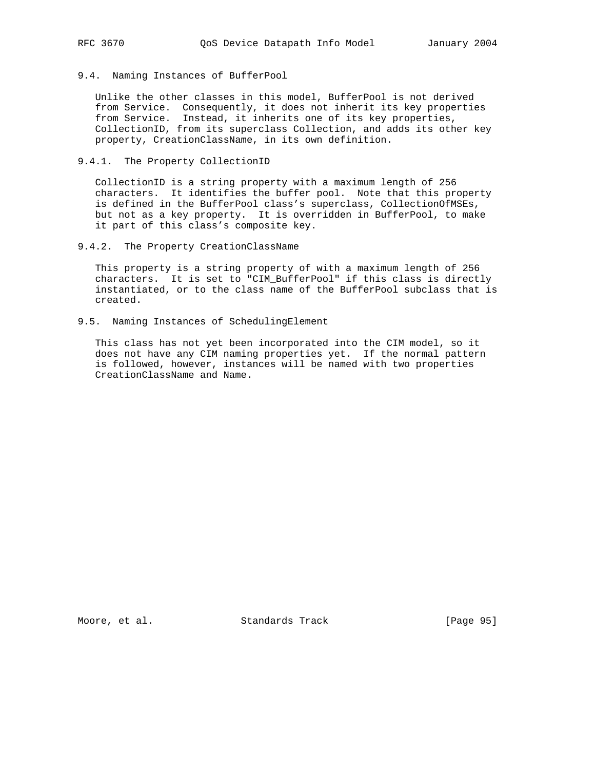### 9.4. Naming Instances of BufferPool

Unlike the other classes in this model, BufferPool is not derived from Service. Consequently, it does not inherit its key properties from Service. Instead, it inherits one of its key properties, CollectionID, from its superclass Collection, and adds its other key property, CreationClassName, in its own definition.

#### 9.4.1. The Property CollectionID

CollectionID is a string property with a maximum length of 256 characters. It identifies the buffer pool. Note that this property is defined in the BufferPool class's superclass, CollectionOfMSEs, but not as a key property. It is overridden in BufferPool, to make it part of this class's composite key.

#### 9.4.2. The Property CreationClassName

This property is a string property of with a maximum length of 256 characters. It is set to "CIM_BufferPool" if this class is directly instantiated, or to the class name of the BufferPool subclass that is created.

### 9.5. Naming Instances of SchedulingElement

This class has not yet been incorporated into the CIM model, so it does not have any CIM naming properties yet. If the normal pattern is followed, however, instances will be named with two properties CreationClassName and Name.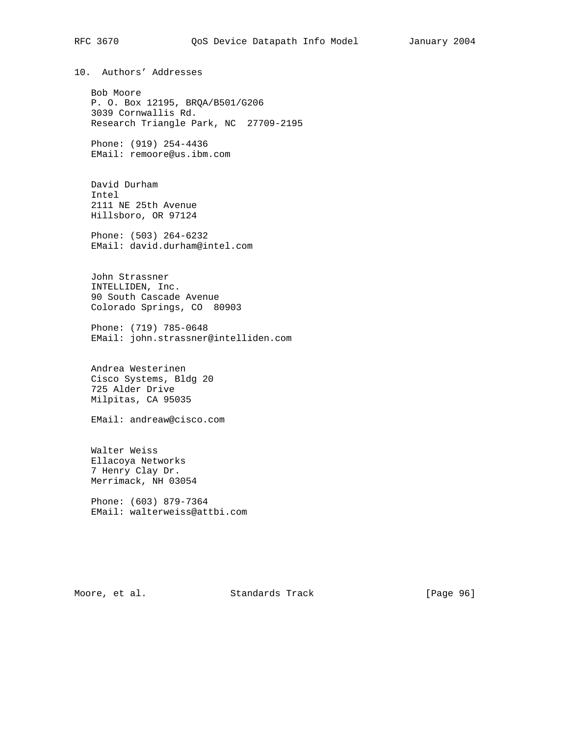## 10. Authors' Addresses

Bob Moore
P. O. Box 12195, BRQA/B501/G206
3039 Cornwallis Rd.
Research Triangle Park, NC  27709-2195

Phone: (919) 254-4436
EMail: remoore@us.ibm.com

David Durham
Intel
2111 NE 25th Avenue
Hillsboro, OR 97124

Phone: (503) 264-6232
EMail: david.durham@intel.com

John Strassner
INTELLIDEN, Inc.
90 South Cascade Avenue
Colorado Springs, CO  80903

Phone: (719) 785-0648
EMail: john.strassner@intelliden.com

Andrea Westerinen
Cisco Systems, Bldg 20
725 Alder Drive
Milpitas, CA 95035

EMail: andreaw@cisco.com

Walter Weiss
Ellacoya Networks
7 Henry Clay Dr.
Merrimack, NH 03054

Phone: (603) 879-7364
EMail: walterweiss@attbi.com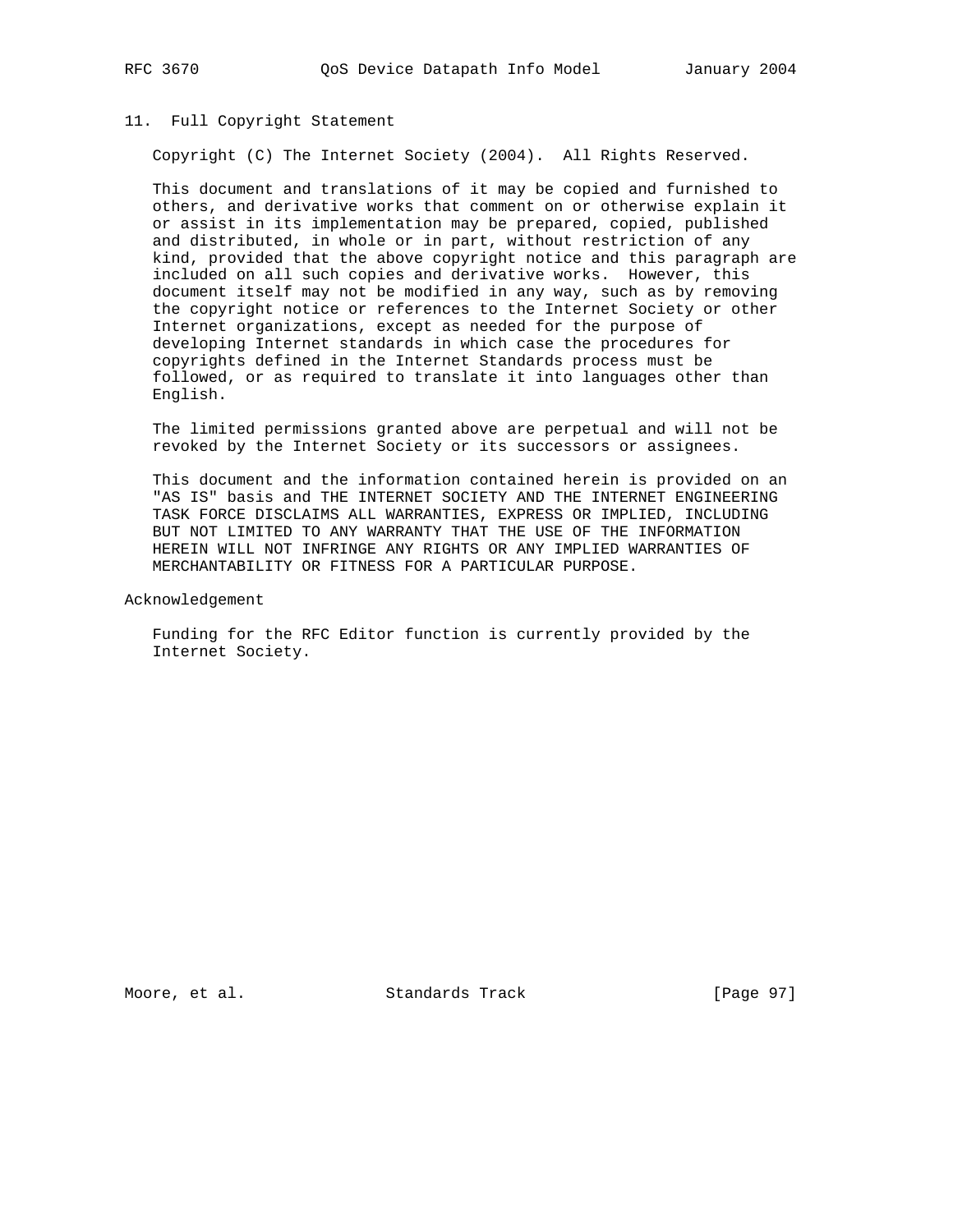## 11. Full Copyright Statement

Copyright (C) The Internet Society (2004). All Rights Reserved.

This document and translations of it may be copied and furnished to others, and derivative works that comment on or otherwise explain it or assist in its implementation may be prepared, copied, published and distributed, in whole or in part, without restriction of any kind, provided that the above copyright notice and this paragraph are included on all such copies and derivative works. However, this document itself may not be modified in any way, such as by removing the copyright notice or references to the Internet Society or other Internet organizations, except as needed for the purpose of developing Internet standards in which case the procedures for copyrights defined in the Internet Standards process must be followed, or as required to translate it into languages other than English.

The limited permissions granted above are perpetual and will not be revoked by the Internet Society or its successors or assignees.

This document and the information contained herein is provided on an "AS IS" basis and THE INTERNET SOCIETY AND THE INTERNET ENGINEERING TASK FORCE DISCLAIMS ALL WARRANTIES, EXPRESS OR IMPLIED, INCLUDING BUT NOT LIMITED TO ANY WARRANTY THAT THE USE OF THE INFORMATION HEREIN WILL NOT INFRINGE ANY RIGHTS OR ANY IMPLIED WARRANTIES OF MERCHANTABILITY OR FITNESS FOR A PARTICULAR PURPOSE.

## Acknowledgement

Funding for the RFC Editor function is currently provided by the Internet Society.